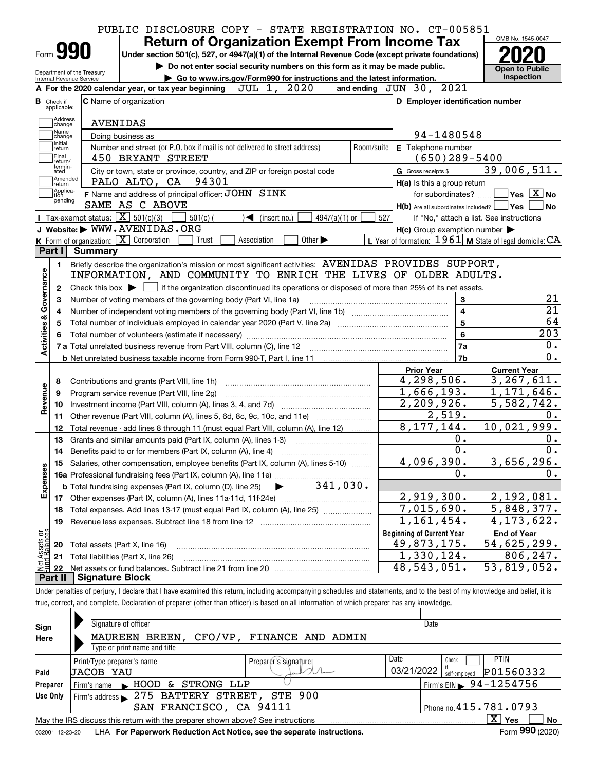PUBLIC DISCLOSURE COPY - STATE REGISTRATION NO. CT-005851

# Form 990 — Return of Organization Exempt From Income Tax (2020)

Under section 501(c), 527, or 4947(a)(1) of the Internal Revenue Code (except private foundations)

▶ Do not enter social security numbers on this form as it may be made public.

▶ Go to www.irs.gov/Form990 for instructions and the latest information.

Department of the Treasury, Internal Revenue Service

OMB No. 1545-0047 — Open to Public Inspection

**A** For the 2020 calendar year, or tax year beginning JUL 1, 2020 and ending JUN 30, 2021

**B** Check if applicable: ☐ Address change ☐ Name change ☐ Initial return ☐ Final return/terminated ☐ Amended return ☐ Application pending

**C** Name of organization: AVENIDAS

Doing business as

Number and street (or P.O. box if mail is not delivered to street address): 450 BRYANT STREET — Room/suite

City or town, state or province, country, and ZIP or foreign postal code: PALO ALTO, CA 94301

**D** Employer identification number: 94-1480548

**E** Telephone number: (650)289-5400

**G** Gross receipts $ 39,006,511.

**F** Name and address of principal officer: JOHN SINK, SAME AS C ABOVE

**H(a)** Is this a group return for subordinates? ☐ Yes ☒ No

**H(b)** Are all subordinates included? ☐ Yes ☐ No — If "No," attach a list. See instructions

**H(c)** Group exemption number ▶

**I** Tax-exempt status: ☒ 501(c)(3) ☐ 501(c) ( ) ◀ (insert no.) ☐ 4947(a)(1) or ☐ 527

**J** Website: ▶ WWW.AVENIDAS.ORG

**K** Form of organization: ☒ Corporation ☐ Trust ☐ Association ☐ Other ▶

**L** Year of formation: 1961 **M** State of legal domicile: CA

## Part I Summary

**Activities & Governance**

1. Briefly describe the organization's mission or most significant activities: AVENIDAS PROVIDES SUPPORT, INFORMATION, AND COMMUNITY TO ENRICH THE LIVES OF OLDER ADULTS.
2. Check this box ▶ ☐ if the organization discontinued its operations or disposed of more than 25% of its net assets.

| Line | Description | No. | Value |
|---|---|---|---|
| 3 | Number of voting members of the governing body (Part VI, line 1a) | 3 | 21 |
| 4 | Number of independent voting members of the governing body (Part VI, line 1b) | 4 | 21 |
| 5 | Total number of individuals employed in calendar year 2020 (Part V, line 2a) | 5 | 64 |
| 6 | Total number of volunteers (estimate if necessary) | 6 | 203 |
| 7a | Total unrelated business revenue from Part VIII, column (C), line 12 | 7a | 0. |
| 7b | Net unrelated business taxable income from Form 990-T, Part I, line 11 | 7b | 0. |

| Line | Description | Prior Year | Current Year |
|---|---|---|---|
| **Revenue** | | | |
| 8 | Contributions and grants (Part VIII, line 1h) | 4,298,506. | 3,267,611. |
| 9 | Program service revenue (Part VIII, line 2g) | 1,666,193. | 1,171,646. |
| 10 | Investment income (Part VIII, column (A), lines 3, 4, and 7d) | 2,209,926. | 5,582,742. |
| 11 | Other revenue (Part VIII, column (A), lines 5, 6d, 8c, 9c, 10c, and 11e) | 2,519. | 0. |
| 12 | Total revenue - add lines 8 through 11 (must equal Part VIII, column (A), line 12) | 8,177,144. | 10,021,999. |
| **Expenses** | | | |
| 13 | Grants and similar amounts paid (Part IX, column (A), lines 1-3) | 0. | 0. |
| 14 | Benefits paid to or for members (Part IX, column (A), line 4) | 0. | 0. |
| 15 | Salaries, other compensation, employee benefits (Part IX, column (A), lines 5-10) | 4,096,390. | 3,656,296. |
| 16a | Professional fundraising fees (Part IX, column (A), line 11e) | 0. | 0. |
| b | Total fundraising expenses (Part IX, column (D), line 25) ▶ 341,030. | | |
| 17 | Other expenses (Part IX, column (A), lines 11a-11d, 11f-24e) | 2,919,300. | 2,192,081. |
| 18 | Total expenses. Add lines 13-17 (must equal Part IX, column (A), line 25) | 7,015,690. | 5,848,377. |
| 19 | Revenue less expenses. Subtract line 18 from line 12 | 1,161,454. | 4,173,622. |
| **Net Assets or Fund Balances** | | **Beginning of Current Year** | **End of Year** |
| 20 | Total assets (Part X, line 16) | 49,873,175. | 54,625,299. |
| 21 | Total liabilities (Part X, line 26) | 1,330,124. | 806,247. |
| 22 | Net assets or fund balances. Subtract line 21 from line 20 | 48,543,051. | 53,819,052. |

## Part II Signature Block

Under penalties of perjury, I declare that I have examined this return, including accompanying schedules and statements, and to the best of my knowledge and belief, it is true, correct, and complete. Declaration of preparer (other than officer) is based on all information of which preparer has any knowledge.

**Sign Here**

Signature of officer — Date

MAUREEN BREEN, CFO/VP, FINANCE AND ADMIN

Type or print name and title

**Paid Preparer Use Only**

| Print/Type preparer's name | Preparer's signature | Date | Check ☐ if self-employed | PTIN |
|---|---|---|---|---|
| JACOB YAU | | 03/21/2022 | | P01560332 |

Firm's name ▶ HOOD & STRONG LLP — Firm's EIN ▶ 94-1254756

Firm's address ▶ 275 BATTERY STREET, STE 900, SAN FRANCISCO, CA 94111 — Phone no. 415.781.0793

May the IRS discuss this return with the preparer shown above? See instructions ☒ Yes ☐ No

032001 12-23-20 LHA For Paperwork Reduction Act Notice, see the separate instructions. Form 990 (2020)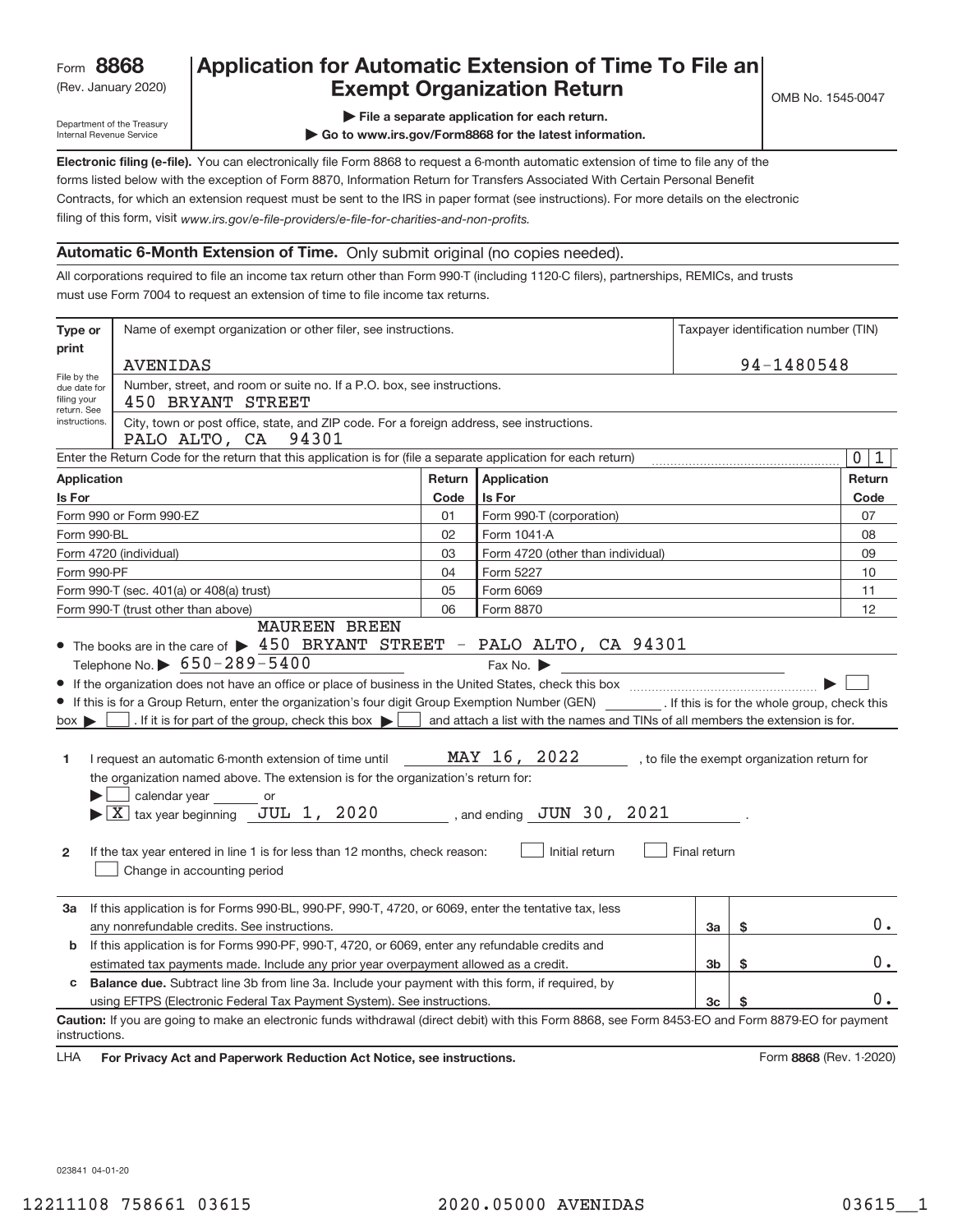Form **8868**
(Rev. January 2020)

Department of the Treasury
Internal Revenue Service

# Application for Automatic Extension of Time To File an Exempt Organization Return

OMB No. 1545-0047

▶ **File a separate application for each return.**

▶ **Go to www.irs.gov/Form8868 for the latest information.**

**Electronic filing (e-file).** You can electronically file Form 8868 to request a 6-month automatic extension of time to file any of the forms listed below with the exception of Form 8870, Information Return for Transfers Associated With Certain Personal Benefit Contracts, for which an extension request must be sent to the IRS in paper format (see instructions). For more details on the electronic filing of this form, visit *www.irs.gov/e-file-providers/e-file-for-charities-and-non-profits.*

## Automatic 6-Month Extension of Time. Only submit original (no copies needed).

All corporations required to file an income tax return other than Form 990-T (including 1120-C filers), partnerships, REMICs, and trusts must use Form 7004 to request an extension of time to file income tax returns.

**Type or print** — File by the due date for filing your return. See instructions.

Name of exempt organization or other filer, see instructions: AVENIDAS

Taxpayer identification number (TIN): 94-1480548

Number, street, and room or suite no. If a P.O. box, see instructions: 450 BRYANT STREET

City, town or post office, state, and ZIP code. For a foreign address, see instructions: PALO ALTO, CA 94301

Enter the Return Code for the return that this application is for (file a separate application for each return): 01

| Application Is For | Return Code | Application Is For | Return Code |
|---|---|---|---|
| Form 990 or Form 990-EZ | 01 | Form 990-T (corporation) | 07 |
| Form 990-BL | 02 | Form 1041-A | 08 |
| Form 4720 (individual) | 03 | Form 4720 (other than individual) | 09 |
| Form 990-PF | 04 | Form 5227 | 10 |
| Form 990-T (sec. 401(a) or 408(a) trust) | 05 | Form 6069 | 11 |
| Form 990-T (trust other than above) | 06 | Form 8870 | 12 |

- The books are in the care of ▶ MAUREEN BREEN 450 BRYANT STREET - PALO ALTO, CA 94301
  Telephone No. ▶ 650-289-5400 Fax No. ▶
- If the organization does not have an office or place of business in the United States, check this box ▶ ☐
- If this is for a Group Return, enter the organization's four digit Group Exemption Number (GEN) ______. If this is for the whole group, check this box ▶ ☐. If it is for part of the group, check this box ▶ ☐ and attach a list with the names and TINs of all members the extension is for.

**1** I request an automatic 6-month extension of time until MAY 16, 2022, to file the exempt organization return for the organization named above. The extension is for the organization's return for:
▶ ☐ calendar year ______ or
▶ ☒ tax year beginning JUL 1, 2020, and ending JUN 30, 2021.

**2** If the tax year entered in line 1 is for less than 12 months, check reason: ☐ Initial return ☐ Final return
☐ Change in accounting period

| | | | |
|---|---|---|---|
| **3a** | If this application is for Forms 990-BL, 990-PF, 990-T, 4720, or 6069, enter the tentative tax, less any nonrefundable credits. See instructions. | 3a | $ 0. |
| **b** | If this application is for Forms 990-PF, 990-T, 4720, or 6069, enter any refundable credits and estimated tax payments made. Include any prior year overpayment allowed as a credit. | 3b | $ 0. |
| **c** | **Balance due.** Subtract line 3b from line 3a. Include your payment with this form, if required, by using EFTPS (Electronic Federal Tax Payment System). See instructions. | 3c | $ 0. |

**Caution:** If you are going to make an electronic funds withdrawal (direct debit) with this Form 8868, see Form 8453-EO and Form 8879-EO for payment instructions.

LHA **For Privacy Act and Paperwork Reduction Act Notice, see instructions.** Form **8868** (Rev. 1-2020)

023841 04-01-20

12211108 758661 03615 2020.05000 AVENIDAS 03615__1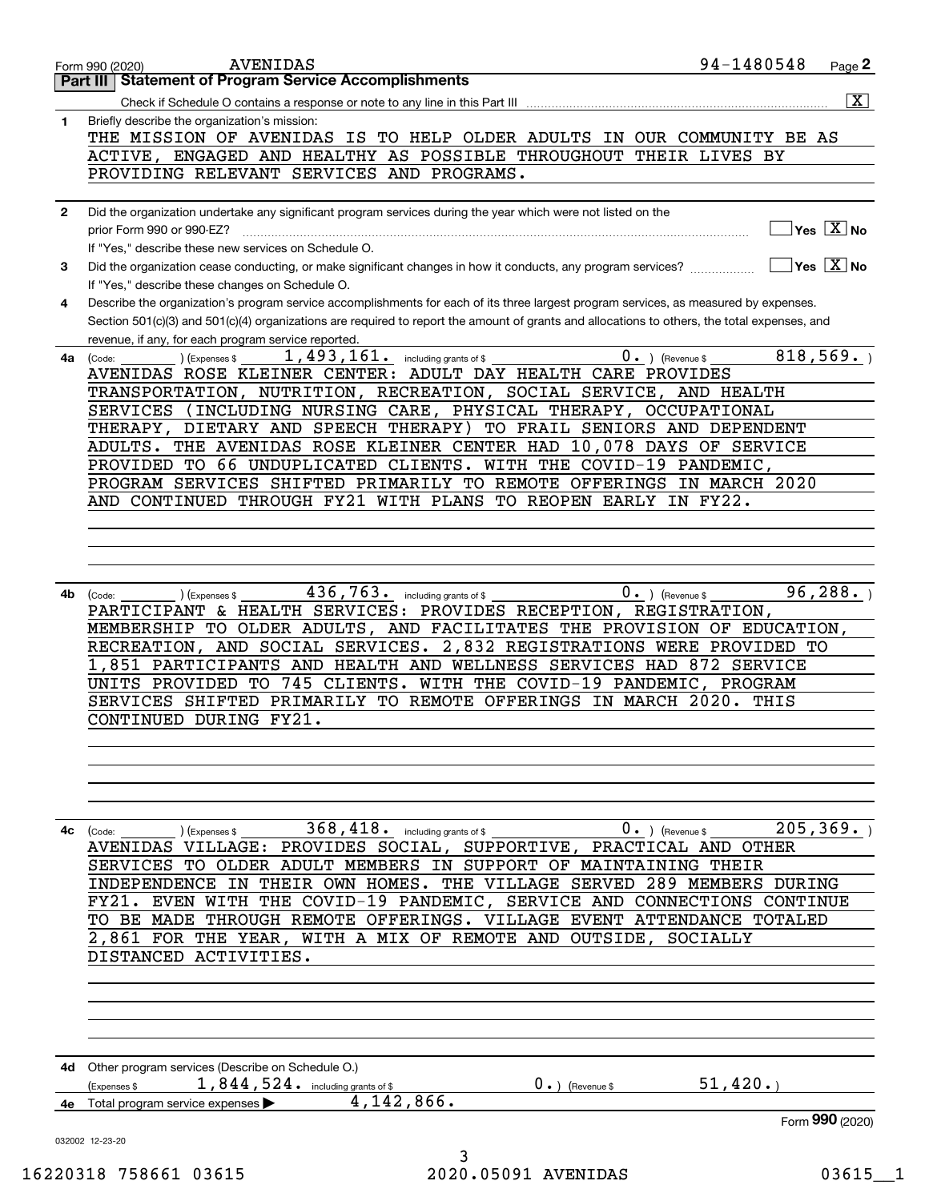Form 990 (2020) AVENIDAS 94-1480548 Page **2**

## Part III Statement of Program Service Accomplishments

Check if Schedule O contains a response or note to any line in this Part III .......... [X]

**1** Briefly describe the organization's mission:

THE MISSION OF AVENIDAS IS TO HELP OLDER ADULTS IN OUR COMMUNITY BE AS ACTIVE, ENGAGED AND HEALTHY AS POSSIBLE THROUGHOUT THEIR LIVES BY PROVIDING RELEVANT SERVICES AND PROGRAMS.

**2** Did the organization undertake any significant program services during the year which were not listed on the prior Form 990 or 990-EZ? .......... [ ] Yes [X] No

If "Yes," describe these new services on Schedule O.

**3** Did the organization cease conducting, or make significant changes in how it conducts, any program services? .......... [ ] Yes [X] No

If "Yes," describe these changes on Schedule O.

**4** Describe the organization's program service accomplishments for each of its three largest program services, as measured by expenses. Section 501(c)(3) and 501(c)(4) organizations are required to report the amount of grants and allocations to others, the total expenses, and revenue, if any, for each program service reported.

**4a** (Code: ) (Expenses $ 1,493,161. including grants of $ 0. ) (Revenue $ 818,569. )

AVENIDAS ROSE KLEINER CENTER: ADULT DAY HEALTH CARE PROVIDES TRANSPORTATION, NUTRITION, RECREATION, SOCIAL SERVICE, AND HEALTH SERVICES (INCLUDING NURSING CARE, PHYSICAL THERAPY, OCCUPATIONAL THERAPY, DIETARY AND SPEECH THERAPY) TO FRAIL SENIORS AND DEPENDENT ADULTS. THE AVENIDAS ROSE KLEINER CENTER HAD 10,078 DAYS OF SERVICE PROVIDED TO 66 UNDUPLICATED CLIENTS. WITH THE COVID-19 PANDEMIC, PROGRAM SERVICES SHIFTED PRIMARILY TO REMOTE OFFERINGS IN MARCH 2020 AND CONTINUED THROUGH FY21 WITH PLANS TO REOPEN EARLY IN FY22.

**4b** (Code: ) (Expenses $ 436,763. including grants of $ 0. ) (Revenue $ 96,288. )

PARTICIPANT & HEALTH SERVICES: PROVIDES RECEPTION, REGISTRATION, MEMBERSHIP TO OLDER ADULTS, AND FACILITATES THE PROVISION OF EDUCATION, RECREATION, AND SOCIAL SERVICES. 2,832 REGISTRATIONS WERE PROVIDED TO 1,851 PARTICIPANTS AND HEALTH AND WELLNESS SERVICES HAD 872 SERVICE UNITS PROVIDED TO 745 CLIENTS. WITH THE COVID-19 PANDEMIC, PROGRAM SERVICES SHIFTED PRIMARILY TO REMOTE OFFERINGS IN MARCH 2020. THIS CONTINUED DURING FY21.

**4c** (Code: ) (Expenses $ 368,418. including grants of $ 0. ) (Revenue $ 205,369. )

AVENIDAS VILLAGE: PROVIDES SOCIAL, SUPPORTIVE, PRACTICAL AND OTHER SERVICES TO OLDER ADULT MEMBERS IN SUPPORT OF MAINTAINING THEIR INDEPENDENCE IN THEIR OWN HOMES. THE VILLAGE SERVED 289 MEMBERS DURING FY21. EVEN WITH THE COVID-19 PANDEMIC, SERVICE AND CONNECTIONS CONTINUE TO BE MADE THROUGH REMOTE OFFERINGS. VILLAGE EVENT ATTENDANCE TOTALED 2,861 FOR THE YEAR, WITH A MIX OF REMOTE AND OUTSIDE, SOCIALLY DISTANCED ACTIVITIES.

**4d** Other program services (Describe on Schedule O.)

(Expenses $ 1,844,524. including grants of $ 0. ) (Revenue $ 51,420. )

**4e** Total program service expenses ▶ 4,142,866.

Form **990** (2020)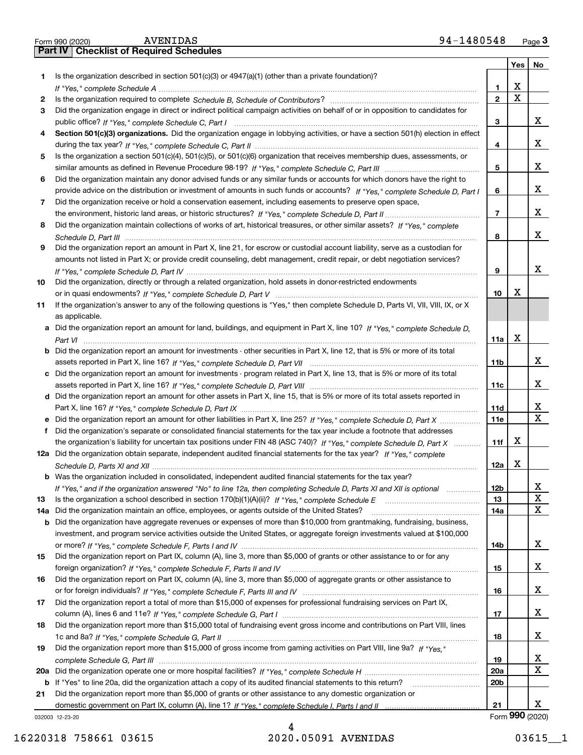Form 990 (2020) AVENIDAS 94-1480548 Page 3

## Part IV Checklist of Required Schedules

| | | | Yes | No |
|---|---|---|---|---|
| 1 | Is the organization described in section 501(c)(3) or 4947(a)(1) (other than a private foundation)? *If "Yes," complete Schedule A* | 1 | X | |
| 2 | Is the organization required to complete *Schedule B, Schedule of Contributors*? | 2 | X | |
| 3 | Did the organization engage in direct or indirect political campaign activities on behalf of or in opposition to candidates for public office? *If "Yes," complete Schedule C, Part I* | 3 | | X |
| 4 | **Section 501(c)(3) organizations.** Did the organization engage in lobbying activities, or have a section 501(h) election in effect during the tax year? *If "Yes," complete Schedule C, Part II* | 4 | | X |
| 5 | Is the organization a section 501(c)(4), 501(c)(5), or 501(c)(6) organization that receives membership dues, assessments, or similar amounts as defined in Revenue Procedure 98-19? *If "Yes," complete Schedule C, Part III* | 5 | | X |
| 6 | Did the organization maintain any donor advised funds or any similar funds or accounts for which donors have the right to provide advice on the distribution or investment of amounts in such funds or accounts? *If "Yes," complete Schedule D, Part I* | 6 | | X |
| 7 | Did the organization receive or hold a conservation easement, including easements to preserve open space, the environment, historic land areas, or historic structures? *If "Yes," complete Schedule D, Part II* | 7 | | X |
| 8 | Did the organization maintain collections of works of art, historical treasures, or other similar assets? *If "Yes," complete Schedule D, Part III* | 8 | | X |
| 9 | Did the organization report an amount in Part X, line 21, for escrow or custodial account liability, serve as a custodian for amounts not listed in Part X; or provide credit counseling, debt management, credit repair, or debt negotiation services? *If "Yes," complete Schedule D, Part IV* | 9 | | X |
| 10 | Did the organization, directly or through a related organization, hold assets in donor-restricted endowments or in quasi endowments? *If "Yes," complete Schedule D, Part V* | 10 | X | |
| 11 | If the organization's answer to any of the following questions is "Yes," then complete Schedule D, Parts VI, VII, VIII, IX, or X as applicable. | | | |
| a | Did the organization report an amount for land, buildings, and equipment in Part X, line 10? *If "Yes," complete Schedule D, Part VI* | 11a | X | |
| b | Did the organization report an amount for investments - other securities in Part X, line 12, that is 5% or more of its total assets reported in Part X, line 16? *If "Yes," complete Schedule D, Part VII* | 11b | | X |
| c | Did the organization report an amount for investments - program related in Part X, line 13, that is 5% or more of its total assets reported in Part X, line 16? *If "Yes," complete Schedule D, Part VIII* | 11c | | X |
| d | Did the organization report an amount for other assets in Part X, line 15, that is 5% or more of its total assets reported in Part X, line 16? *If "Yes," complete Schedule D, Part IX* | 11d | | X |
| e | Did the organization report an amount for other liabilities in Part X, line 25? *If "Yes," complete Schedule D, Part X* | 11e | | X |
| f | Did the organization's separate or consolidated financial statements for the tax year include a footnote that addresses the organization's liability for uncertain tax positions under FIN 48 (ASC 740)? *If "Yes," complete Schedule D, Part X* | 11f | X | |
| 12a | Did the organization obtain separate, independent audited financial statements for the tax year? *If "Yes," complete Schedule D, Parts XI and XII* | 12a | X | |
| b | Was the organization included in consolidated, independent audited financial statements for the tax year? *If "Yes," and if the organization answered "No" to line 12a, then completing Schedule D, Parts XI and XII is optional* | 12b | | X |
| 13 | Is the organization a school described in section 170(b)(1)(A)(ii)? *If "Yes," complete Schedule E* | 13 | | X |
| 14a | Did the organization maintain an office, employees, or agents outside of the United States? | 14a | | X |
| b | Did the organization have aggregate revenues or expenses of more than $10,000 from grantmaking, fundraising, business, investment, and program service activities outside the United States, or aggregate foreign investments valued at $100,000 or more? *If "Yes," complete Schedule F, Parts I and IV* | 14b | | X |
| 15 | Did the organization report on Part IX, column (A), line 3, more than $5,000 of grants or other assistance to or for any foreign organization? *If "Yes," complete Schedule F, Parts II and IV* | 15 | | X |
| 16 | Did the organization report on Part IX, column (A), line 3, more than $5,000 of aggregate grants or other assistance to or for foreign individuals? *If "Yes," complete Schedule F, Parts III and IV* | 16 | | X |
| 17 | Did the organization report a total of more than $15,000 of expenses for professional fundraising services on Part IX, column (A), lines 6 and 11e? *If "Yes," complete Schedule G, Part I* | 17 | | X |
| 18 | Did the organization report more than $15,000 total of fundraising event gross income and contributions on Part VIII, lines 1c and 8a? *If "Yes," complete Schedule G, Part II* | 18 | | X |
| 19 | Did the organization report more than $15,000 of gross income from gaming activities on Part VIII, line 9a? *If "Yes," complete Schedule G, Part III* | 19 | | X |
| 20a | Did the organization operate one or more hospital facilities? *If "Yes," complete Schedule H* | 20a | | X |
| b | If "Yes" to line 20a, did the organization attach a copy of its audited financial statements to this return? | 20b | | |
| 21 | Did the organization report more than $5,000 of grants or other assistance to any domestic organization or domestic government on Part IX, column (A), line 1? *If "Yes," complete Schedule I, Parts I and II* | 21 | | X |

032003 12-23-20 Form **990** (2020)

16220318 758661 03615 2020.05091 AVENIDAS 03615__1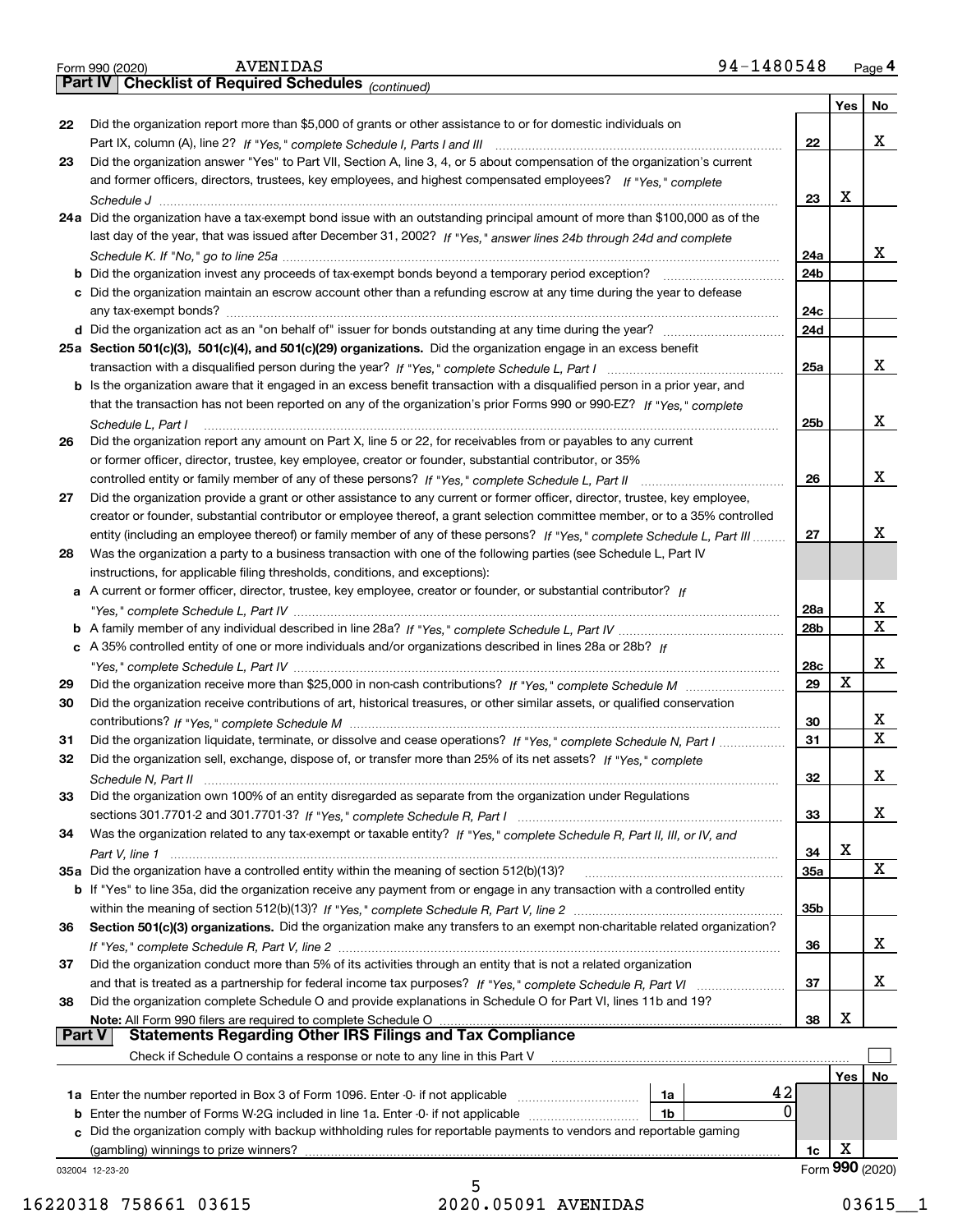Form 990 (2020) AVENIDAS 94-1480548 Page **4**

## Part IV Checklist of Required Schedules *(continued)*

| | | | Yes | No |
|---|---|---|---|---|
| **22** | Did the organization report more than $5,000 of grants or other assistance to or for domestic individuals on Part IX, column (A), line 2? *If "Yes," complete Schedule I, Parts I and III* | 22 | | X |
| **23** | Did the organization answer "Yes" to Part VII, Section A, line 3, 4, or 5 about compensation of the organization's current and former officers, directors, trustees, key employees, and highest compensated employees? *If "Yes," complete Schedule J* | 23 | X | |
| **24a** | Did the organization have a tax-exempt bond issue with an outstanding principal amount of more than $100,000 as of the last day of the year, that was issued after December 31, 2002? *If "Yes," answer lines 24b through 24d and complete Schedule K. If "No," go to line 25a* | 24a | | X |
| **b** | Did the organization invest any proceeds of tax-exempt bonds beyond a temporary period exception? | 24b | | |
| **c** | Did the organization maintain an escrow account other than a refunding escrow at any time during the year to defease any tax-exempt bonds? | 24c | | |
| **d** | Did the organization act as an "on behalf of" issuer for bonds outstanding at any time during the year? | 24d | | |
| **25a** | **Section 501(c)(3), 501(c)(4), and 501(c)(29) organizations.** Did the organization engage in an excess benefit transaction with a disqualified person during the year? *If "Yes," complete Schedule L, Part I* | 25a | | X |
| **b** | Is the organization aware that it engaged in an excess benefit transaction with a disqualified person in a prior year, and that the transaction has not been reported on any of the organization's prior Forms 990 or 990-EZ? *If "Yes," complete Schedule L, Part I* | 25b | | X |
| **26** | Did the organization report any amount on Part X, line 5 or 22, for receivables from or payables to any current or former officer, director, trustee, key employee, creator or founder, substantial contributor, or 35% controlled entity or family member of any of these persons? *If "Yes," complete Schedule L, Part II* | 26 | | X |
| **27** | Did the organization provide a grant or other assistance to any current or former officer, director, trustee, key employee, creator or founder, substantial contributor or employee thereof, a grant selection committee member, or to a 35% controlled entity (including an employee thereof) or family member of any of these persons? *If "Yes," complete Schedule L, Part III* | 27 | | X |
| **28** | Was the organization a party to a business transaction with one of the following parties (see Schedule L, Part IV instructions, for applicable filing thresholds, conditions, and exceptions): | | | |
| **a** | A current or former officer, director, trustee, key employee, creator or founder, or substantial contributor? *If "Yes," complete Schedule L, Part IV* | 28a | | X |
| **b** | A family member of any individual described in line 28a? *If "Yes," complete Schedule L, Part IV* | 28b | | X |
| **c** | A 35% controlled entity of one or more individuals and/or organizations described in lines 28a or 28b? *If "Yes," complete Schedule L, Part IV* | 28c | | X |
| **29** | Did the organization receive more than $25,000 in non-cash contributions? *If "Yes," complete Schedule M* | 29 | X | |
| **30** | Did the organization receive contributions of art, historical treasures, or other similar assets, or qualified conservation contributions? *If "Yes," complete Schedule M* | 30 | | X |
| **31** | Did the organization liquidate, terminate, or dissolve and cease operations? *If "Yes," complete Schedule N, Part I* | 31 | | X |
| **32** | Did the organization sell, exchange, dispose of, or transfer more than 25% of its net assets? *If "Yes," complete Schedule N, Part II* | 32 | | X |
| **33** | Did the organization own 100% of an entity disregarded as separate from the organization under Regulations sections 301.7701-2 and 301.7701-3? *If "Yes," complete Schedule R, Part I* | 33 | | X |
| **34** | Was the organization related to any tax-exempt or taxable entity? *If "Yes," complete Schedule R, Part II, III, or IV, and Part V, line 1* | 34 | X | |
| **35a** | Did the organization have a controlled entity within the meaning of section 512(b)(13)? | 35a | | X |
| **b** | If "Yes" to line 35a, did the organization receive any payment from or engage in any transaction with a controlled entity within the meaning of section 512(b)(13)? *If "Yes," complete Schedule R, Part V, line 2* | 35b | | |
| **36** | **Section 501(c)(3) organizations.** Did the organization make any transfers to an exempt non-charitable related organization? *If "Yes," complete Schedule R, Part V, line 2* | 36 | | X |
| **37** | Did the organization conduct more than 5% of its activities through an entity that is not a related organization and that is treated as a partnership for federal income tax purposes? *If "Yes," complete Schedule R, Part VI* | 37 | | X |
| **38** | Did the organization complete Schedule O and provide explanations in Schedule O for Part VI, lines 11b and 19? **Note:** All Form 990 filers are required to complete Schedule O | 38 | X | |

## Part V Statements Regarding Other IRS Filings and Tax Compliance

Check if Schedule O contains a response or note to any line in this Part V ☐

| | | | | | Yes | No |
|---|---|---|---|---|---|---|
| **1a** | Enter the number reported in Box 3 of Form 1096. Enter -0- if not applicable | 1a | 42 | | | |
| **b** | Enter the number of Forms W-2G included in line 1a. Enter -0- if not applicable | 1b | 0 | | | |
| **c** | Did the organization comply with backup withholding rules for reportable payments to vendors and reportable gaming (gambling) winnings to prize winners? | | | 1c | X | |

032004 12-23-20 Form **990** (2020)

16220318 758661 03615 2020.05091 AVENIDAS 03615__1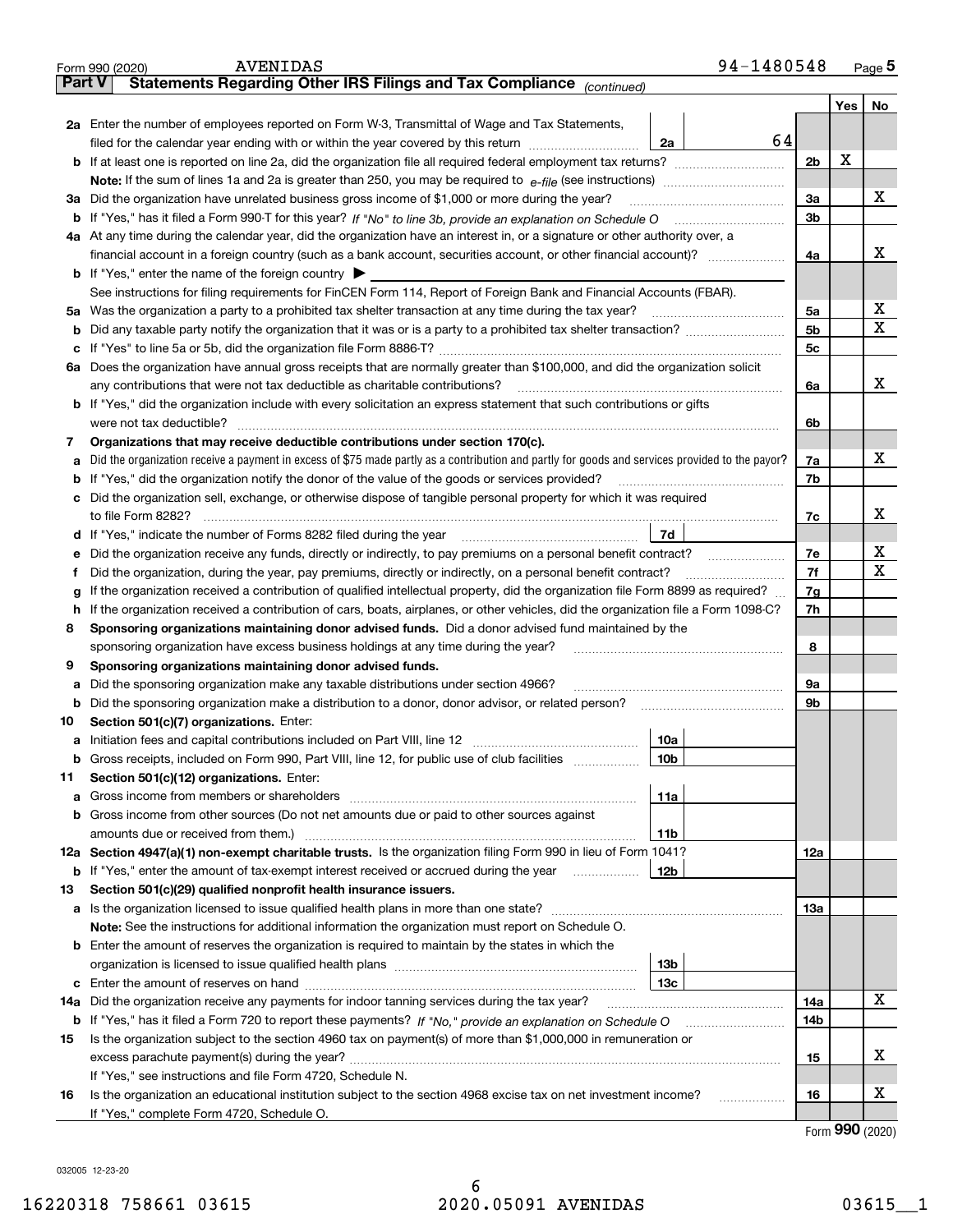Form 990 (2020) AVENIDAS 94-1480548 Page **5**

## Part V Statements Regarding Other IRS Filings and Tax Compliance *(continued)*

| | | | | | Yes | No |
|---|---|---|---|---|---|---|
| **2a** | Enter the number of employees reported on Form W-3, Transmittal of Wage and Tax Statements, filed for the calendar year ending with or within the year covered by this return | 2a | 64 | | | |
| **b** | If at least one is reported on line 2a, did the organization file all required federal employment tax returns? | | | 2b | X | |
| | **Note:** If the sum of lines 1a and 2a is greater than 250, you may be required to *e-file* (see instructions) | | | | | |
| **3a** | Did the organization have unrelated business gross income of $1,000 or more during the year? | | | 3a | | X |
| **b** | If "Yes," has it filed a Form 990-T for this year? *If "No" to line 3b, provide an explanation on Schedule O* | | | 3b | | |
| **4a** | At any time during the calendar year, did the organization have an interest in, or a signature or other authority over, a financial account in a foreign country (such as a bank account, securities account, or other financial account)? | | | 4a | | X |
| **b** | If "Yes," enter the name of the foreign country ▶ | | | | | |
| | See instructions for filing requirements for FinCEN Form 114, Report of Foreign Bank and Financial Accounts (FBAR). | | | | | |
| **5a** | Was the organization a party to a prohibited tax shelter transaction at any time during the tax year? | | | 5a | | X |
| **b** | Did any taxable party notify the organization that it was or is a party to a prohibited tax shelter transaction? | | | 5b | | X |
| **c** | If "Yes" to line 5a or 5b, did the organization file Form 8886-T? | | | 5c | | |
| **6a** | Does the organization have annual gross receipts that are normally greater than $100,000, and did the organization solicit any contributions that were not tax deductible as charitable contributions? | | | 6a | | X |
| **b** | If "Yes," did the organization include with every solicitation an express statement that such contributions or gifts were not tax deductible? | | | 6b | | |
| **7** | **Organizations that may receive deductible contributions under section 170(c).** | | | | | |
| **a** | Did the organization receive a payment in excess of $75 made partly as a contribution and partly for goods and services provided to the payor? | | | 7a | | X |
| **b** | If "Yes," did the organization notify the donor of the value of the goods or services provided? | | | 7b | | |
| **c** | Did the organization sell, exchange, or otherwise dispose of tangible personal property for which it was required to file Form 8282? | | | 7c | | X |
| **d** | If "Yes," indicate the number of Forms 8282 filed during the year | 7d | | | | |
| **e** | Did the organization receive any funds, directly or indirectly, to pay premiums on a personal benefit contract? | | | 7e | | X |
| **f** | Did the organization, during the year, pay premiums, directly or indirectly, on a personal benefit contract? | | | 7f | | X |
| **g** | If the organization received a contribution of qualified intellectual property, did the organization file Form 8899 as required? | | | 7g | | |
| **h** | If the organization received a contribution of cars, boats, airplanes, or other vehicles, did the organization file a Form 1098-C? | | | 7h | | |
| **8** | **Sponsoring organizations maintaining donor advised funds.** Did a donor advised fund maintained by the sponsoring organization have excess business holdings at any time during the year? | | | 8 | | |
| **9** | **Sponsoring organizations maintaining donor advised funds.** | | | | | |
| **a** | Did the sponsoring organization make any taxable distributions under section 4966? | | | 9a | | |
| **b** | Did the sponsoring organization make a distribution to a donor, donor advisor, or related person? | | | 9b | | |
| **10** | **Section 501(c)(7) organizations.** Enter: | | | | | |
| **a** | Initiation fees and capital contributions included on Part VIII, line 12 | 10a | | | | |
| **b** | Gross receipts, included on Form 990, Part VIII, line 12, for public use of club facilities | 10b | | | | |
| **11** | **Section 501(c)(12) organizations.** Enter: | | | | | |
| **a** | Gross income from members or shareholders | 11a | | | | |
| **b** | Gross income from other sources (Do not net amounts due or paid to other sources against amounts due or received from them.) | 11b | | | | |
| **12a** | **Section 4947(a)(1) non-exempt charitable trusts.** Is the organization filing Form 990 in lieu of Form 1041? | | | 12a | | |
| **b** | If "Yes," enter the amount of tax-exempt interest received or accrued during the year | 12b | | | | |
| **13** | **Section 501(c)(29) qualified nonprofit health insurance issuers.** | | | | | |
| **a** | Is the organization licensed to issue qualified health plans in more than one state? | | | 13a | | |
| | **Note:** See the instructions for additional information the organization must report on Schedule O. | | | | | |
| **b** | Enter the amount of reserves the organization is required to maintain by the states in which the organization is licensed to issue qualified health plans | 13b | | | | |
| **c** | Enter the amount of reserves on hand | 13c | | | | |
| **14a** | Did the organization receive any payments for indoor tanning services during the tax year? | | | 14a | | X |
| **b** | If "Yes," has it filed a Form 720 to report these payments? *If "No," provide an explanation on Schedule O* | | | 14b | | |
| **15** | Is the organization subject to the section 4960 tax on payment(s) of more than $1,000,000 in remuneration or excess parachute payment(s) during the year? | | | 15 | | X |
| | If "Yes," see instructions and file Form 4720, Schedule N. | | | | | |
| **16** | Is the organization an educational institution subject to the section 4968 excise tax on net investment income? | | | 16 | | X |
| | If "Yes," complete Form 4720, Schedule O. | | | | | |

Form **990** (2020)

032005 12-23-20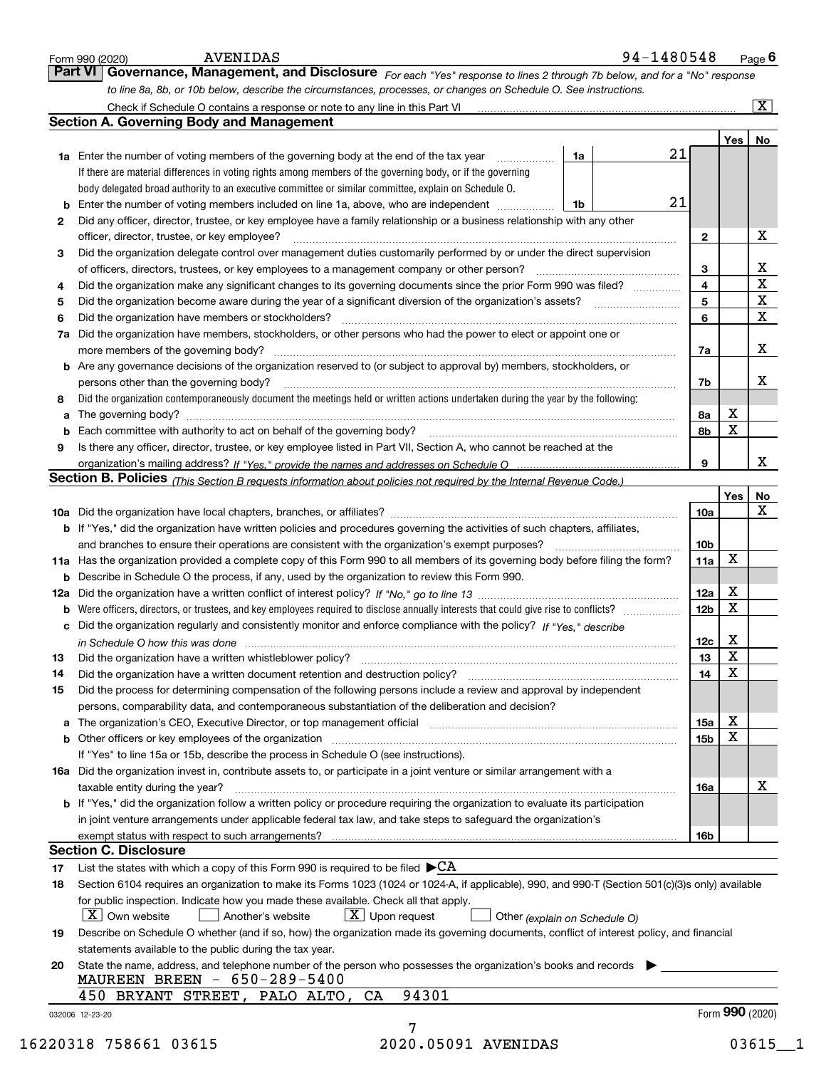Form 990 (2020) AVENIDAS 94-1480548 Page **6**

## Part VI Governance, Management, and Disclosure

*For each "Yes" response to lines 2 through 7b below, and for a "No" response to line 8a, 8b, or 10b below, describe the circumstances, processes, or changes on Schedule O. See instructions.*

Check if Schedule O contains a response or note to any line in this Part VI [X]

### Section A. Governing Body and Management

| | | | | | Yes | No |
|---|---|---|---|---|---|---|
| **1a** | Enter the number of voting members of the governing body at the end of the tax year. If there are material differences in voting rights among members of the governing body, or if the governing body delegated broad authority to an executive committee or similar committee, explain on Schedule O. | 1a | 21 | | | |
| **b** | Enter the number of voting members included on line 1a, above, who are independent | 1b | 21 | | | |
| **2** | Did any officer, director, trustee, or key employee have a family relationship or a business relationship with any other officer, director, trustee, or key employee? | | | 2 | | X |
| **3** | Did the organization delegate control over management duties customarily performed by or under the direct supervision of officers, directors, trustees, or key employees to a management company or other person? | | | 3 | | X |
| **4** | Did the organization make any significant changes to its governing documents since the prior Form 990 was filed? | | | 4 | | X |
| **5** | Did the organization become aware during the year of a significant diversion of the organization's assets? | | | 5 | | X |
| **6** | Did the organization have members or stockholders? | | | 6 | | X |
| **7a** | Did the organization have members, stockholders, or other persons who had the power to elect or appoint one or more members of the governing body? | | | 7a | | X |
| **b** | Are any governance decisions of the organization reserved to (or subject to approval by) members, stockholders, or persons other than the governing body? | | | 7b | | X |
| **8** | Did the organization contemporaneously document the meetings held or written actions undertaken during the year by the following: | | | | | |
| **a** | The governing body? | | | 8a | X | |
| **b** | Each committee with authority to act on behalf of the governing body? | | | 8b | X | |
| **9** | Is there any officer, director, trustee, or key employee listed in Part VII, Section A, who cannot be reached at the organization's mailing address? *If "Yes," provide the names and addresses on Schedule O* | | | 9 | | X |

### Section B. Policies *(This Section B requests information about policies not required by the Internal Revenue Code.)*

| | | | Yes | No |
|---|---|---|---|---|
| **10a** | Did the organization have local chapters, branches, or affiliates? | 10a | | X |
| **b** | If "Yes," did the organization have written policies and procedures governing the activities of such chapters, affiliates, and branches to ensure their operations are consistent with the organization's exempt purposes? | 10b | | |
| **11a** | Has the organization provided a complete copy of this Form 990 to all members of its governing body before filing the form? | 11a | X | |
| **b** | Describe in Schedule O the process, if any, used by the organization to review this Form 990. | | | |
| **12a** | Did the organization have a written conflict of interest policy? *If "No," go to line 13* | 12a | X | |
| **b** | Were officers, directors, or trustees, and key employees required to disclose annually interests that could give rise to conflicts? | 12b | X | |
| **c** | Did the organization regularly and consistently monitor and enforce compliance with the policy? *If "Yes," describe in Schedule O how this was done* | 12c | X | |
| **13** | Did the organization have a written whistleblower policy? | 13 | X | |
| **14** | Did the organization have a written document retention and destruction policy? | 14 | X | |
| **15** | Did the process for determining compensation of the following persons include a review and approval by independent persons, comparability data, and contemporaneous substantiation of the deliberation and decision? | | | |
| **a** | The organization's CEO, Executive Director, or top management official | 15a | X | |
| **b** | Other officers or key employees of the organization. If "Yes" to line 15a or 15b, describe the process in Schedule O (see instructions). | 15b | X | |
| **16a** | Did the organization invest in, contribute assets to, or participate in a joint venture or similar arrangement with a taxable entity during the year? | 16a | | X |
| **b** | If "Yes," did the organization follow a written policy or procedure requiring the organization to evaluate its participation in joint venture arrangements under applicable federal tax law, and take steps to safeguard the organization's exempt status with respect to such arrangements? | 16b | | |

### Section C. Disclosure

**17** List the states with which a copy of this Form 990 is required to be filed ▶CA

**18** Section 6104 requires an organization to make its Forms 1023 (1024 or 1024-A, if applicable), 990, and 990-T (Section 501(c)(3)s only) available for public inspection. Indicate how you made these available. Check all that apply.

[X] Own website [ ] Another's website [X] Upon request [ ] Other *(explain on Schedule O)*

**19** Describe on Schedule O whether (and if so, how) the organization made its governing documents, conflict of interest policy, and financial statements available to the public during the tax year.

**20** State the name, address, and telephone number of the person who possesses the organization's books and records ▶

MAUREEN BREEN - 650-289-5400
450 BRYANT STREET, PALO ALTO, CA 94301

032006 12-23-20 Form **990** (2020)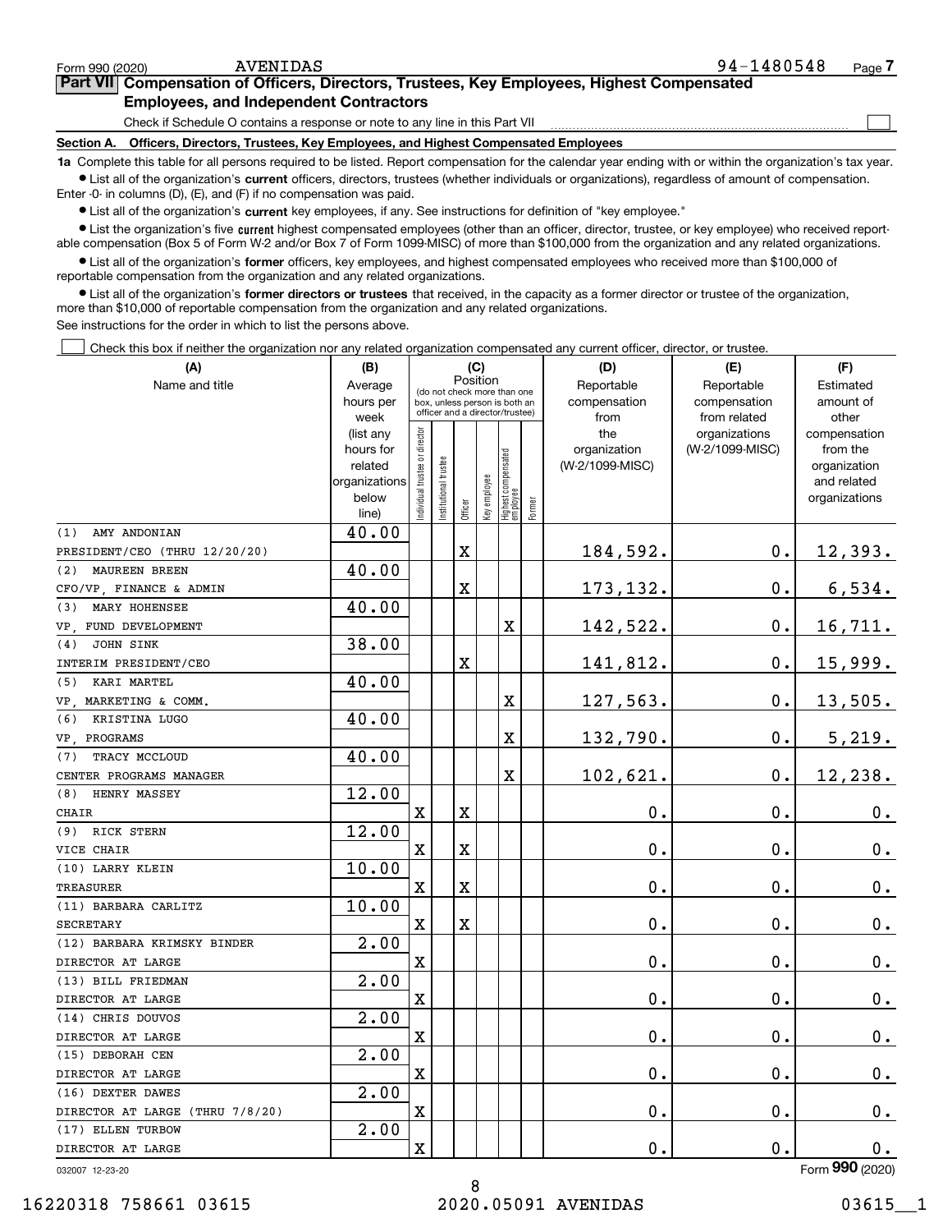Form 990 (2020) AVENIDAS 94-1480548 Page 7

## Part VII Compensation of Officers, Directors, Trustees, Key Employees, Highest Compensated Employees, and Independent Contractors

Check if Schedule O contains a response or note to any line in this Part VII ☐

### Section A. Officers, Directors, Trustees, Key Employees, and Highest Compensated Employees

**1a** Complete this table for all persons required to be listed. Report compensation for the calendar year ending with or within the organization's tax year.

- List all of the organization's **current** officers, directors, trustees (whether individuals or organizations), regardless of amount of compensation. Enter -0- in columns (D), (E), and (F) if no compensation was paid.
- List all of the organization's **current** key employees, if any. See instructions for definition of "key employee."
- List the organization's five **current** highest compensated employees (other than an officer, director, trustee, or key employee) who received reportable compensation (Box 5 of Form W-2 and/or Box 7 of Form 1099-MISC) of more than $100,000 from the organization and any related organizations.
- List all of the organization's **former** officers, key employees, and highest compensated employees who received more than $100,000 of reportable compensation from the organization and any related organizations.
- List all of the organization's **former directors or trustees** that received, in the capacity as a former director or trustee of the organization, more than $10,000 of reportable compensation from the organization and any related organizations.

See instructions for the order in which to list the persons above.

☐ Check this box if neither the organization nor any related organization compensated any current officer, director, or trustee.

| (A) Name and title | (B) Average hours per week (list any hours for related organizations below line) | (C) Position: Individual trustee or director | Institutional trustee | Officer | Key employee | Highest compensated employee | Former | (D) Reportable compensation from the organization (W-2/1099-MISC) | (E) Reportable compensation from related organizations (W-2/1099-MISC) | (F) Estimated amount of other compensation from the organization and related organizations |
|---|---|---|---|---|---|---|---|---|---|---|
| (1) AMY ANDONIAN<br>PRESIDENT/CEO (THRU 12/20/20) | 40.00 | | | X | | | | 184,592. | 0. | 12,393. |
| (2) MAUREEN BREEN<br>CFO/VP, FINANCE & ADMIN | 40.00 | | | X | | | | 173,132. | 0. | 6,534. |
| (3) MARY HOHENSEE<br>VP, FUND DEVELOPMENT | 40.00 | | | | | X | | 142,522. | 0. | 16,711. |
| (4) JOHN SINK<br>INTERIM PRESIDENT/CEO | 38.00 | | | X | | | | 141,812. | 0. | 15,999. |
| (5) KARI MARTEL<br>VP, MARKETING & COMM. | 40.00 | | | | | X | | 127,563. | 0. | 13,505. |
| (6) KRISTINA LUGO<br>VP, PROGRAMS | 40.00 | | | | | X | | 132,790. | 0. | 5,219. |
| (7) TRACY MCCLOUD<br>CENTER PROGRAMS MANAGER | 40.00 | | | | | X | | 102,621. | 0. | 12,238. |
| (8) HENRY MASSEY<br>CHAIR | 12.00 | X | | X | | | | 0. | 0. | 0. |
| (9) RICK STERN<br>VICE CHAIR | 12.00 | X | | X | | | | 0. | 0. | 0. |
| (10) LARRY KLEIN<br>TREASURER | 10.00 | X | | X | | | | 0. | 0. | 0. |
| (11) BARBARA CARLITZ<br>SECRETARY | 10.00 | X | | X | | | | 0. | 0. | 0. |
| (12) BARBARA KRIMSKY BINDER<br>DIRECTOR AT LARGE | 2.00 | X | | | | | | 0. | 0. | 0. |
| (13) BILL FRIEDMAN<br>DIRECTOR AT LARGE | 2.00 | X | | | | | | 0. | 0. | 0. |
| (14) CHRIS DOUVOS<br>DIRECTOR AT LARGE | 2.00 | X | | | | | | 0. | 0. | 0. |
| (15) DEBORAH CEN<br>DIRECTOR AT LARGE | 2.00 | X | | | | | | 0. | 0. | 0. |
| (16) DEXTER DAWES<br>DIRECTOR AT LARGE (THRU 7/8/20) | 2.00 | X | | | | | | 0. | 0. | 0. |
| (17) ELLEN TURBOW<br>DIRECTOR AT LARGE | 2.00 | X | | | | | | 0. | 0. | 0. |

032007 12-23-20 Form 990 (2020)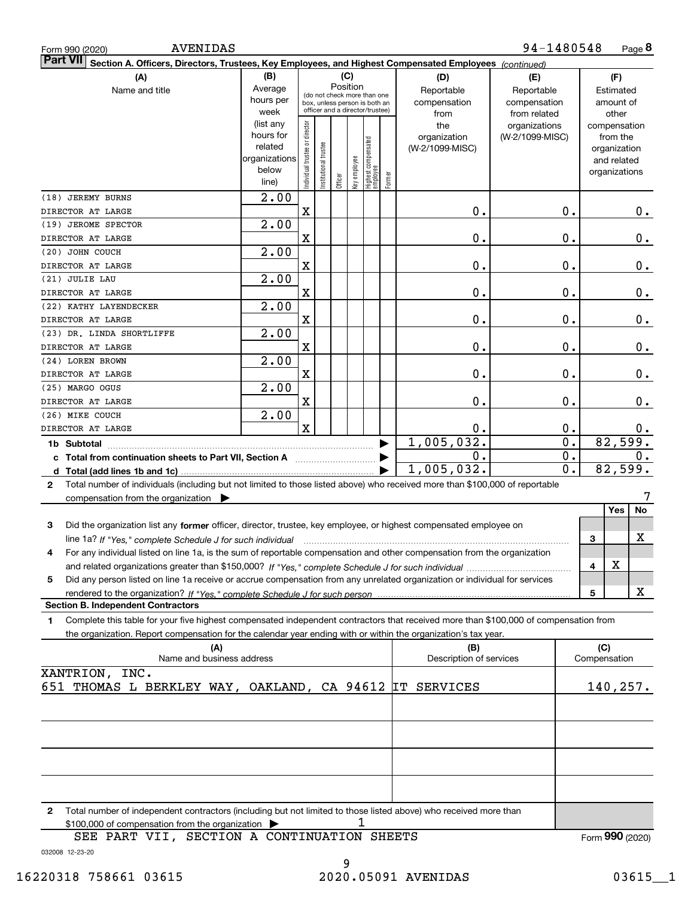Form 990 (2020) AVENIDAS 94-1480548 Page **8**

**Part VII** Section A. Officers, Directors, Trustees, Key Employees, and Highest Compensated Employees *(continued)*

| (A) Name and title | (B) Average hours per week (list any hours for related organizations below line) | (C) Position: Individual trustee or director | Institutional trustee | Officer | Key employee | Highest compensated employee | Former | (D) Reportable compensation from the organization (W-2/1099-MISC) | (E) Reportable compensation from related organizations (W-2/1099-MISC) | (F) Estimated amount of other compensation from the organization and related organizations |
|---|---|---|---|---|---|---|---|---|---|---|
| (18) JEREMY BURNS<br>DIRECTOR AT LARGE | 2.00 | X | | | | | | 0. | 0. | 0. |
| (19) JEROME SPECTOR<br>DIRECTOR AT LARGE | 2.00 | X | | | | | | 0. | 0. | 0. |
| (20) JOHN COUCH<br>DIRECTOR AT LARGE | 2.00 | X | | | | | | 0. | 0. | 0. |
| (21) JULIE LAU<br>DIRECTOR AT LARGE | 2.00 | X | | | | | | 0. | 0. | 0. |
| (22) KATHY LAYENDECKER<br>DIRECTOR AT LARGE | 2.00 | X | | | | | | 0. | 0. | 0. |
| (23) DR. LINDA SHORTLIFFE<br>DIRECTOR AT LARGE | 2.00 | X | | | | | | 0. | 0. | 0. |
| (24) LOREN BROWN<br>DIRECTOR AT LARGE | 2.00 | X | | | | | | 0. | 0. | 0. |
| (25) MARGO OGUS<br>DIRECTOR AT LARGE | 2.00 | X | | | | | | 0. | 0. | 0. |
| (26) MIKE COUCH<br>DIRECTOR AT LARGE | 2.00 | X | | | | | | 0. | 0. | 0. |
| **1b Subtotal** | | | | | | | | 1,005,032. | 0. | 82,599. |
| **c Total from continuation sheets to Part VII, Section A** | | | | | | | | 0. | 0. | 0. |
| **d Total (add lines 1b and 1c)** | | | | | | | | 1,005,032. | 0. | 82,599. |

**2** Total number of individuals (including but not limited to those listed above) who received more than $100,000 of reportable compensation from the organization ▶ 7

| | | | Yes | No |
|---|---|---|---|---|
| **3** | Did the organization list any **former** officer, director, trustee, key employee, or highest compensated employee on line 1a? *If "Yes," complete Schedule J for such individual* | 3 | | X |
| **4** | For any individual listed on line 1a, is the sum of reportable compensation and other compensation from the organization and related organizations greater than $150,000? *If "Yes," complete Schedule J for such individual* | 4 | X | |
| **5** | Did any person listed on line 1a receive or accrue compensation from any unrelated organization or individual for services rendered to the organization? *If "Yes," complete Schedule J for such person* | 5 | | X |

**Section B. Independent Contractors**

**1** Complete this table for your five highest compensated independent contractors that received more than $100,000 of compensation from the organization. Report compensation for the calendar year ending with or within the organization's tax year.

| (A) Name and business address | (B) Description of services | (C) Compensation |
|---|---|---|
| XANTRION, INC.<br>651 THOMAS L BERKLEY WAY, OAKLAND, CA 94612 | IT SERVICES | 140,257. |
| | | |
| | | |
| | | |
| | | |

**2** Total number of independent contractors (including but not limited to those listed above) who received more than $100,000 of compensation from the organization ▶ 1

SEE PART VII, SECTION A CONTINUATION SHEETS

Form **990** (2020)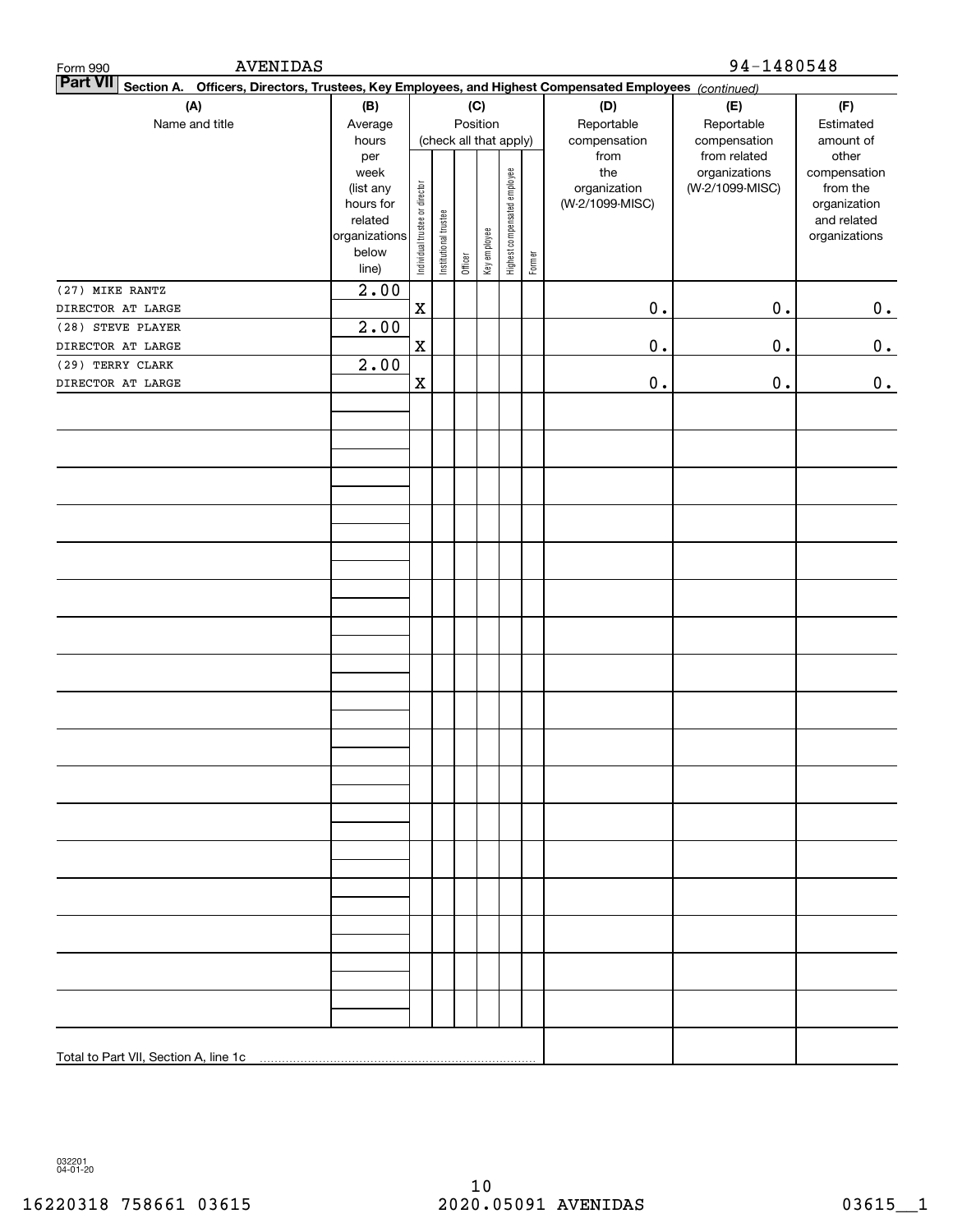Form 990 AVENIDAS 94-1480548

**Part VII** Section A. Officers, Directors, Trustees, Key Employees, and Highest Compensated Employees *(continued)*

| (A) Name and title | (B) Average hours per week (list any hours for related organizations below line) | (C) Position (check all that apply): Individual trustee or director | Institutional trustee | Officer | Key employee | Highest compensated employee | Former | (D) Reportable compensation from the organization (W-2/1099-MISC) | (E) Reportable compensation from related organizations (W-2/1099-MISC) | (F) Estimated amount of other compensation from the organization and related organizations |
|---|---|---|---|---|---|---|---|---|---|---|
| (27) MIKE RANTZ<br>DIRECTOR AT LARGE | 2.00 | X | | | | | | 0. | 0. | 0. |
| (28) STEVE PLAYER<br>DIRECTOR AT LARGE | 2.00 | X | | | | | | 0. | 0. | 0. |
| (29) TERRY CLARK<br>DIRECTOR AT LARGE | 2.00 | X | | | | | | 0. | 0. | 0. |
| Total to Part VII, Section A, line 1c | | | | | | | | | | |

032201 04-01-20

16220318 758661 03615 2020.05091 AVENIDAS 03615__1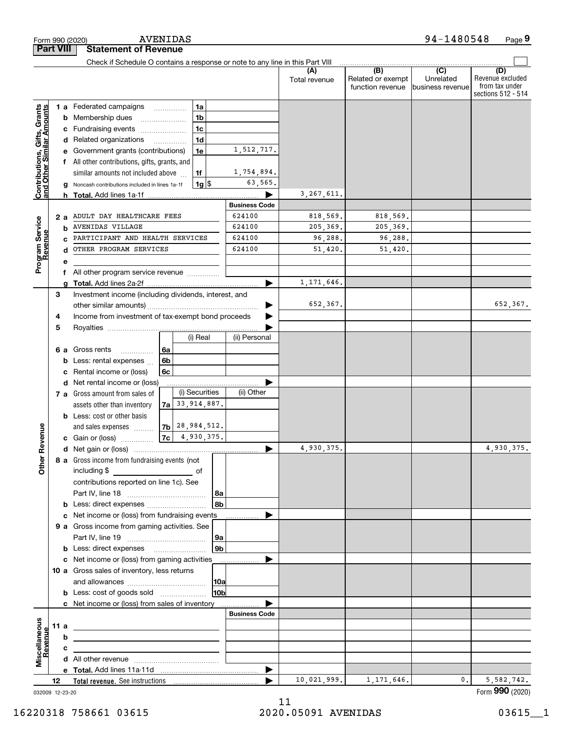Form 990 (2020) AVENIDAS 94-1480548 Page 9

## Part VIII Statement of Revenue

Check if Schedule O contains a response or note to any line in this Part VIII

| | | | (A) Total revenue | (B) Related or exempt function revenue | (C) Unrelated business revenue | (D) Revenue excluded from tax under sections 512 - 514 |
|---|---|---|---|---|---|---|
| **Contributions, Gifts, Grants and Other Similar Amounts** | 1a Federated campaigns | 1a | | | | |
| | b Membership dues | 1b | | | | |
| | c Fundraising events | 1c | | | | |
| | d Related organizations | 1d | | | | |
| | e Government grants (contributions) | 1e 1,512,717. | | | | |
| | f All other contributions, gifts, grants, and similar amounts not included above | 1f 1,754,894. | | | | |
| | g Noncash contributions included in lines 1a-1f | 1g $ 63,565. | | | | |
| | h Total. Add lines 1a-1f | | 3,267,611. | | | |
| **Program Service Revenue** | | Business Code | | | | |
| | 2a ADULT DAY HEALTHCARE FEES | 624100 | 818,569. | 818,569. | | |
| | b AVENIDAS VILLAGE | 624100 | 205,369. | 205,369. | | |
| | c PARTICIPANT AND HEALTH SERVICES | 624100 | 96,288. | 96,288. | | |
| | d OTHER PROGRAM SERVICES | 624100 | 51,420. | 51,420. | | |
| | e | | | | | |
| | f All other program service revenue | | | | | |
| | g Total. Add lines 2a-2f | | 1,171,646. | | | |
| **Other Revenue** | 3 Investment income (including dividends, interest, and other similar amounts) | | 652,367. | | | 652,367. |
| | 4 Income from investment of tax-exempt bond proceeds | | | | | |
| | 5 Royalties | | | | | |
| | | (i) Real / (ii) Personal | | | | |
| | 6a Gross rents | 6a | | | | |
| | b Less: rental expenses | 6b | | | | |
| | c Rental income or (loss) | 6c | | | | |
| | d Net rental income or (loss) | | | | | |
| | | (i) Securities / (ii) Other | | | | |
| | 7a Gross amount from sales of assets other than inventory | 7a 33,914,887. | | | | |
| | b Less: cost or other basis and sales expenses | 7b 28,984,512. | | | | |
| | c Gain or (loss) | 7c 4,930,375. | | | | |
| | d Net gain or (loss) | | 4,930,375. | | | 4,930,375. |
| | 8a Gross income from fundraising events (not including $ ______ of contributions reported on line 1c). See Part IV, line 18 | 8a | | | | |
| | b Less: direct expenses | 8b | | | | |
| | c Net income or (loss) from fundraising events | | | | | |
| | 9a Gross income from gaming activities. See Part IV, line 19 | 9a | | | | |
| | b Less: direct expenses | 9b | | | | |
| | c Net income or (loss) from gaming activities | | | | | |
| | 10a Gross sales of inventory, less returns and allowances | 10a | | | | |
| | b Less: cost of goods sold | 10b | | | | |
| | c Net income or (loss) from sales of inventory | | | | | |
| **Miscellaneous Revenue** | | Business Code | | | | |
| | 11a | | | | | |
| | b | | | | | |
| | c | | | | | |
| | d All other revenue | | | | | |
| | e Total. Add lines 11a-11d | | | | | |
| | 12 Total revenue. See instructions | | 10,021,999. | 1,171,646. | 0. | 5,582,742. |

032009 12-23-20 Form 990 (2020)

16220318 758661 03615 2020.05091 AVENIDAS 03615__1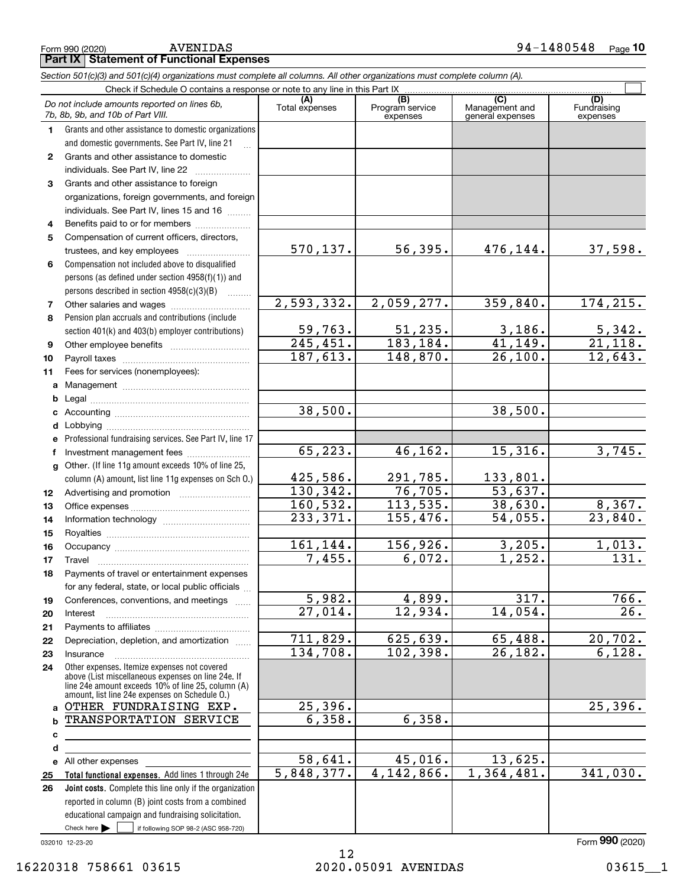Form 990 (2020) AVENIDAS 94-1480548 Page 10

## Part IX Statement of Functional Expenses

*Section 501(c)(3) and 501(c)(4) organizations must complete all columns. All other organizations must complete column (A).*

Check if Schedule O contains a response or note to any line in this Part IX ☐

| *Do not include amounts reported on lines 6b, 7b, 8b, 9b, and 10b of Part VIII.* | (A) Total expenses | (B) Program service expenses | (C) Management and general expenses | (D) Fundraising expenses |
|---|---|---|---|---|
| **1** Grants and other assistance to domestic organizations and domestic governments. See Part IV, line 21 | | | | |
| **2** Grants and other assistance to domestic individuals. See Part IV, line 22 | | | | |
| **3** Grants and other assistance to foreign organizations, foreign governments, and foreign individuals. See Part IV, lines 15 and 16 | | | | |
| **4** Benefits paid to or for members | | | | |
| **5** Compensation of current officers, directors, trustees, and key employees | 570,137. | 56,395. | 476,144. | 37,598. |
| **6** Compensation not included above to disqualified persons (as defined under section 4958(f)(1)) and persons described in section 4958(c)(3)(B) | | | | |
| **7** Other salaries and wages | 2,593,332. | 2,059,277. | 359,840. | 174,215. |
| **8** Pension plan accruals and contributions (include section 401(k) and 403(b) employer contributions) | 59,763. | 51,235. | 3,186. | 5,342. |
| **9** Other employee benefits | 245,451. | 183,184. | 41,149. | 21,118. |
| **10** Payroll taxes | 187,613. | 148,870. | 26,100. | 12,643. |
| **11** Fees for services (nonemployees): | | | | |
| **a** Management | | | | |
| **b** Legal | | | | |
| **c** Accounting | 38,500. | | 38,500. | |
| **d** Lobbying | | | | |
| **e** Professional fundraising services. See Part IV, line 17 | | | | |
| **f** Investment management fees | 65,223. | 46,162. | 15,316. | 3,745. |
| **g** Other. (If line 11g amount exceeds 10% of line 25, column (A) amount, list line 11g expenses on Sch O.) | 425,586. | 291,785. | 133,801. | |
| **12** Advertising and promotion | 130,342. | 76,705. | 53,637. | |
| **13** Office expenses | 160,532. | 113,535. | 38,630. | 8,367. |
| **14** Information technology | 233,371. | 155,476. | 54,055. | 23,840. |
| **15** Royalties | | | | |
| **16** Occupancy | 161,144. | 156,926. | 3,205. | 1,013. |
| **17** Travel | 7,455. | 6,072. | 1,252. | 131. |
| **18** Payments of travel or entertainment expenses for any federal, state, or local public officials | | | | |
| **19** Conferences, conventions, and meetings | 5,982. | 4,899. | 317. | 766. |
| **20** Interest | 27,014. | 12,934. | 14,054. | 26. |
| **21** Payments to affiliates | | | | |
| **22** Depreciation, depletion, and amortization | 711,829. | 625,639. | 65,488. | 20,702. |
| **23** Insurance | 134,708. | 102,398. | 26,182. | 6,128. |
| **24** Other expenses. Itemize expenses not covered above (List miscellaneous expenses on line 24e. If line 24e amount exceeds 10% of line 25, column (A) amount, list line 24e expenses on Schedule O.) | | | | |
| **a** OTHER FUNDRAISING EXP. | 25,396. | | | 25,396. |
| **b** TRANSPORTATION SERVICE | 6,358. | 6,358. | | |
| **c** | | | | |
| **d** | | | | |
| **e** All other expenses | 58,641. | 45,016. | 13,625. | |
| **25 Total functional expenses.** Add lines 1 through 24e | 5,848,377. | 4,142,866. | 1,364,481. | 341,030. |
| **26 Joint costs.** Complete this line only if the organization reported in column (B) joint costs from a combined educational campaign and fundraising solicitation. Check here ☐ if following SOP 98-2 (ASC 958-720) | | | | |

032010 12-23-20

Form **990** (2020)

16220318 758661 03615 2020.05091 AVENIDAS 03615__1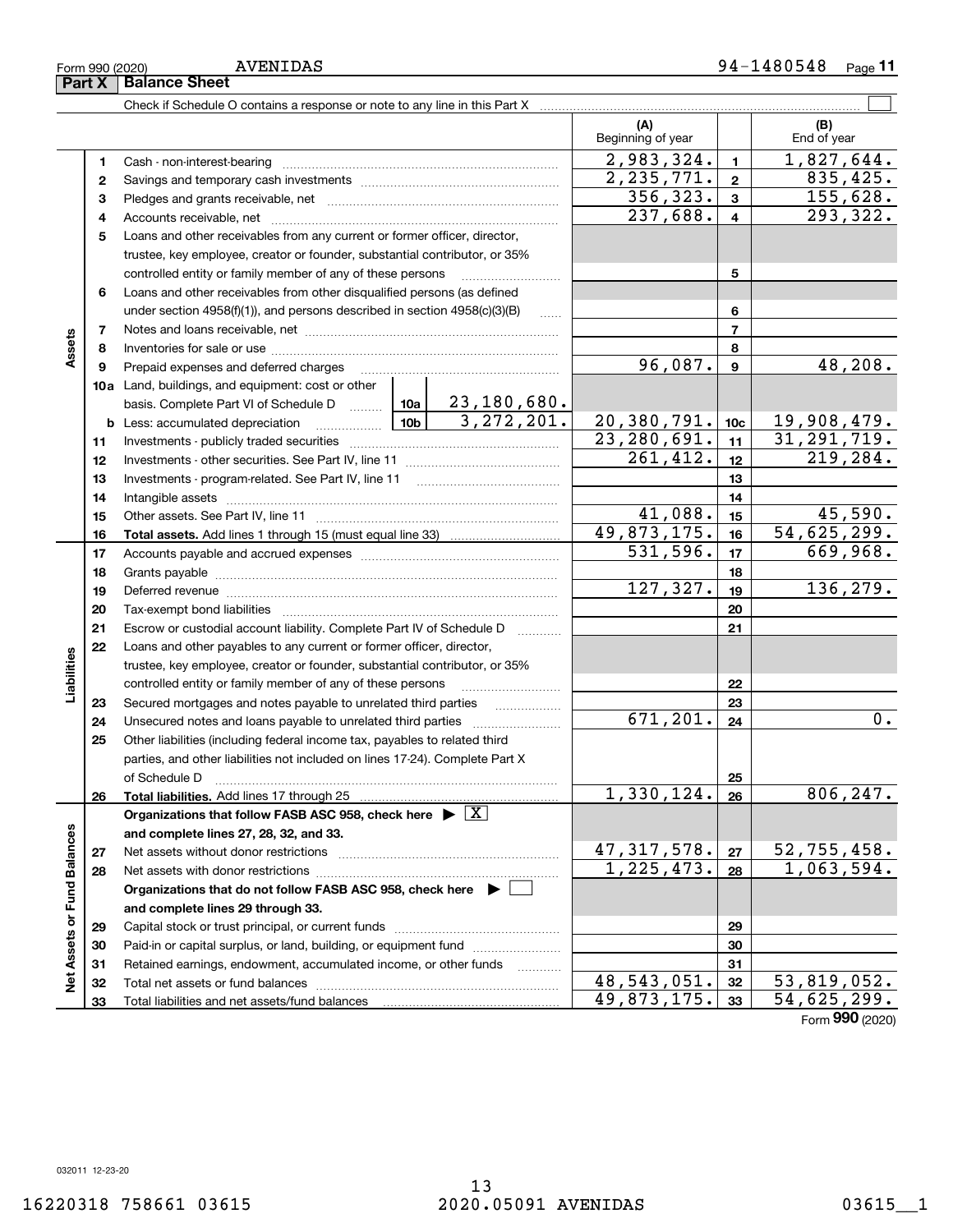Form 990 (2020) AVENIDAS 94-1480548 Page **11**

## Part X Balance Sheet

Check if Schedule O contains a response or note to any line in this Part X ☐

| | | | | (A) Beginning of year | | (B) End of year |
|---|---|---|---|---|---|---|
| **Assets** | 1 | Cash - non-interest-bearing | | 2,983,324. | 1 | 1,827,644. |
| | 2 | Savings and temporary cash investments | | 2,235,771. | 2 | 835,425. |
| | 3 | Pledges and grants receivable, net | | 356,323. | 3 | 155,628. |
| | 4 | Accounts receivable, net | | 237,688. | 4 | 293,322. |
| | 5 | Loans and other receivables from any current or former officer, director, trustee, key employee, creator or founder, substantial contributor, or 35% controlled entity or family member of any of these persons | | | 5 | |
| | 6 | Loans and other receivables from other disqualified persons (as defined under section 4958(f)(1)), and persons described in section 4958(c)(3)(B) | | | 6 | |
| | 7 | Notes and loans receivable, net | | | 7 | |
| | 8 | Inventories for sale or use | | | 8 | |
| | 9 | Prepaid expenses and deferred charges | | 96,087. | 9 | 48,208. |
| | 10a | Land, buildings, and equipment: cost or other basis. Complete Part VI of Schedule D | 10a 23,180,680. | | | |
| | b | Less: accumulated depreciation | 10b 3,272,201. | 20,380,791. | 10c | 19,908,479. |
| | 11 | Investments - publicly traded securities | | 23,280,691. | 11 | 31,291,719. |
| | 12 | Investments - other securities. See Part IV, line 11 | | 261,412. | 12 | 219,284. |
| | 13 | Investments - program-related. See Part IV, line 11 | | | 13 | |
| | 14 | Intangible assets | | | 14 | |
| | 15 | Other assets. See Part IV, line 11 | | 41,088. | 15 | 45,590. |
| | 16 | **Total assets.** Add lines 1 through 15 (must equal line 33) | | 49,873,175. | 16 | 54,625,299. |
| **Liabilities** | 17 | Accounts payable and accrued expenses | | 531,596. | 17 | 669,968. |
| | 18 | Grants payable | | | 18 | |
| | 19 | Deferred revenue | | 127,327. | 19 | 136,279. |
| | 20 | Tax-exempt bond liabilities | | | 20 | |
| | 21 | Escrow or custodial account liability. Complete Part IV of Schedule D | | | 21 | |
| | 22 | Loans and other payables to any current or former officer, director, trustee, key employee, creator or founder, substantial contributor, or 35% controlled entity or family member of any of these persons | | | 22 | |
| | 23 | Secured mortgages and notes payable to unrelated third parties | | | 23 | |
| | 24 | Unsecured notes and loans payable to unrelated third parties | | 671,201. | 24 | 0. |
| | 25 | Other liabilities (including federal income tax, payables to related third parties, and other liabilities not included on lines 17-24). Complete Part X of Schedule D | | | 25 | |
| | 26 | **Total liabilities.** Add lines 17 through 25 | | 1,330,124. | 26 | 806,247. |
| **Net Assets or Fund Balances** | | **Organizations that follow FASB ASC 958, check here ▶ ☒ and complete lines 27, 28, 32, and 33.** | | | | |
| | 27 | Net assets without donor restrictions | | 47,317,578. | 27 | 52,755,458. |
| | 28 | Net assets with donor restrictions | | 1,225,473. | 28 | 1,063,594. |
| | | **Organizations that do not follow FASB ASC 958, check here ▶ ☐ and complete lines 29 through 33.** | | | | |
| | 29 | Capital stock or trust principal, or current funds | | | 29 | |
| | 30 | Paid-in or capital surplus, or land, building, or equipment fund | | | 30 | |
| | 31 | Retained earnings, endowment, accumulated income, or other funds | | | 31 | |
| | 32 | Total net assets or fund balances | | 48,543,051. | 32 | 53,819,052. |
| | 33 | Total liabilities and net assets/fund balances | | 49,873,175. | 33 | 54,625,299. |

Form **990** (2020)

032011 12-23-20

16220318 758661 03615 2020.05091 AVENIDAS 03615__1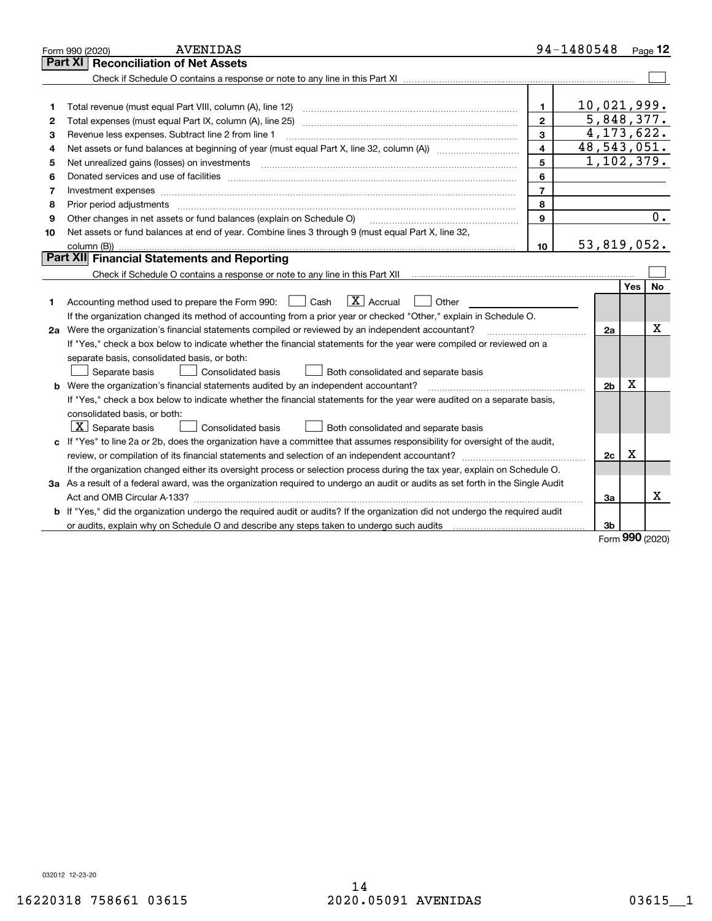Form 990 (2020) AVENIDAS 94-1480548 Page **12**

## Part XI Reconciliation of Net Assets

Check if Schedule O contains a response or note to any line in this Part XI ☐

| | | | |
|---|---|---|---|
| 1 | Total revenue (must equal Part VIII, column (A), line 12) | 1 | 10,021,999. |
| 2 | Total expenses (must equal Part IX, column (A), line 25) | 2 | 5,848,377. |
| 3 | Revenue less expenses. Subtract line 2 from line 1 | 3 | 4,173,622. |
| 4 | Net assets or fund balances at beginning of year (must equal Part X, line 32, column (A)) | 4 | 48,543,051. |
| 5 | Net unrealized gains (losses) on investments | 5 | 1,102,379. |
| 6 | Donated services and use of facilities | 6 | |
| 7 | Investment expenses | 7 | |
| 8 | Prior period adjustments | 8 | |
| 9 | Other changes in net assets or fund balances (explain on Schedule O) | 9 | 0. |
| 10 | Net assets or fund balances at end of year. Combine lines 3 through 9 (must equal Part X, line 32, column (B)) | 10 | 53,819,052. |

## Part XII Financial Statements and Reporting

Check if Schedule O contains a response or note to any line in this Part XII ☐

| | | | Yes | No |
|---|---|---|---|---|
| 1 | Accounting method used to prepare the Form 990: ☐ Cash ☒ Accrual ☐ Other | | | |
| | If the organization changed its method of accounting from a prior year or checked "Other," explain in Schedule O. | | | |
| 2a | Were the organization's financial statements compiled or reviewed by an independent accountant? | 2a | | X |
| | If "Yes," check a box below to indicate whether the financial statements for the year were compiled or reviewed on a separate basis, consolidated basis, or both: ☐ Separate basis ☐ Consolidated basis ☐ Both consolidated and separate basis | | | |
| b | Were the organization's financial statements audited by an independent accountant? | 2b | X | |
| | If "Yes," check a box below to indicate whether the financial statements for the year were audited on a separate basis, consolidated basis, or both: ☒ Separate basis ☐ Consolidated basis ☐ Both consolidated and separate basis | | | |
| c | If "Yes" to line 2a or 2b, does the organization have a committee that assumes responsibility for oversight of the audit, review, or compilation of its financial statements and selection of an independent accountant? | 2c | X | |
| | If the organization changed either its oversight process or selection process during the tax year, explain on Schedule O. | | | |
| 3a | As a result of a federal award, was the organization required to undergo an audit or audits as set forth in the Single Audit Act and OMB Circular A-133? | 3a | | X |
| b | If "Yes," did the organization undergo the required audit or audits? If the organization did not undergo the required audit or audits, explain why on Schedule O and describe any steps taken to undergo such audits | 3b | | |

Form **990** (2020)

032012 12-23-20

16220318 758661 03615 2020.05091 AVENIDAS 03615__1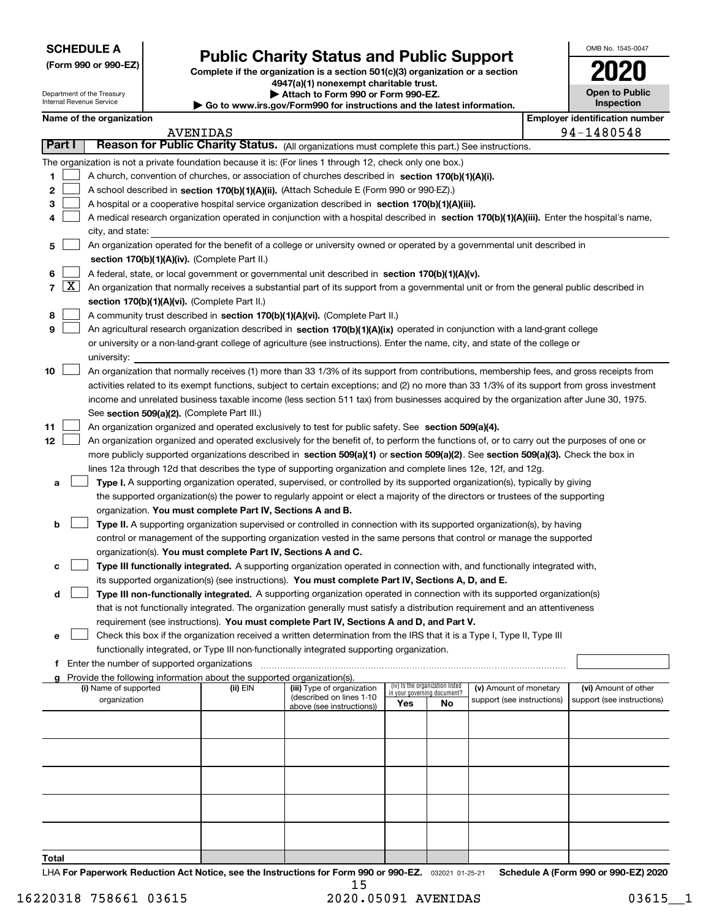**SCHEDULE A**
**(Form 990 or 990-EZ)**

Department of the Treasury
Internal Revenue Service

# Public Charity Status and Public Support

**Complete if the organization is a section 501(c)(3) organization or a section 4947(a)(1) nonexempt charitable trust.**
**▶ Attach to Form 990 or Form 990-EZ.**
**▶ Go to www.irs.gov/Form990 for instructions and the latest information.**

OMB No. 1545-0047
**2020**
**Open to Public Inspection**

**Name of the organization:** AVENIDAS
**Employer identification number:** 94-1480548

**Part I — Reason for Public Charity Status.** (All organizations must complete this part.) See instructions.

The organization is not a private foundation because it is: (For lines 1 through 12, check only one box.)

1. ☐ A church, convention of churches, or association of churches described in **section 170(b)(1)(A)(i).**
2. ☐ A school described in **section 170(b)(1)(A)(ii).** (Attach Schedule E (Form 990 or 990-EZ).)
3. ☐ A hospital or a cooperative hospital service organization described in **section 170(b)(1)(A)(iii).**
4. ☐ A medical research organization operated in conjunction with a hospital described in **section 170(b)(1)(A)(iii).** Enter the hospital's name, city, and state: ______
5. ☐ An organization operated for the benefit of a college or university owned or operated by a governmental unit described in **section 170(b)(1)(A)(iv).** (Complete Part II.)
6. ☐ A federal, state, or local government or governmental unit described in **section 170(b)(1)(A)(v).**
7. ☒ An organization that normally receives a substantial part of its support from a governmental unit or from the general public described in **section 170(b)(1)(A)(vi).** (Complete Part II.)
8. ☐ A community trust described in **section 170(b)(1)(A)(vi).** (Complete Part II.)
9. ☐ An agricultural research organization described in **section 170(b)(1)(A)(ix)** operated in conjunction with a land-grant college or university or a non-land-grant college of agriculture (see instructions). Enter the name, city, and state of the college or university: ______
10. ☐ An organization that normally receives (1) more than 33 1/3% of its support from contributions, membership fees, and gross receipts from activities related to its exempt functions, subject to certain exceptions; and (2) no more than 33 1/3% of its support from gross investment income and unrelated business taxable income (less section 511 tax) from businesses acquired by the organization after June 30, 1975. See **section 509(a)(2).** (Complete Part III.)
11. ☐ An organization organized and operated exclusively to test for public safety. See **section 509(a)(4).**
12. ☐ An organization organized and operated exclusively for the benefit of, to perform the functions of, or to carry out the purposes of one or more publicly supported organizations described in **section 509(a)(1)** or **section 509(a)(2)**. See **section 509(a)(3).** Check the box in lines 12a through 12d that describes the type of supporting organization and complete lines 12e, 12f, and 12g.
   - **a** ☐ **Type I.** A supporting organization operated, supervised, or controlled by its supported organization(s), typically by giving the supported organization(s) the power to regularly appoint or elect a majority of the directors or trustees of the supporting organization. **You must complete Part IV, Sections A and B.**
   - **b** ☐ **Type II.** A supporting organization supervised or controlled in connection with its supported organization(s), by having control or management of the supporting organization vested in the same persons that control or manage the supported organization(s). **You must complete Part IV, Sections A and C.**
   - **c** ☐ **Type III functionally integrated.** A supporting organization operated in connection with, and functionally integrated with, its supported organization(s) (see instructions). **You must complete Part IV, Sections A, D, and E.**
   - **d** ☐ **Type III non-functionally integrated.** A supporting organization operated in connection with its supported organization(s) that is not functionally integrated. The organization generally must satisfy a distribution requirement and an attentiveness requirement (see instructions). **You must complete Part IV, Sections A and D, and Part V.**
   - **e** ☐ Check this box if the organization received a written determination from the IRS that it is a Type I, Type II, Type III functionally integrated, or Type III non-functionally integrated supporting organization.
   - **f** Enter the number of supported organizations ______
   - **g** Provide the following information about the supported organization(s).

| (i) Name of supported organization | (ii) EIN | (iii) Type of organization (described on lines 1-10 above (see instructions)) | (iv) Is the organization listed in your governing document? Yes | No | (v) Amount of monetary support (see instructions) | (vi) Amount of other support (see instructions) |
|---|---|---|---|---|---|---|
| | | | | | | |
| | | | | | | |
| | | | | | | |
| | | | | | | |
| | | | | | | |
| **Total** | | | | | | |

LHA **For Paperwork Reduction Act Notice, see the Instructions for Form 990 or 990-EZ.** 032021 01-25-21 **Schedule A (Form 990 or 990-EZ) 2020**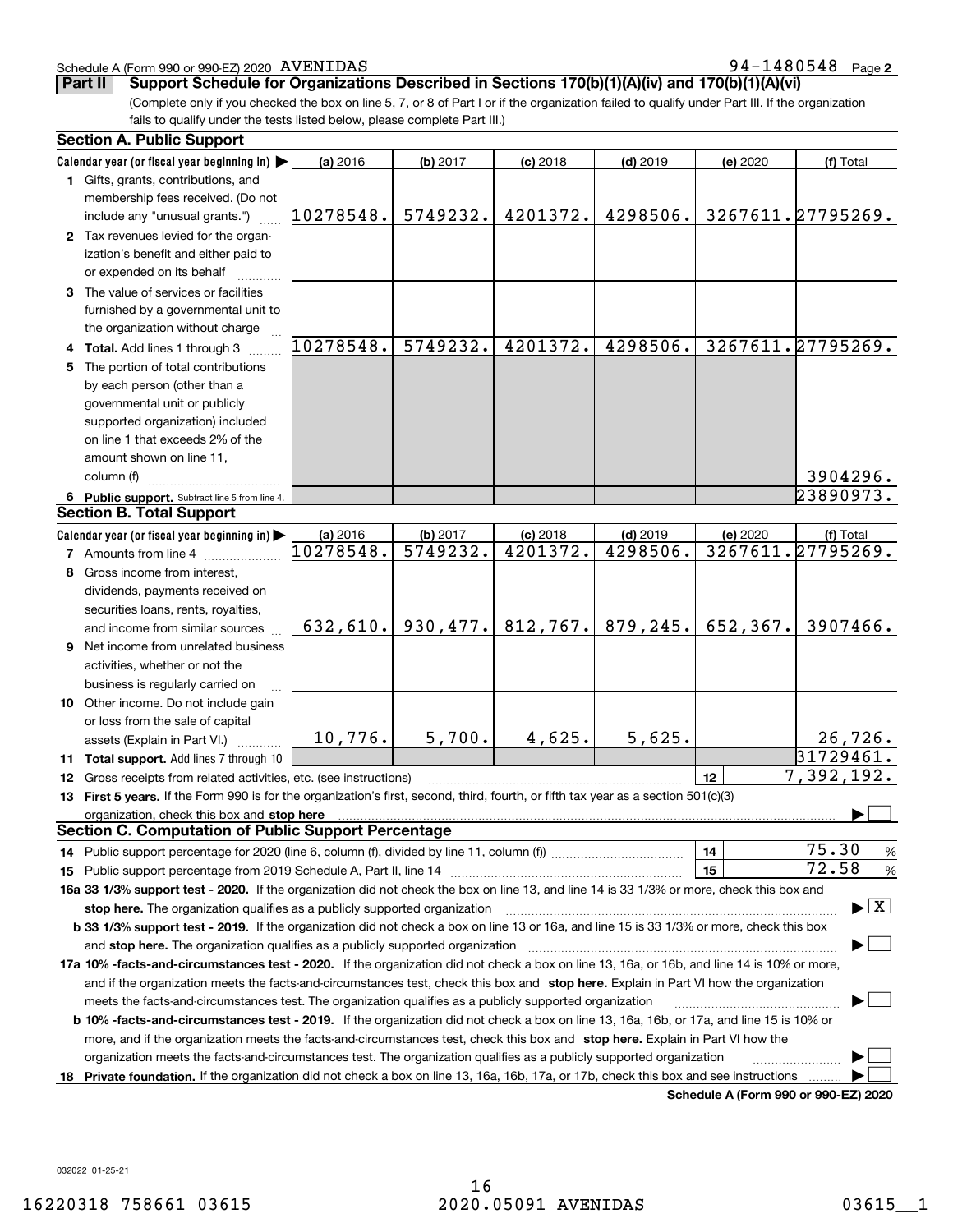Schedule A (Form 990 or 990-EZ) 2020 AVENIDAS 94-1480548 Page 2

## Part II Support Schedule for Organizations Described in Sections 170(b)(1)(A)(iv) and 170(b)(1)(A)(vi)

(Complete only if you checked the box on line 5, 7, or 8 of Part I or if the organization failed to qualify under Part III. If the organization fails to qualify under the tests listed below, please complete Part III.)

### Section A. Public Support

| Calendar year (or fiscal year beginning in) | (a) 2016 | (b) 2017 | (c) 2018 | (d) 2019 | (e) 2020 | (f) Total |
|---|---|---|---|---|---|---|
| 1 Gifts, grants, contributions, and membership fees received. (Do not include any "unusual grants.") | 10278548. | 5749232. | 4201372. | 4298506. | 3267611. | 27795269. |
| 2 Tax revenues levied for the organization's benefit and either paid to or expended on its behalf | | | | | | |
| 3 The value of services or facilities furnished by a governmental unit to the organization without charge | | | | | | |
| 4 Total. Add lines 1 through 3 | 10278548. | 5749232. | 4201372. | 4298506. | 3267611. | 27795269. |
| 5 The portion of total contributions by each person (other than a governmental unit or publicly supported organization) included on line 1 that exceeds 2% of the amount shown on line 11, column (f) | | | | | | 3904296. |
| 6 Public support. Subtract line 5 from line 4. | | | | | | 23890973. |

### Section B. Total Support

| Calendar year (or fiscal year beginning in) | (a) 2016 | (b) 2017 | (c) 2018 | (d) 2019 | (e) 2020 | (f) Total |
|---|---|---|---|---|---|---|
| 7 Amounts from line 4 | 10278548. | 5749232. | 4201372. | 4298506. | 3267611. | 27795269. |
| 8 Gross income from interest, dividends, payments received on securities loans, rents, royalties, and income from similar sources | 632,610. | 930,477. | 812,767. | 879,245. | 652,367. | 3907466. |
| 9 Net income from unrelated business activities, whether or not the business is regularly carried on | | | | | | |
| 10 Other income. Do not include gain or loss from the sale of capital assets (Explain in Part VI.) | 10,776. | 5,700. | 4,625. | 5,625. | | 26,726. |
| 11 Total support. Add lines 7 through 10 | | | | | | 31729461. |

12 Gross receipts from related activities, etc. (see instructions) — 12 — 7,392,192.

13 **First 5 years.** If the Form 990 is for the organization's first, second, third, fourth, or fifth tax year as a section 501(c)(3) organization, check this box and **stop here** ☐

### Section C. Computation of Public Support Percentage

14 Public support percentage for 2020 (line 6, column (f), divided by line 11, column (f)) — 14 — 75.30 %

15 Public support percentage from 2019 Schedule A, Part II, line 14 — 15 — 72.58 %

**16a 33 1/3% support test - 2020.** If the organization did not check the box on line 13, and line 14 is 33 1/3% or more, check this box and **stop here.** The organization qualifies as a publicly supported organization ☒

**b 33 1/3% support test - 2019.** If the organization did not check a box on line 13 or 16a, and line 15 is 33 1/3% or more, check this box and **stop here.** The organization qualifies as a publicly supported organization ☐

**17a 10% -facts-and-circumstances test - 2020.** If the organization did not check a box on line 13, 16a, or 16b, and line 14 is 10% or more, and if the organization meets the facts-and-circumstances test, check this box and **stop here.** Explain in Part VI how the organization meets the facts-and-circumstances test. The organization qualifies as a publicly supported organization ☐

**b 10% -facts-and-circumstances test - 2019.** If the organization did not check a box on line 13, 16a, 16b, or 17a, and line 15 is 10% or more, and if the organization meets the facts-and-circumstances test, check this box and **stop here.** Explain in Part VI how the organization meets the facts-and-circumstances test. The organization qualifies as a publicly supported organization ☐

**18 Private foundation.** If the organization did not check a box on line 13, 16a, 16b, 17a, or 17b, check this box and see instructions ☐

**Schedule A (Form 990 or 990-EZ) 2020**

032022 01-25-21

16220318 758661 03615 2020.05091 AVENIDAS 03615__1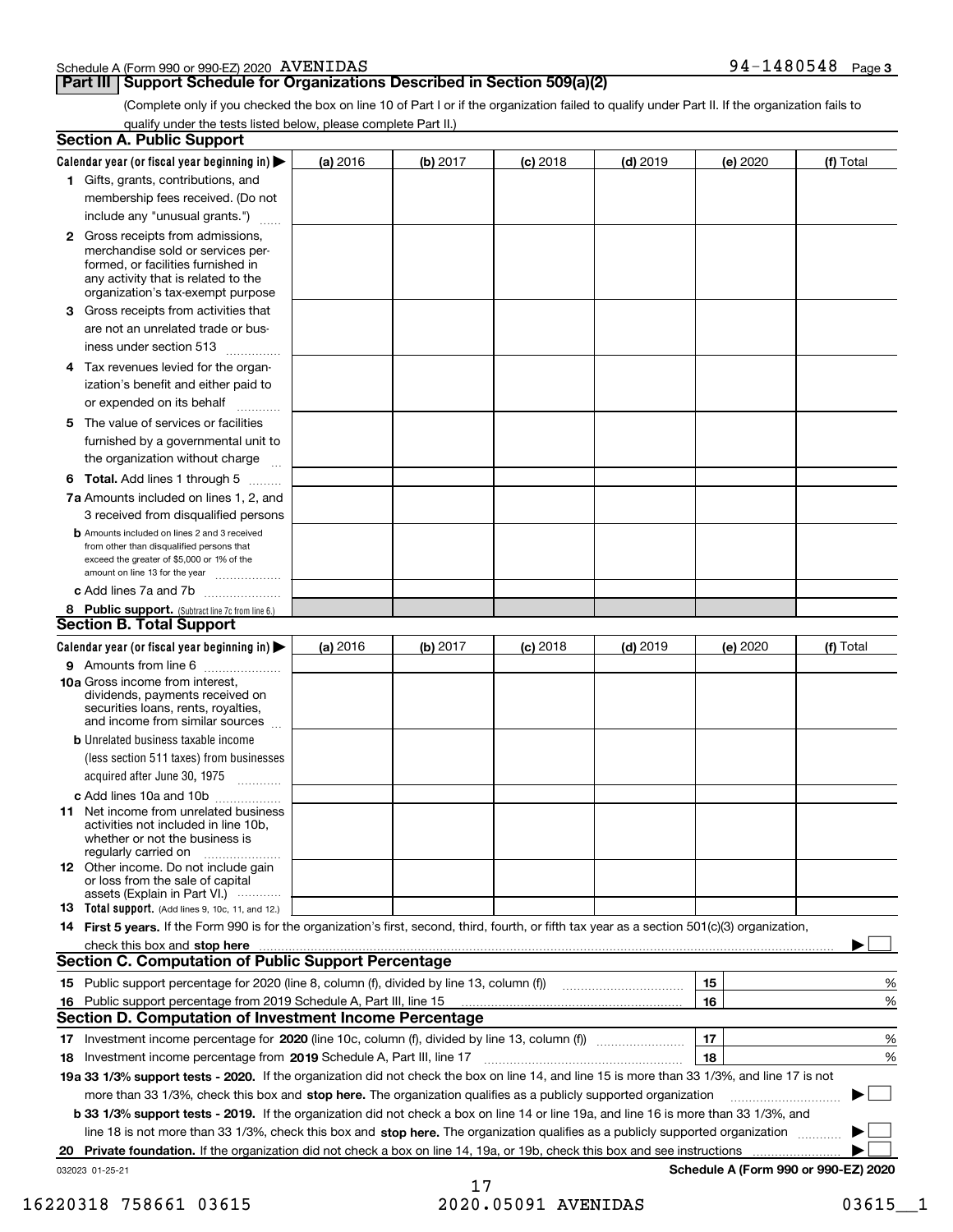Schedule A (Form 990 or 990-EZ) 2020 AVENIDAS 94-1480548 Page 3

## Part III Support Schedule for Organizations Described in Section 509(a)(2)

(Complete only if you checked the box on line 10 of Part I or if the organization failed to qualify under Part II. If the organization fails to qualify under the tests listed below, please complete Part II.)

### Section A. Public Support

| Calendar year (or fiscal year beginning in) ▶ | (a) 2016 | (b) 2017 | (c) 2018 | (d) 2019 | (e) 2020 | (f) Total |
|---|---|---|---|---|---|---|
| **1** Gifts, grants, contributions, and membership fees received. (Do not include any "unusual grants.") | | | | | | |
| **2** Gross receipts from admissions, merchandise sold or services performed, or facilities furnished in any activity that is related to the organization's tax-exempt purpose | | | | | | |
| **3** Gross receipts from activities that are not an unrelated trade or business under section 513 | | | | | | |
| **4** Tax revenues levied for the organization's benefit and either paid to or expended on its behalf | | | | | | |
| **5** The value of services or facilities furnished by a governmental unit to the organization without charge | | | | | | |
| **6 Total.** Add lines 1 through 5 | | | | | | |
| **7a** Amounts included on lines 1, 2, and 3 received from disqualified persons | | | | | | |
| **b** Amounts included on lines 2 and 3 received from other than disqualified persons that exceed the greater of $5,000 or 1% of the amount on line 13 for the year | | | | | | |
| **c** Add lines 7a and 7b | | | | | | |
| **8 Public support.** (Subtract line 7c from line 6.) | | | | | | |

### Section B. Total Support

| Calendar year (or fiscal year beginning in) ▶ | (a) 2016 | (b) 2017 | (c) 2018 | (d) 2019 | (e) 2020 | (f) Total |
|---|---|---|---|---|---|---|
| **9** Amounts from line 6 | | | | | | |
| **10a** Gross income from interest, dividends, payments received on securities loans, rents, royalties, and income from similar sources | | | | | | |
| **b** Unrelated business taxable income (less section 511 taxes) from businesses acquired after June 30, 1975 | | | | | | |
| **c** Add lines 10a and 10b | | | | | | |
| **11** Net income from unrelated business activities not included in line 10b, whether or not the business is regularly carried on | | | | | | |
| **12** Other income. Do not include gain or loss from the sale of capital assets (Explain in Part VI.) | | | | | | |
| **13 Total support.** (Add lines 9, 10c, 11, and 12.) | | | | | | |

**14 First 5 years.** If the Form 990 is for the organization's first, second, third, fourth, or fifth tax year as a section 501(c)(3) organization, check this box and **stop here** ▶ ☐

### Section C. Computation of Public Support Percentage

| | | | |
|---|---|---|---|
| **15** | Public support percentage for 2020 (line 8, column (f), divided by line 13, column (f)) | 15 | % |
| **16** | Public support percentage from 2019 Schedule A, Part III, line 15 | 16 | % |

### Section D. Computation of Investment Income Percentage

| | | | |
|---|---|---|---|
| **17** | Investment income percentage for **2020** (line 10c, column (f), divided by line 13, column (f)) | 17 | % |
| **18** | Investment income percentage from **2019** Schedule A, Part III, line 17 | 18 | % |

**19a 33 1/3% support tests - 2020.** If the organization did not check the box on line 14, and line 15 is more than 33 1/3%, and line 17 is not more than 33 1/3%, check this box and **stop here.** The organization qualifies as a publicly supported organization ▶ ☐

**b 33 1/3% support tests - 2019.** If the organization did not check a box on line 14 or line 19a, and line 16 is more than 33 1/3%, and line 18 is not more than 33 1/3%, check this box and **stop here.** The organization qualifies as a publicly supported organization ▶ ☐

**20 Private foundation.** If the organization did not check a box on line 14, 19a, or 19b, check this box and see instructions ▶ ☐

032023 01-25-21 **Schedule A (Form 990 or 990-EZ) 2020**

16220318 758661 03615 2020.05091 AVENIDAS 03615__1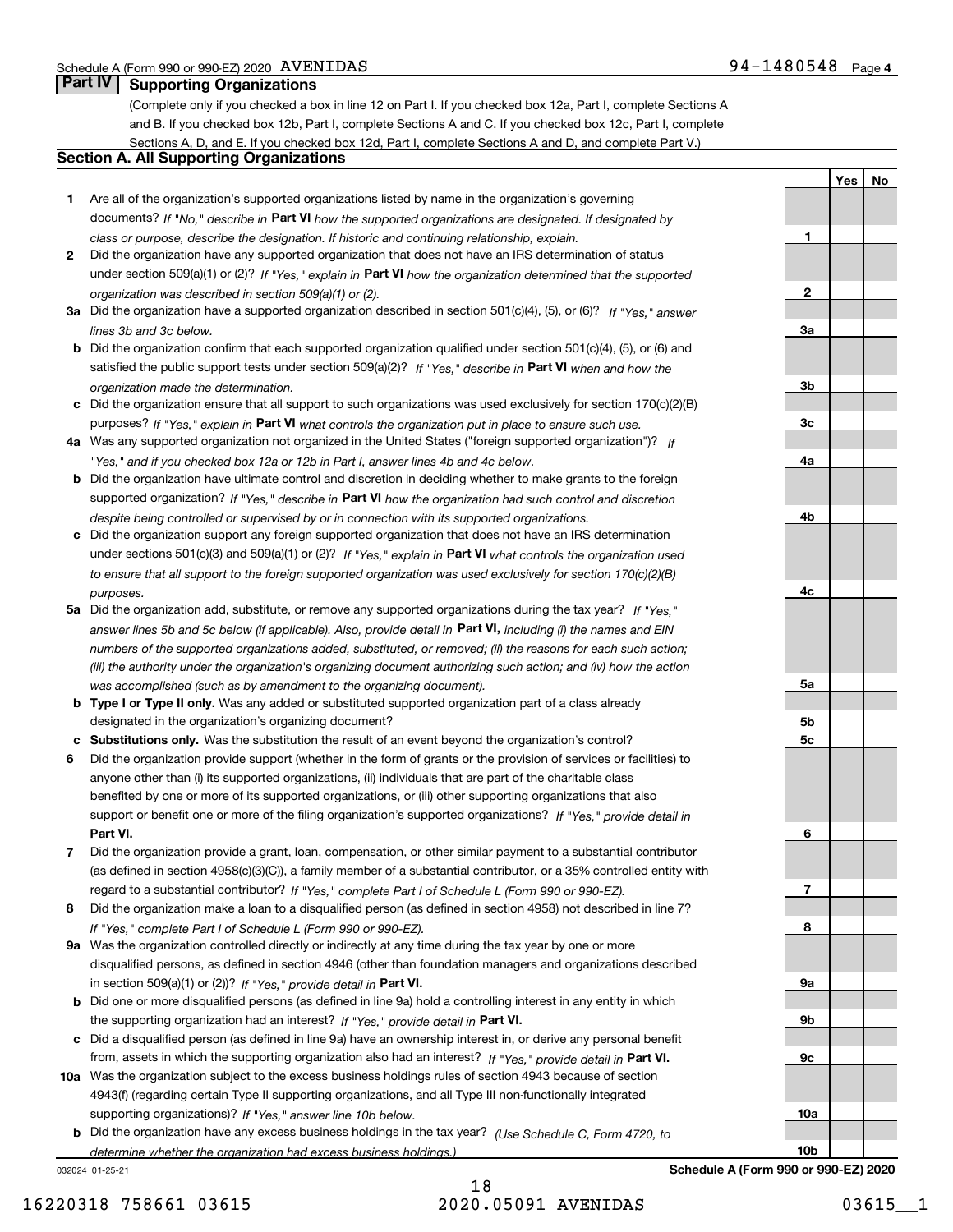Schedule A (Form 990 or 990-EZ) 2020 AVENIDAS 94-1480548 Page 4

## Part IV Supporting Organizations

(Complete only if you checked a box in line 12 on Part I. If you checked box 12a, Part I, complete Sections A and B. If you checked box 12b, Part I, complete Sections A and C. If you checked box 12c, Part I, complete Sections A, D, and E. If you checked box 12d, Part I, complete Sections A and D, and complete Part V.)

### Section A. All Supporting Organizations

| | | | Yes | No |
|---|---|---|---|---|
| 1 | Are all of the organization's supported organizations listed by name in the organization's governing documents? *If "No," describe in* **Part VI** *how the supported organizations are designated. If designated by class or purpose, describe the designation. If historic and continuing relationship, explain.* | 1 | | |
| 2 | Did the organization have any supported organization that does not have an IRS determination of status under section 509(a)(1) or (2)? *If "Yes," explain in* **Part VI** *how the organization determined that the supported organization was described in section 509(a)(1) or (2).* | 2 | | |
| 3a | Did the organization have a supported organization described in section 501(c)(4), (5), or (6)? *If "Yes," answer lines 3b and 3c below.* | 3a | | |
| b | Did the organization confirm that each supported organization qualified under section 501(c)(4), (5), or (6) and satisfied the public support tests under section 509(a)(2)? *If "Yes," describe in* **Part VI** *when and how the organization made the determination.* | 3b | | |
| c | Did the organization ensure that all support to such organizations was used exclusively for section 170(c)(2)(B) purposes? *If "Yes," explain in* **Part VI** *what controls the organization put in place to ensure such use.* | 3c | | |
| 4a | Was any supported organization not organized in the United States ("foreign supported organization")? *If "Yes," and if you checked box 12a or 12b in Part I, answer lines 4b and 4c below.* | 4a | | |
| b | Did the organization have ultimate control and discretion in deciding whether to make grants to the foreign supported organization? *If "Yes," describe in* **Part VI** *how the organization had such control and discretion despite being controlled or supervised by or in connection with its supported organizations.* | 4b | | |
| c | Did the organization support any foreign supported organization that does not have an IRS determination under sections 501(c)(3) and 509(a)(1) or (2)? *If "Yes," explain in* **Part VI** *what controls the organization used to ensure that all support to the foreign supported organization was used exclusively for section 170(c)(2)(B) purposes.* | 4c | | |
| 5a | Did the organization add, substitute, or remove any supported organizations during the tax year? *If "Yes," answer lines 5b and 5c below (if applicable). Also, provide detail in* **Part VI,** *including (i) the names and EIN numbers of the supported organizations added, substituted, or removed; (ii) the reasons for each such action; (iii) the authority under the organization's organizing document authorizing such action; and (iv) how the action was accomplished (such as by amendment to the organizing document).* | 5a | | |
| b | **Type I or Type II only.** Was any added or substituted supported organization part of a class already designated in the organization's organizing document? | 5b | | |
| c | **Substitutions only.** Was the substitution the result of an event beyond the organization's control? | 5c | | |
| 6 | Did the organization provide support (whether in the form of grants or the provision of services or facilities) to anyone other than (i) its supported organizations, (ii) individuals that are part of the charitable class benefited by one or more of its supported organizations, or (iii) other supporting organizations that also support or benefit one or more of the filing organization's supported organizations? *If "Yes," provide detail in* **Part VI.** | 6 | | |
| 7 | Did the organization provide a grant, loan, compensation, or other similar payment to a substantial contributor (as defined in section 4958(c)(3)(C)), a family member of a substantial contributor, or a 35% controlled entity with regard to a substantial contributor? *If "Yes," complete Part I of Schedule L (Form 990 or 990-EZ).* | 7 | | |
| 8 | Did the organization make a loan to a disqualified person (as defined in section 4958) not described in line 7? *If "Yes," complete Part I of Schedule L (Form 990 or 990-EZ).* | 8 | | |
| 9a | Was the organization controlled directly or indirectly at any time during the tax year by one or more disqualified persons, as defined in section 4946 (other than foundation managers and organizations described in section 509(a)(1) or (2))? *If "Yes," provide detail in* **Part VI.** | 9a | | |
| b | Did one or more disqualified persons (as defined in line 9a) hold a controlling interest in any entity in which the supporting organization had an interest? *If "Yes," provide detail in* **Part VI.** | 9b | | |
| c | Did a disqualified person (as defined in line 9a) have an ownership interest in, or derive any personal benefit from, assets in which the supporting organization also had an interest? *If "Yes," provide detail in* **Part VI.** | 9c | | |
| 10a | Was the organization subject to the excess business holdings rules of section 4943 because of section 4943(f) (regarding certain Type II supporting organizations, and all Type III non-functionally integrated supporting organizations)? *If "Yes," answer line 10b below.* | 10a | | |
| b | Did the organization have any excess business holdings in the tax year? *(Use Schedule C, Form 4720, to determine whether the organization had excess business holdings.)* | 10b | | |

032024 01-25-21 **Schedule A (Form 990 or 990-EZ) 2020**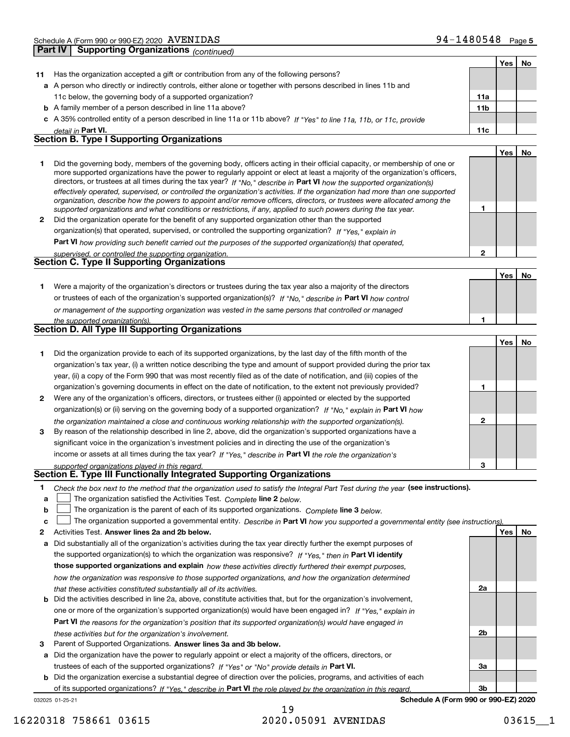Schedule A (Form 990 or 990-EZ) 2020 AVENIDAS 94-1480548 Page 5

## Part IV Supporting Organizations *(continued)*

| | | | Yes | No |
|---|---|---|---|---|
| **11** | Has the organization accepted a gift or contribution from any of the following persons? | | | |
| **a** | A person who directly or indirectly controls, either alone or together with persons described in lines 11b and 11c below, the governing body of a supported organization? | 11a | | |
| **b** | A family member of a person described in line 11a above? | 11b | | |
| **c** | A 35% controlled entity of a person described in line 11a or 11b above? *If "Yes" to line 11a, 11b, or 11c, provide detail in* **Part VI.** | 11c | | |

### Section B. Type I Supporting Organizations

| | | | Yes | No |
|---|---|---|---|---|
| **1** | Did the governing body, members of the governing body, officers acting in their official capacity, or membership of one or more supported organizations have the power to regularly appoint or elect at least a majority of the organization's officers, directors, or trustees at all times during the tax year? *If "No," describe in* **Part VI** *how the supported organization(s) effectively operated, supervised, or controlled the organization's activities. If the organization had more than one supported organization, describe how the powers to appoint and/or remove officers, directors, or trustees were allocated among the supported organizations and what conditions or restrictions, if any, applied to such powers during the tax year.* | 1 | | |
| **2** | Did the organization operate for the benefit of any supported organization other than the supported organization(s) that operated, supervised, or controlled the supporting organization? *If "Yes," explain in* **Part VI** *how providing such benefit carried out the purposes of the supported organization(s) that operated, supervised, or controlled the supporting organization.* | 2 | | |

### Section C. Type II Supporting Organizations

| | | | Yes | No |
|---|---|---|---|---|
| **1** | Were a majority of the organization's directors or trustees during the tax year also a majority of the directors or trustees of each of the organization's supported organization(s)? *If "No," describe in* **Part VI** *how control or management of the supporting organization was vested in the same persons that controlled or managed the supported organization(s).* | 1 | | |

### Section D. All Type III Supporting Organizations

| | | | Yes | No |
|---|---|---|---|---|
| **1** | Did the organization provide to each of its supported organizations, by the last day of the fifth month of the organization's tax year, (i) a written notice describing the type and amount of support provided during the prior tax year, (ii) a copy of the Form 990 that was most recently filed as of the date of notification, and (iii) copies of the organization's governing documents in effect on the date of notification, to the extent not previously provided? | 1 | | |
| **2** | Were any of the organization's officers, directors, or trustees either (i) appointed or elected by the supported organization(s) or (ii) serving on the governing body of a supported organization? *If "No," explain in* **Part VI** *how the organization maintained a close and continuous working relationship with the supported organization(s).* | 2 | | |
| **3** | By reason of the relationship described in line 2, above, did the organization's supported organizations have a significant voice in the organization's investment policies and in directing the use of the organization's income or assets at all times during the tax year? *If "Yes," describe in* **Part VI** *the role the organization's supported organizations played in this regard.* | 3 | | |

### Section E. Type III Functionally Integrated Supporting Organizations

**1** *Check the box next to the method that the organization used to satisfy the Integral Part Test during the year* **(see instructions).**

- **a** ☐ The organization satisfied the Activities Test. *Complete* **line 2** *below.*
- **b** ☐ The organization is the parent of each of its supported organizations. *Complete* **line 3** *below.*
- **c** ☐ The organization supported a governmental entity. *Describe in* **Part VI** *how you supported a governmental entity (see instructions).*

| | | | Yes | No |
|---|---|---|---|---|
| **2** | Activities Test. **Answer lines 2a and 2b below.** | | | |
| **a** | Did substantially all of the organization's activities during the tax year directly further the exempt purposes of the supported organization(s) to which the organization was responsive? *If "Yes," then in* **Part VI identify those supported organizations and explain** *how these activities directly furthered their exempt purposes, how the organization was responsive to those supported organizations, and how the organization determined that these activities constituted substantially all of its activities.* | 2a | | |
| **b** | Did the activities described in line 2a, above, constitute activities that, but for the organization's involvement, one or more of the organization's supported organization(s) would have been engaged in? *If "Yes," explain in* **Part VI** *the reasons for the organization's position that its supported organization(s) would have engaged in these activities but for the organization's involvement.* | 2b | | |
| **3** | Parent of Supported Organizations. **Answer lines 3a and 3b below.** | | | |
| **a** | Did the organization have the power to regularly appoint or elect a majority of the officers, directors, or trustees of each of the supported organizations? *If "Yes" or "No" provide details in* **Part VI.** | 3a | | |
| **b** | Did the organization exercise a substantial degree of direction over the policies, programs, and activities of each of its supported organizations? *If "Yes," describe in* **Part VI** *the role played by the organization in this regard.* | 3b | | |

032025 01-25-21 **Schedule A (Form 990 or 990-EZ) 2020**

16220318 758661 03615 2020.05091 AVENIDAS 03615__1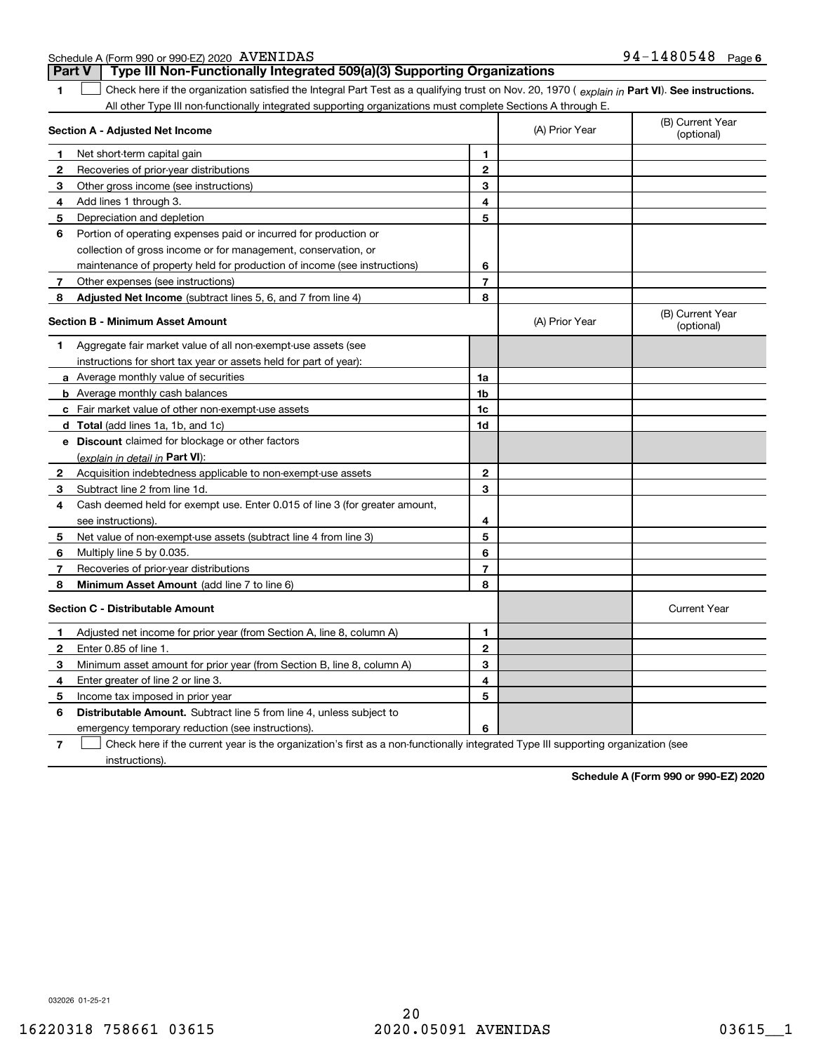Schedule A (Form 990 or 990-EZ) 2020 AVENIDAS 94-1480548 Page 6

## Part V Type III Non-Functionally Integrated 509(a)(3) Supporting Organizations

**1** ☐ Check here if the organization satisfied the Integral Part Test as a qualifying trust on Nov. 20, 1970 ( *explain in* **Part VI**). **See instructions.** All other Type III non-functionally integrated supporting organizations must complete Sections A through E.

| **Section A - Adjusted Net Income** | | (A) Prior Year | (B) Current Year (optional) |
|---|---|---|---|
| **1** Net short-term capital gain | 1 | | |
| **2** Recoveries of prior-year distributions | 2 | | |
| **3** Other gross income (see instructions) | 3 | | |
| **4** Add lines 1 through 3. | 4 | | |
| **5** Depreciation and depletion | 5 | | |
| **6** Portion of operating expenses paid or incurred for production or collection of gross income or for management, conservation, or maintenance of property held for production of income (see instructions) | 6 | | |
| **7** Other expenses (see instructions) | 7 | | |
| **8** **Adjusted Net Income** (subtract lines 5, 6, and 7 from line 4) | 8 | | |

| **Section B - Minimum Asset Amount** | | (A) Prior Year | (B) Current Year (optional) |
|---|---|---|---|
| **1** Aggregate fair market value of all non-exempt-use assets (see instructions for short tax year or assets held for part of year): | | | |
| **a** Average monthly value of securities | 1a | | |
| **b** Average monthly cash balances | 1b | | |
| **c** Fair market value of other non-exempt-use assets | 1c | | |
| **d** **Total** (add lines 1a, 1b, and 1c) | 1d | | |
| **e** **Discount** claimed for blockage or other factors (*explain in detail in* **Part VI**): | | | |
| **2** Acquisition indebtedness applicable to non-exempt-use assets | 2 | | |
| **3** Subtract line 2 from line 1d. | 3 | | |
| **4** Cash deemed held for exempt use. Enter 0.015 of line 3 (for greater amount, see instructions). | 4 | | |
| **5** Net value of non-exempt-use assets (subtract line 4 from line 3) | 5 | | |
| **6** Multiply line 5 by 0.035. | 6 | | |
| **7** Recoveries of prior-year distributions | 7 | | |
| **8** **Minimum Asset Amount** (add line 7 to line 6) | 8 | | |

| **Section C - Distributable Amount** | | | Current Year |
|---|---|---|---|
| **1** Adjusted net income for prior year (from Section A, line 8, column A) | 1 | | |
| **2** Enter 0.85 of line 1. | 2 | | |
| **3** Minimum asset amount for prior year (from Section B, line 8, column A) | 3 | | |
| **4** Enter greater of line 2 or line 3. | 4 | | |
| **5** Income tax imposed in prior year | 5 | | |
| **6** **Distributable Amount.** Subtract line 5 from line 4, unless subject to emergency temporary reduction (see instructions). | 6 | | |

**7** ☐ Check here if the current year is the organization's first as a non-functionally integrated Type III supporting organization (see instructions).

**Schedule A (Form 990 or 990-EZ) 2020**

032026 01-25-21

16220318 758661 03615 2020.05091 AVENIDAS 03615__1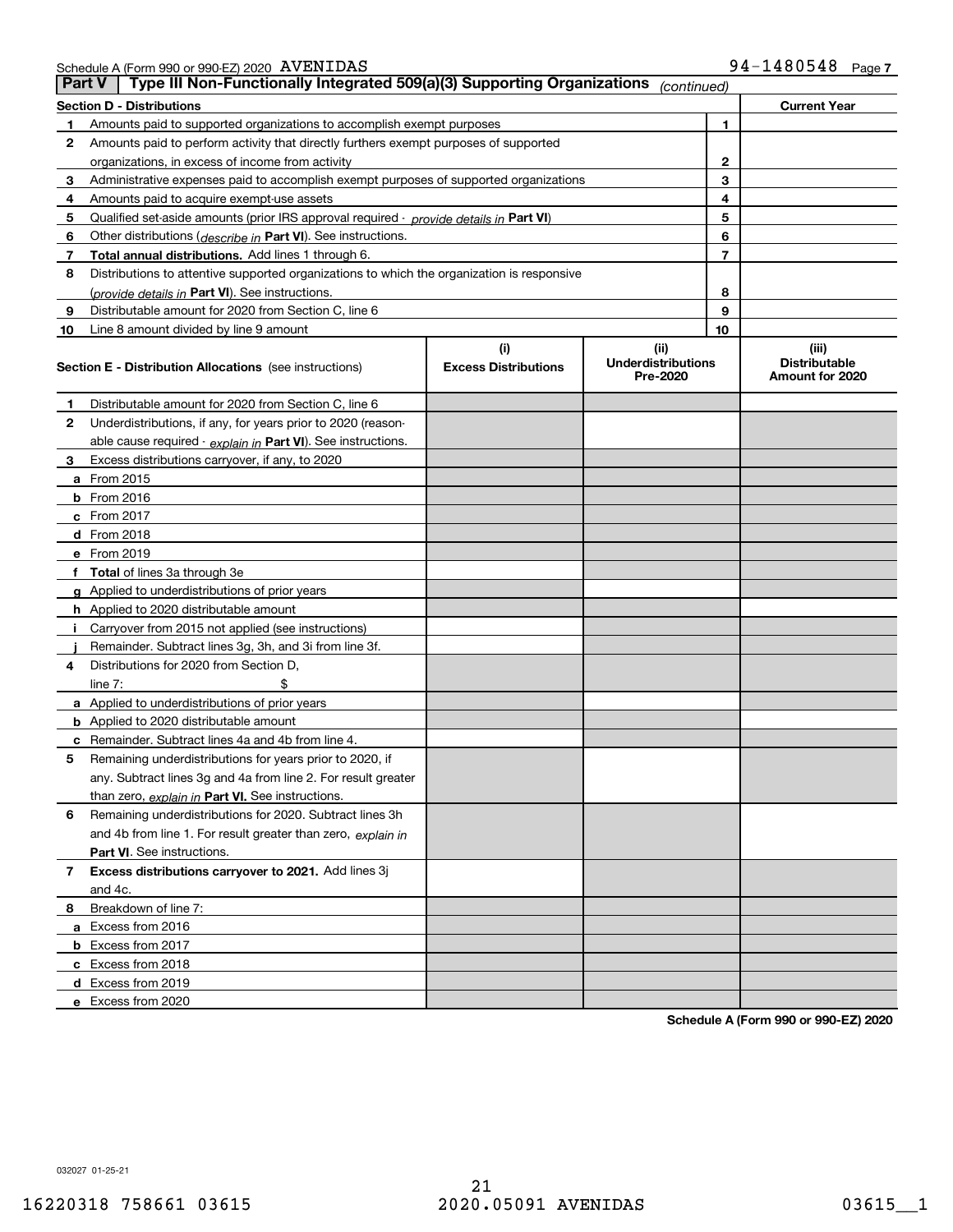Schedule A (Form 990 or 990-EZ) 2020 AVENIDAS 94-1480548 Page 7

## Part V Type III Non-Functionally Integrated 509(a)(3) Supporting Organizations *(continued)*

| Section D - Distributions | | | Current Year |
|---|---|---|---|
| 1 | Amounts paid to supported organizations to accomplish exempt purposes | 1 | |
| 2 | Amounts paid to perform activity that directly furthers exempt purposes of supported organizations, in excess of income from activity | 2 | |
| 3 | Administrative expenses paid to accomplish exempt purposes of supported organizations | 3 | |
| 4 | Amounts paid to acquire exempt-use assets | 4 | |
| 5 | Qualified set-aside amounts (prior IRS approval required - *provide details in* **Part VI**) | 5 | |
| 6 | Other distributions (*describe in* **Part VI**). See instructions. | 6 | |
| 7 | **Total annual distributions.** Add lines 1 through 6. | 7 | |
| 8 | Distributions to attentive supported organizations to which the organization is responsive (*provide details in* **Part VI**). See instructions. | 8 | |
| 9 | Distributable amount for 2020 from Section C, line 6 | 9 | |
| 10 | Line 8 amount divided by line 9 amount | 10 | |

| **Section E - Distribution Allocations** (see instructions) | (i) Excess Distributions | (ii) Underdistributions Pre-2020 | (iii) Distributable Amount for 2020 |
|---|---|---|---|
| **1** Distributable amount for 2020 from Section C, line 6 | | | |
| **2** Underdistributions, if any, for years prior to 2020 (reasonable cause required - *explain in* **Part VI**). See instructions. | | | |
| **3** Excess distributions carryover, if any, to 2020 | | | |
| **a** From 2015 | | | |
| **b** From 2016 | | | |
| **c** From 2017 | | | |
| **d** From 2018 | | | |
| **e** From 2019 | | | |
| **f Total** of lines 3a through 3e | | | |
| **g** Applied to underdistributions of prior years | | | |
| **h** Applied to 2020 distributable amount | | | |
| **i** Carryover from 2015 not applied (see instructions) | | | |
| **j** Remainder. Subtract lines 3g, 3h, and 3i from line 3f. | | | |
| **4** Distributions for 2020 from Section D, line 7: $ | | | |
| **a** Applied to underdistributions of prior years | | | |
| **b** Applied to 2020 distributable amount | | | |
| **c** Remainder. Subtract lines 4a and 4b from line 4. | | | |
| **5** Remaining underdistributions for years prior to 2020, if any. Subtract lines 3g and 4a from line 2. For result greater than zero, *explain in* **Part VI.** See instructions. | | | |
| **6** Remaining underdistributions for 2020. Subtract lines 3h and 4b from line 1. For result greater than zero, *explain in* **Part VI**. See instructions. | | | |
| **7 Excess distributions carryover to 2021.** Add lines 3j and 4c. | | | |
| **8** Breakdown of line 7: | | | |
| **a** Excess from 2016 | | | |
| **b** Excess from 2017 | | | |
| **c** Excess from 2018 | | | |
| **d** Excess from 2019 | | | |
| **e** Excess from 2020 | | | |

**Schedule A (Form 990 or 990-EZ) 2020**

032027 01-25-21

16220318 758661 03615 2020.05091 AVENIDAS 03615__1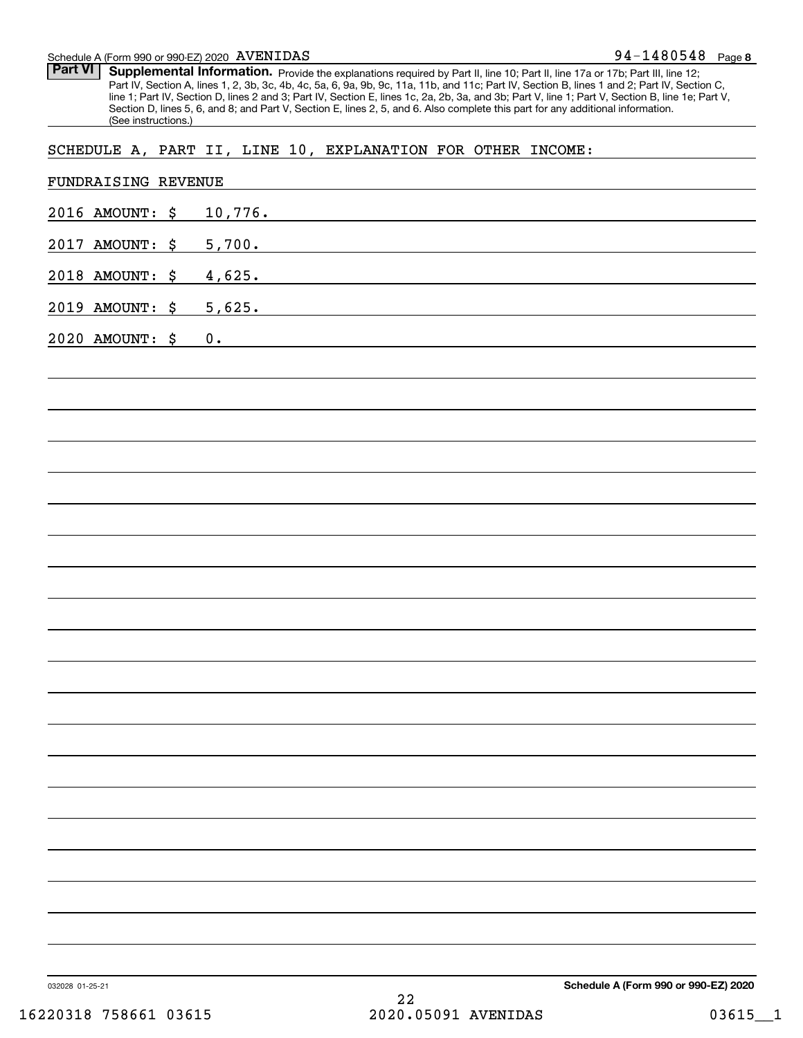Schedule A (Form 990 or 990-EZ) 2020 AVENIDAS 94-1480548 Page 8

**Part VI** **Supplemental Information.** Provide the explanations required by Part II, line 10; Part II, line 17a or 17b; Part III, line 12; Part IV, Section A, lines 1, 2, 3b, 3c, 4b, 4c, 5a, 6, 9a, 9b, 9c, 11a, 11b, and 11c; Part IV, Section B, lines 1 and 2; Part IV, Section C, line 1; Part IV, Section D, lines 2 and 3; Part IV, Section E, lines 1c, 2a, 2b, 3a, and 3b; Part V, line 1; Part V, Section B, line 1e; Part V, Section D, lines 5, 6, and 8; and Part V, Section E, lines 2, 5, and 6. Also complete this part for any additional information. (See instructions.)

SCHEDULE A, PART II, LINE 10, EXPLANATION FOR OTHER INCOME:

FUNDRAISING REVENUE

2016 AMOUNT: $ 10,776.

2017 AMOUNT: $ 5,700.

2018 AMOUNT: $ 4,625.

2019 AMOUNT: $ 5,625.

2020 AMOUNT: $ 0.

032028 01-25-21 **Schedule A (Form 990 or 990-EZ) 2020**

16220318 758661 03615 2020.05091 AVENIDAS 03615__1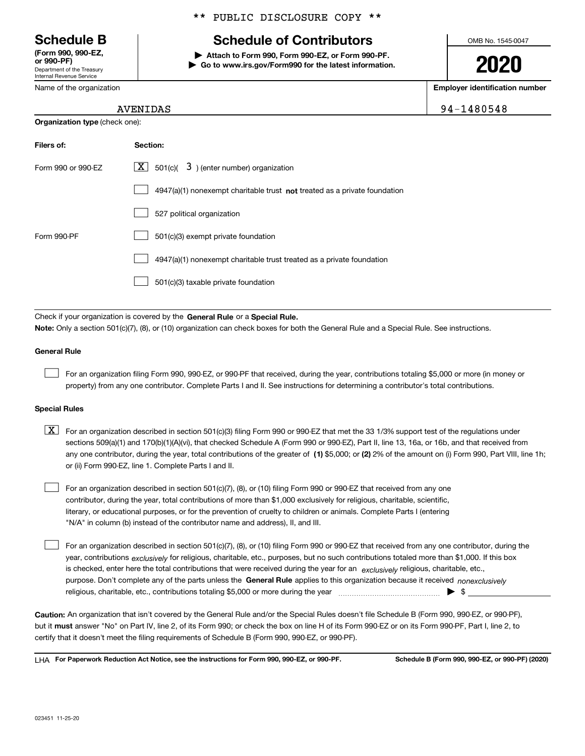\*\* PUBLIC DISCLOSURE COPY \*\*

# Schedule B

**(Form 990, 990-EZ, or 990-PF)**
Department of the Treasury
Internal Revenue Service

## Schedule of Contributors

**▶ Attach to Form 990, Form 990-EZ, or Form 990-PF.**
**▶ Go to www.irs.gov/Form990 for the latest information.**

OMB No. 1545-0047

**2020**

Name of the organization: AVENIDAS

**Employer identification number:** 94-1480548

**Organization type** (check one):

| Filers of: | Section: |
|---|---|
| Form 990 or 990-EZ | [X] 501(c)( 3 ) (enter number) organization |
| | [ ] 4947(a)(1) nonexempt charitable trust **not** treated as a private foundation |
| | [ ] 527 political organization |
| Form 990-PF | [ ] 501(c)(3) exempt private foundation |
| | [ ] 4947(a)(1) nonexempt charitable trust treated as a private foundation |
| | [ ] 501(c)(3) taxable private foundation |

Check if your organization is covered by the **General Rule** or a **Special Rule.**

**Note:** Only a section 501(c)(7), (8), or (10) organization can check boxes for both the General Rule and a Special Rule. See instructions.

### General Rule

[ ] For an organization filing Form 990, 990-EZ, or 990-PF that received, during the year, contributions totaling $5,000 or more (in money or property) from any one contributor. Complete Parts I and II. See instructions for determining a contributor's total contributions.

### Special Rules

[X] For an organization described in section 501(c)(3) filing Form 990 or 990-EZ that met the 33 1/3% support test of the regulations under sections 509(a)(1) and 170(b)(1)(A)(vi), that checked Schedule A (Form 990 or 990-EZ), Part II, line 13, 16a, or 16b, and that received from any one contributor, during the year, total contributions of the greater of **(1)** $5,000; or **(2)** 2% of the amount on (i) Form 990, Part VIII, line 1h; or (ii) Form 990-EZ, line 1. Complete Parts I and II.

[ ] For an organization described in section 501(c)(7), (8), or (10) filing Form 990 or 990-EZ that received from any one contributor, during the year, total contributions of more than $1,000 exclusively for religious, charitable, scientific, literary, or educational purposes, or for the prevention of cruelty to children or animals. Complete Parts I (entering "N/A" in column (b) instead of the contributor name and address), II, and III.

[ ] For an organization described in section 501(c)(7), (8), or (10) filing Form 990 or 990-EZ that received from any one contributor, during the year, contributions *exclusively* for religious, charitable, etc., purposes, but no such contributions totaled more than $1,000. If this box is checked, enter here the total contributions that were received during the year for an *exclusively* religious, charitable, etc., purpose. Don't complete any of the parts unless the **General Rule** applies to this organization because it received *nonexclusively* religious, charitable, etc., contributions totaling $5,000 or more during the year ▶ $ ____________

**Caution:** An organization that isn't covered by the General Rule and/or the Special Rules doesn't file Schedule B (Form 990, 990-EZ, or 990-PF), but it **must** answer "No" on Part IV, line 2, of its Form 990; or check the box on line H of its Form 990-EZ or on its Form 990-PF, Part I, line 2, to certify that it doesn't meet the filing requirements of Schedule B (Form 990, 990-EZ, or 990-PF).

LHA **For Paperwork Reduction Act Notice, see the instructions for Form 990, 990-EZ, or 990-PF.** **Schedule B (Form 990, 990-EZ, or 990-PF) (2020)**

023451 11-25-20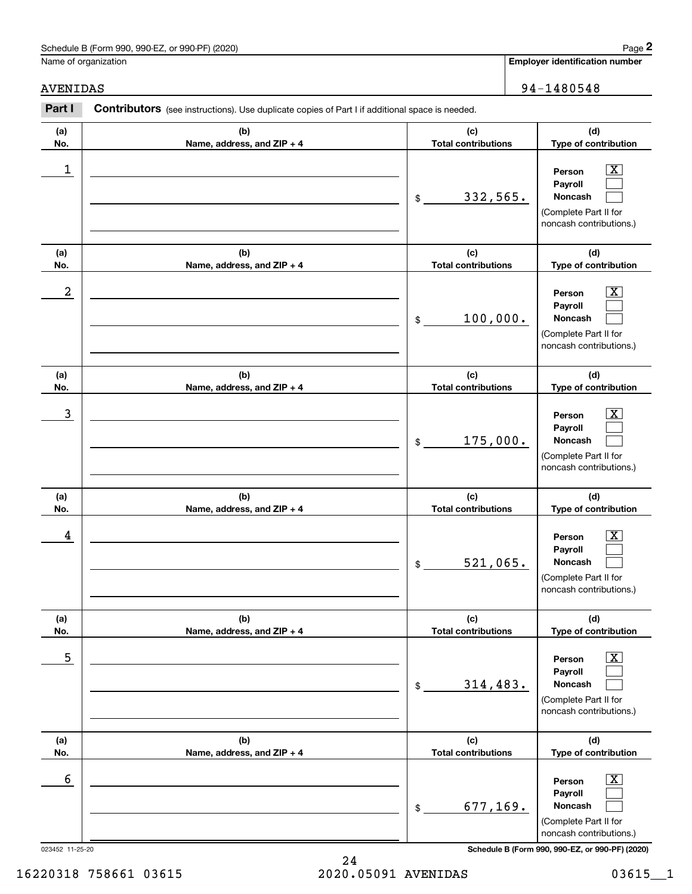Schedule B (Form 990, 990-EZ, or 990-PF) (2020) Page **2**

Name of organization: AVENIDAS

**Employer identification number**: 94-1480548

**Part I** **Contributors** (see instructions). Use duplicate copies of Part I if additional space is needed.

| (a) No. | (b) Name, address, and ZIP + 4 | (c) Total contributions | (d) Type of contribution |
|---|---|---|---|
| 1 | | $ 332,565. | Person [X] Payroll [ ] Noncash [ ] (Complete Part II for noncash contributions.) |
| 2 | | $ 100,000. | Person [X] Payroll [ ] Noncash [ ] (Complete Part II for noncash contributions.) |
| 3 | | $ 175,000. | Person [X] Payroll [ ] Noncash [ ] (Complete Part II for noncash contributions.) |
| 4 | | $ 521,065. | Person [X] Payroll [ ] Noncash [ ] (Complete Part II for noncash contributions.) |
| 5 | | $ 314,483. | Person [X] Payroll [ ] Noncash [ ] (Complete Part II for noncash contributions.) |
| 6 | | $ 677,169. | Person [X] Payroll [ ] Noncash [ ] (Complete Part II for noncash contributions.) |

023452 11-25-20 **Schedule B (Form 990, 990-EZ, or 990-PF) (2020)**

16220318 758661 03615 2020.05091 AVENIDAS 03615__1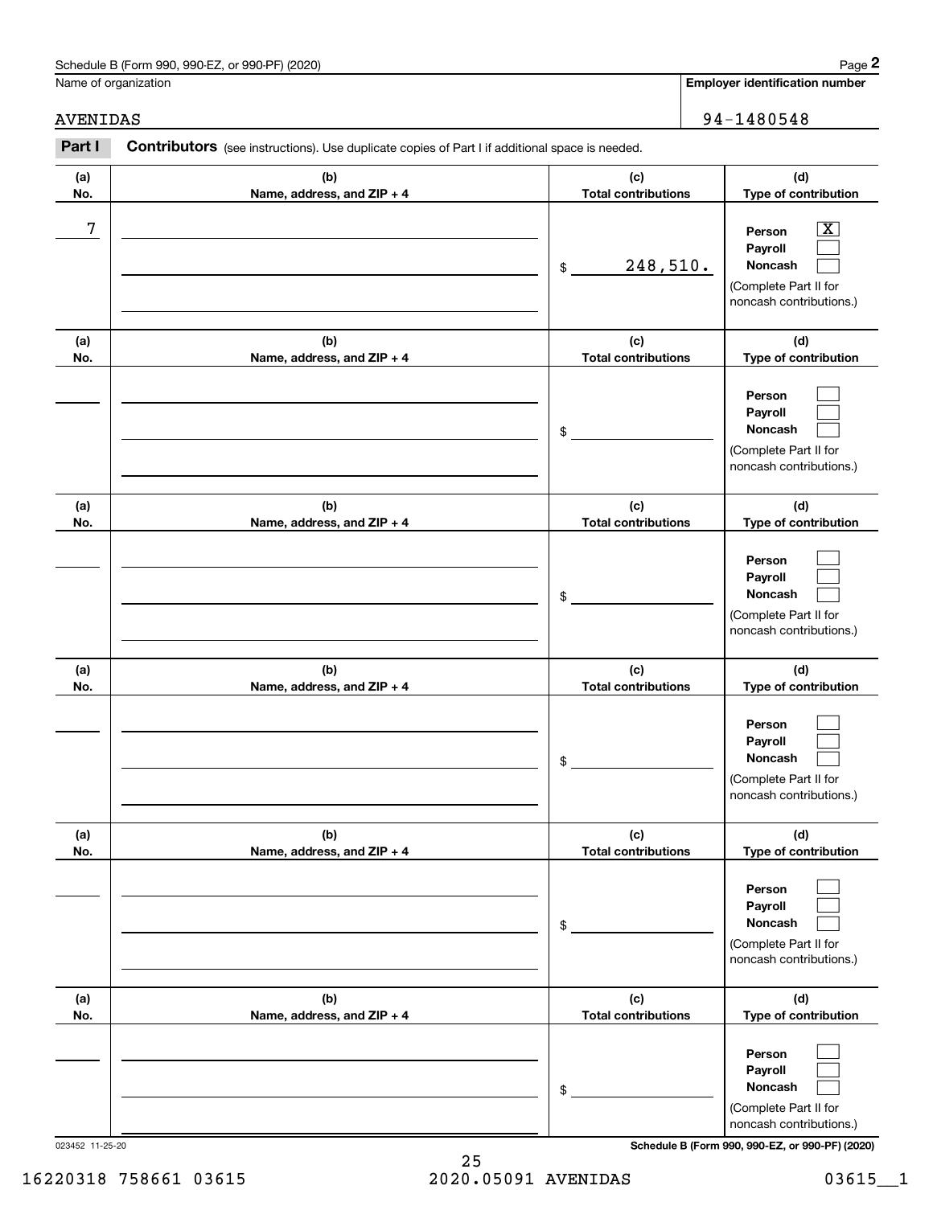Schedule B (Form 990, 990-EZ, or 990-PF) (2020)

Name of organization: AVENIDAS

Employer identification number: 94-1480548

**Part I** **Contributors** (see instructions). Use duplicate copies of Part I if additional space is needed.

| (a) No. | (b) Name, address, and ZIP + 4 | (c) Total contributions | (d) Type of contribution |
|---|---|---|---|
| 7 | | $ 248,510. | Person [X] Payroll [ ] Noncash [ ] (Complete Part II for noncash contributions.) |
| | | $ | Person [ ] Payroll [ ] Noncash [ ] (Complete Part II for noncash contributions.) |
| | | $ | Person [ ] Payroll [ ] Noncash [ ] (Complete Part II for noncash contributions.) |
| | | $ | Person [ ] Payroll [ ] Noncash [ ] (Complete Part II for noncash contributions.) |
| | | $ | Person [ ] Payroll [ ] Noncash [ ] (Complete Part II for noncash contributions.) |
| | | $ | Person [ ] Payroll [ ] Noncash [ ] (Complete Part II for noncash contributions.) |

023452 11-25-20

Schedule B (Form 990, 990-EZ, or 990-PF) (2020)

16220318 758661 03615 2020.05091 AVENIDAS 03615__1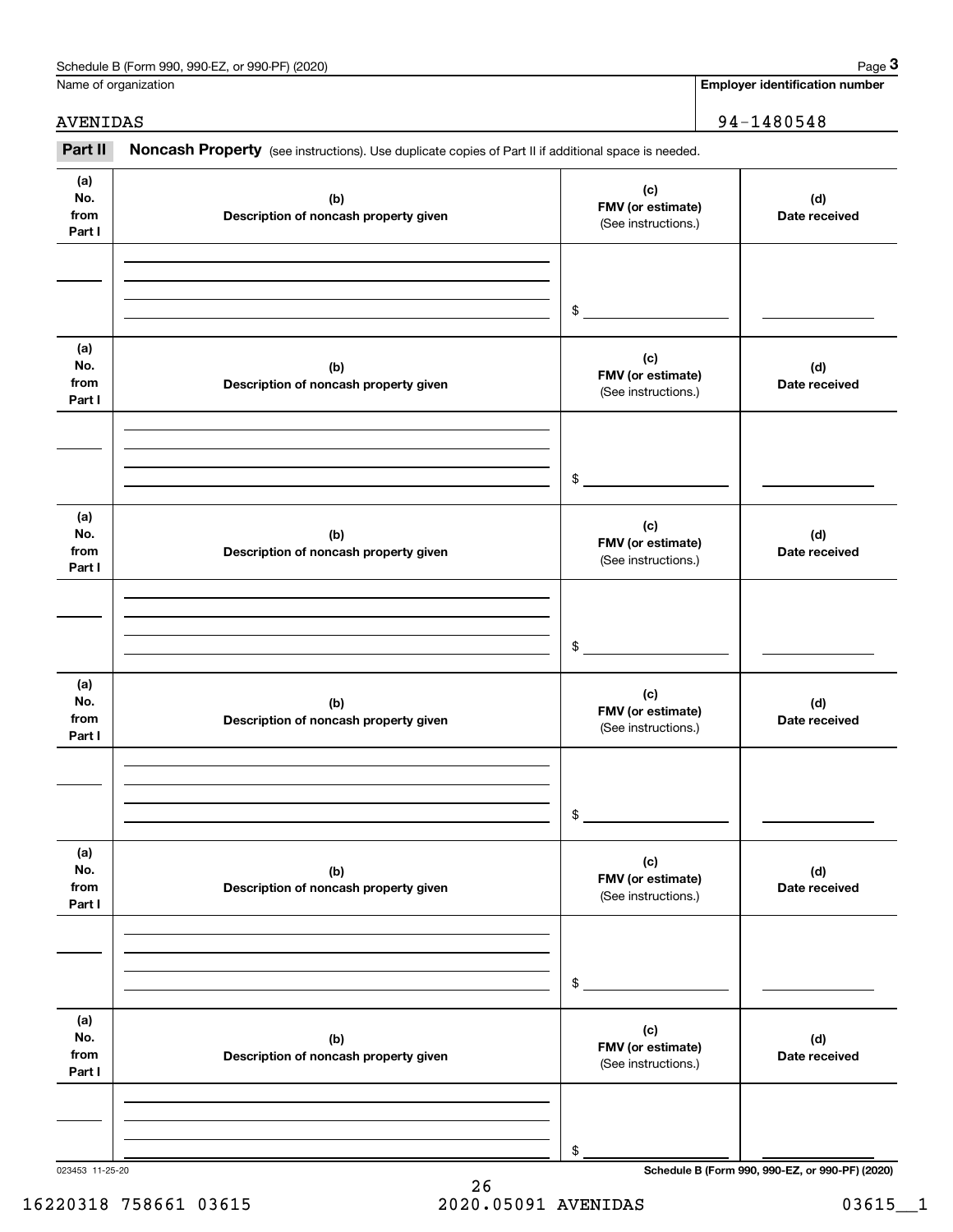Schedule B (Form 990, 990-EZ, or 990-PF) (2020) Page **3**

| Name of organization | Employer identification number |
|---|---|
| AVENIDAS | 94-1480548 |

**Part II** **Noncash Property** (see instructions). Use duplicate copies of Part II if additional space is needed.

| (a) No. from Part I | (b) Description of noncash property given | (c) FMV (or estimate) (See instructions.) | (d) Date received |
|---|---|---|---|
| | | $ | |

| (a) No. from Part I | (b) Description of noncash property given | (c) FMV (or estimate) (See instructions.) | (d) Date received |
|---|---|---|---|
| | | $ | |

| (a) No. from Part I | (b) Description of noncash property given | (c) FMV (or estimate) (See instructions.) | (d) Date received |
|---|---|---|---|
| | | $ | |

| (a) No. from Part I | (b) Description of noncash property given | (c) FMV (or estimate) (See instructions.) | (d) Date received |
|---|---|---|---|
| | | $ | |

| (a) No. from Part I | (b) Description of noncash property given | (c) FMV (or estimate) (See instructions.) | (d) Date received |
|---|---|---|---|
| | | $ | |

| (a) No. from Part I | (b) Description of noncash property given | (c) FMV (or estimate) (See instructions.) | (d) Date received |
|---|---|---|---|
| | | $ | |

023453 11-25-20 **Schedule B (Form 990, 990-EZ, or 990-PF) (2020)**

16220318 758661 03615 2020.05091 AVENIDAS 03615__1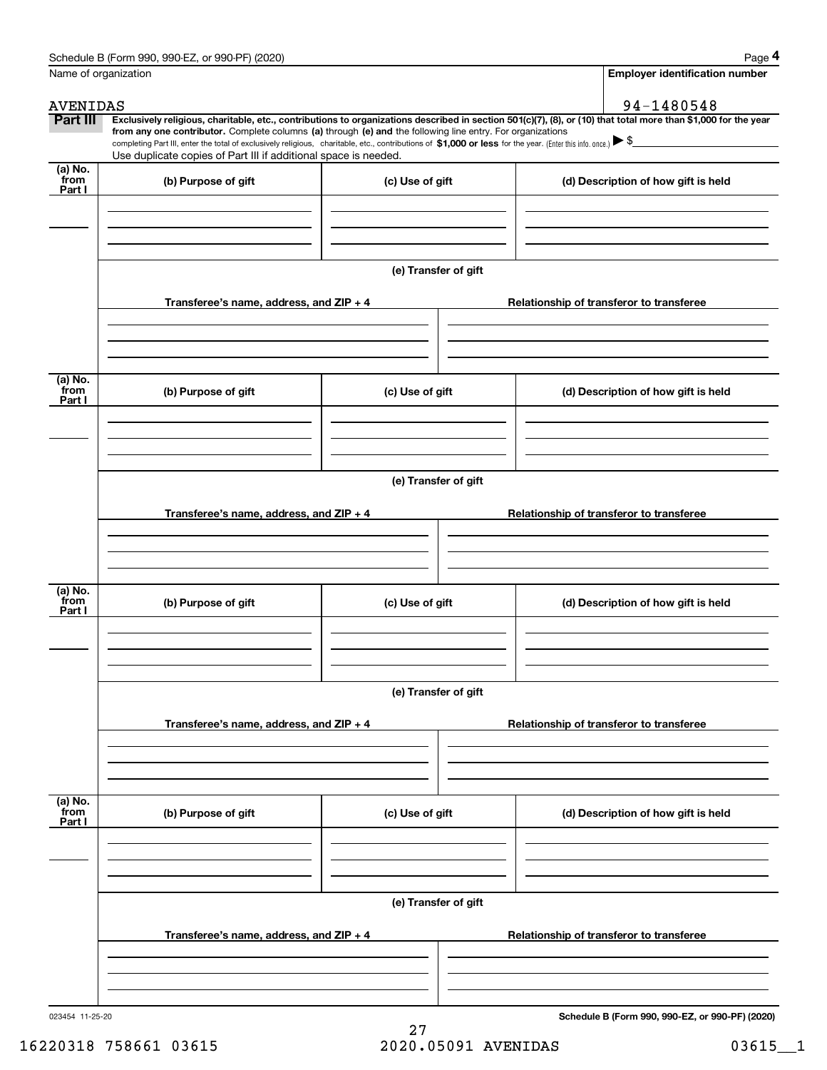Schedule B (Form 990, 990-EZ, or 990-PF) (2020)

Name of organization: AVENIDAS

Employer identification number: 94-1480548

**Part III** **Exclusively religious, charitable, etc., contributions to organizations described in section 501(c)(7), (8), or (10) that total more than $1,000 for the year from any one contributor.** Complete columns **(a)** through **(e)** and the following line entry. For organizations completing Part III, enter the total of exclusively religious, charitable, etc., contributions of **$1,000 or less** for the year. (Enter this info. once.) ▶ $

Use duplicate copies of Part III if additional space is needed.

| (a) No. from Part I | (b) Purpose of gift | (c) Use of gift | (d) Description of how gift is held |
|---|---|---|---|
| | | | |

(e) Transfer of gift

| Transferee's name, address, and ZIP + 4 | Relationship of transferor to transferee |
|---|---|
| | |

| (a) No. from Part I | (b) Purpose of gift | (c) Use of gift | (d) Description of how gift is held |
|---|---|---|---|
| | | | |

(e) Transfer of gift

| Transferee's name, address, and ZIP + 4 | Relationship of transferor to transferee |
|---|---|
| | |

| (a) No. from Part I | (b) Purpose of gift | (c) Use of gift | (d) Description of how gift is held |
|---|---|---|---|
| | | | |

(e) Transfer of gift

| Transferee's name, address, and ZIP + 4 | Relationship of transferor to transferee |
|---|---|
| | |

| (a) No. from Part I | (b) Purpose of gift | (c) Use of gift | (d) Description of how gift is held |
|---|---|---|---|
| | | | |

(e) Transfer of gift

| Transferee's name, address, and ZIP + 4 | Relationship of transferor to transferee |
|---|---|
| | |

023454 11-25-20

**Schedule B (Form 990, 990-EZ, or 990-PF) (2020)**

16220318 758661 03615 2020.05091 AVENIDAS 03615__1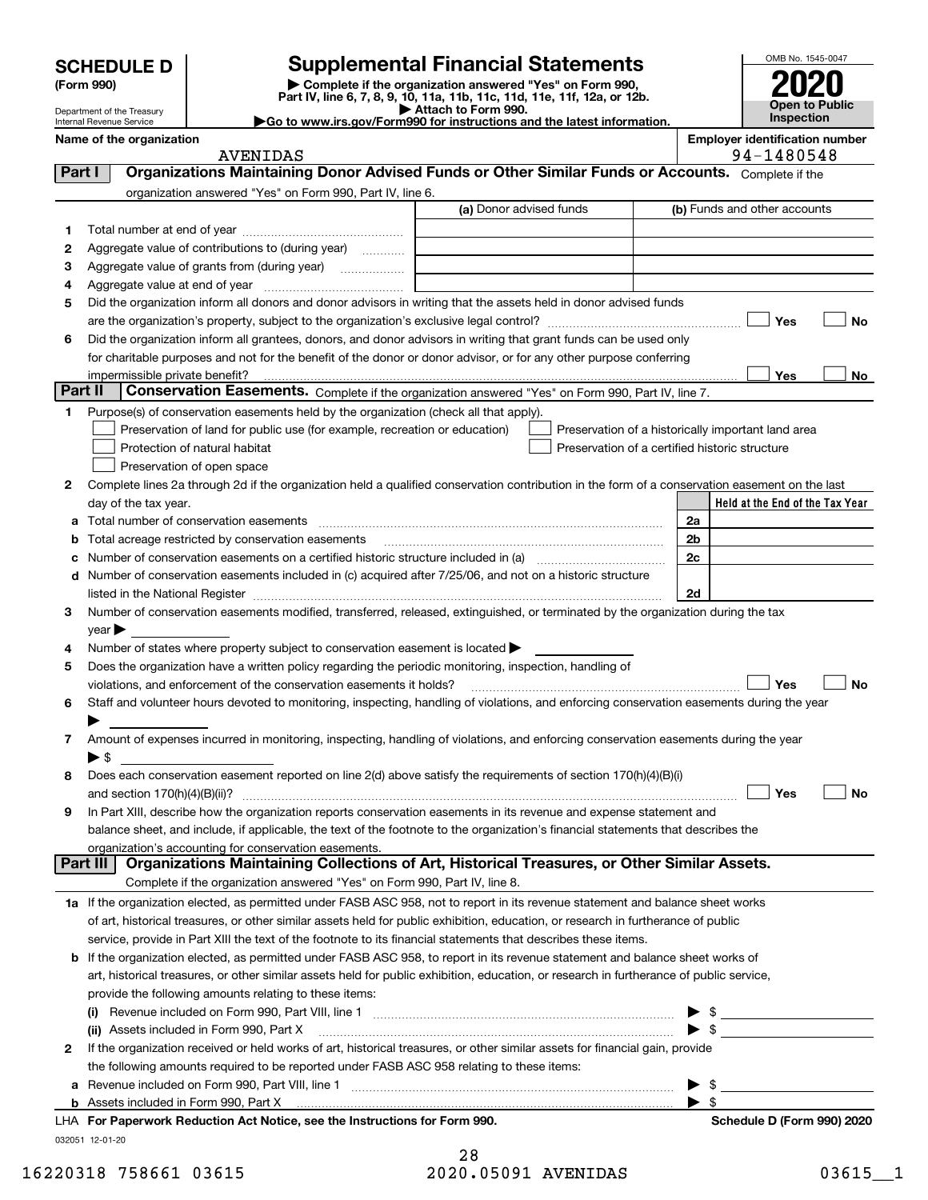# SCHEDULE D (Form 990)

Department of the Treasury
Internal Revenue Service

# Supplemental Financial Statements

▶ Complete if the organization answered "Yes" on Form 990, Part IV, line 6, 7, 8, 9, 10, 11a, 11b, 11c, 11d, 11e, 11f, 12a, or 12b.
▶ Attach to Form 990.
▶Go to www.irs.gov/Form990 for instructions and the latest information.

OMB No. 1545-0047
2020
Open to Public Inspection

**Name of the organization:** AVENIDAS
**Employer identification number:** 94-1480548

## Part I Organizations Maintaining Donor Advised Funds or Other Similar Funds or Accounts.

Complete if the organization answered "Yes" on Form 990, Part IV, line 6.

| | | (a) Donor advised funds | (b) Funds and other accounts |
|---|---|---|---|
| 1 | Total number at end of year | | |
| 2 | Aggregate value of contributions to (during year) | | |
| 3 | Aggregate value of grants from (during year) | | |
| 4 | Aggregate value at end of year | | |

5 Did the organization inform all donors and donor advisors in writing that the assets held in donor advised funds are the organization's property, subject to the organization's exclusive legal control? ☐ Yes ☐ No

6 Did the organization inform all grantees, donors, and donor advisors in writing that grant funds can be used only for charitable purposes and not for the benefit of the donor or donor advisor, or for any other purpose conferring impermissible private benefit? ☐ Yes ☐ No

## Part II Conservation Easements.

Complete if the organization answered "Yes" on Form 990, Part IV, line 7.

1 Purpose(s) of conservation easements held by the organization (check all that apply).

- ☐ Preservation of land for public use (for example, recreation or education)
- ☐ Preservation of a historically important land area
- ☐ Protection of natural habitat
- ☐ Preservation of a certified historic structure
- ☐ Preservation of open space

2 Complete lines 2a through 2d if the organization held a qualified conservation contribution in the form of a conservation easement on the last day of the tax year.

| | | | Held at the End of the Tax Year |
|---|---|---|---|
| a | Total number of conservation easements | 2a | |
| b | Total acreage restricted by conservation easements | 2b | |
| c | Number of conservation easements on a certified historic structure included in (a) | 2c | |
| d | Number of conservation easements included in (c) acquired after 7/25/06, and not on a historic structure listed in the National Register | 2d | |

3 Number of conservation easements modified, transferred, released, extinguished, or terminated by the organization during the tax year ▶

4 Number of states where property subject to conservation easement is located ▶

5 Does the organization have a written policy regarding the periodic monitoring, inspection, handling of violations, and enforcement of the conservation easements it holds? ☐ Yes ☐ No

6 Staff and volunteer hours devoted to monitoring, inspecting, handling of violations, and enforcing conservation easements during the year ▶

7 Amount of expenses incurred in monitoring, inspecting, handling of violations, and enforcing conservation easements during the year ▶ $

8 Does each conservation easement reported on line 2(d) above satisfy the requirements of section 170(h)(4)(B)(i) and section 170(h)(4)(B)(ii)? ☐ Yes ☐ No

9 In Part XIII, describe how the organization reports conservation easements in its revenue and expense statement and balance sheet, and include, if applicable, the text of the footnote to the organization's financial statements that describes the organization's accounting for conservation easements.

## Part III Organizations Maintaining Collections of Art, Historical Treasures, or Other Similar Assets.

Complete if the organization answered "Yes" on Form 990, Part IV, line 8.

1a If the organization elected, as permitted under FASB ASC 958, not to report in its revenue statement and balance sheet works of art, historical treasures, or other similar assets held for public exhibition, education, or research in furtherance of public service, provide in Part XIII the text of the footnote to its financial statements that describes these items.

b If the organization elected, as permitted under FASB ASC 958, to report in its revenue statement and balance sheet works of art, historical treasures, or other similar assets held for public exhibition, education, or research in furtherance of public service, provide the following amounts relating to these items:

(i) Revenue included on Form 990, Part VIII, line 1 ▶ $

(ii) Assets included in Form 990, Part X ▶ $

2 If the organization received or held works of art, historical treasures, or other similar assets for financial gain, provide the following amounts required to be reported under FASB ASC 958 relating to these items:

a Revenue included on Form 990, Part VIII, line 1 ▶ $

b Assets included in Form 990, Part X ▶ $

LHA For Paperwork Reduction Act Notice, see the Instructions for Form 990. Schedule D (Form 990) 2020

032051 12-01-20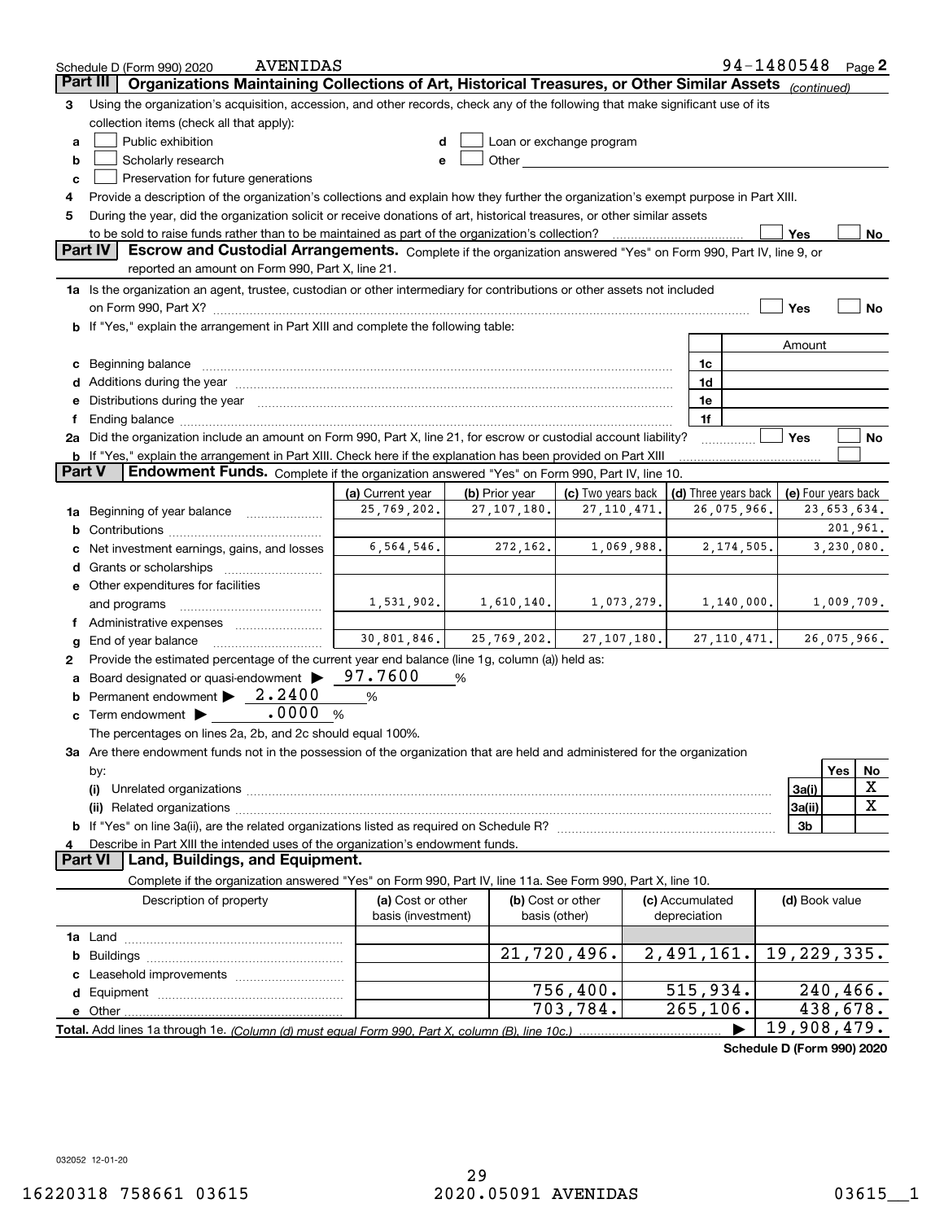Schedule D (Form 990) 2020 AVENIDAS 94-1480548 Page **2**

## Part III Organizations Maintaining Collections of Art, Historical Treasures, or Other Similar Assets *(continued)*

**3** Using the organization's acquisition, accession, and other records, check any of the following that make significant use of its collection items (check all that apply):

- **a** ☐ Public exhibition
- **b** ☐ Scholarly research
- **c** ☐ Preservation for future generations
- **d** ☐ Loan or exchange program
- **e** ☐ Other

**4** Provide a description of the organization's collections and explain how they further the organization's exempt purpose in Part XIII.

**5** During the year, did the organization solicit or receive donations of art, historical treasures, or other similar assets to be sold to raise funds rather than to be maintained as part of the organization's collection? ☐ Yes ☐ No

## Part IV Escrow and Custodial Arrangements.

Complete if the organization answered "Yes" on Form 990, Part IV, line 9, or reported an amount on Form 990, Part X, line 21.

**1a** Is the organization an agent, trustee, custodian or other intermediary for contributions or other assets not included on Form 990, Part X? ☐ Yes ☐ No

**b** If "Yes," explain the arrangement in Part XIII and complete the following table:

| | | Amount |
|---|---|---|
| **c** Beginning balance | 1c | |
| **d** Additions during the year | 1d | |
| **e** Distributions during the year | 1e | |
| **f** Ending balance | 1f | |

**2a** Did the organization include an amount on Form 990, Part X, line 21, for escrow or custodial account liability? ☐ Yes ☐ No

**b** If "Yes," explain the arrangement in Part XIII. Check here if the explanation has been provided on Part XIII ☐

## Part V Endowment Funds.

Complete if the organization answered "Yes" on Form 990, Part IV, line 10.

| | (a) Current year | (b) Prior year | (c) Two years back | (d) Three years back | (e) Four years back |
|---|---|---|---|---|---|
| **1a** Beginning of year balance | 25,769,202. | 27,107,180. | 27,110,471. | 26,075,966. | 23,653,634. |
| **b** Contributions | | | | | 201,961. |
| **c** Net investment earnings, gains, and losses | 6,564,546. | 272,162. | 1,069,988. | 2,174,505. | 3,230,080. |
| **d** Grants or scholarships | | | | | |
| **e** Other expenditures for facilities and programs | 1,531,902. | 1,610,140. | 1,073,279. | 1,140,000. | 1,009,709. |
| **f** Administrative expenses | | | | | |
| **g** End of year balance | 30,801,846. | 25,769,202. | 27,107,180. | 27,110,471. | 26,075,966. |

**2** Provide the estimated percentage of the current year end balance (line 1g, column (a)) held as:

- **a** Board designated or quasi-endowment ▶ 97.7600 %
- **b** Permanent endowment ▶ 2.2400 %
- **c** Term endowment ▶ .0000 %

The percentages on lines 2a, 2b, and 2c should equal 100%.

**3a** Are there endowment funds not in the possession of the organization that are held and administered for the organization by:

| | | Yes | No |
|---|---|---|---|
| **(i)** Unrelated organizations | 3a(i) | | X |
| **(ii)** Related organizations | 3a(ii) | | X |
| **b** If "Yes" on line 3a(ii), are the related organizations listed as required on Schedule R? | 3b | | |

**4** Describe in Part XIII the intended uses of the organization's endowment funds.

## Part VI Land, Buildings, and Equipment.

Complete if the organization answered "Yes" on Form 990, Part IV, line 11a. See Form 990, Part X, line 10.

| Description of property | (a) Cost or other basis (investment) | (b) Cost or other basis (other) | (c) Accumulated depreciation | (d) Book value |
|---|---|---|---|---|
| **1a** Land | | | | |
| **b** Buildings | | 21,720,496. | 2,491,161. | 19,229,335. |
| **c** Leasehold improvements | | | | |
| **d** Equipment | | 756,400. | 515,934. | 240,466. |
| **e** Other | | 703,784. | 265,106. | 438,678. |
| **Total.** Add lines 1a through 1e. *(Column (d) must equal Form 990, Part X, column (B), line 10c.)* | | | ▶ | 19,908,479. |

**Schedule D (Form 990) 2020**

032052 12-01-20

16220318 758661 03615 2020.05091 AVENIDAS 03615__1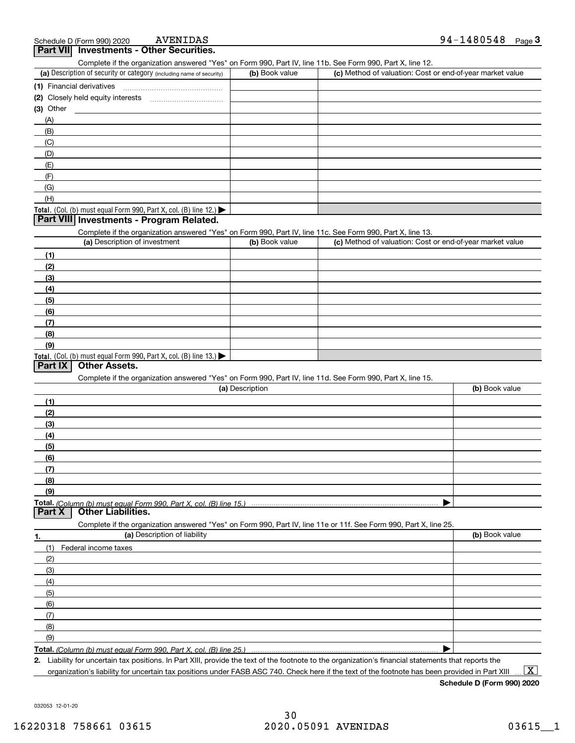Schedule D (Form 990) 2020 AVENIDAS 94-1480548 Page 3

## Part VII Investments - Other Securities.

Complete if the organization answered "Yes" on Form 990, Part IV, line 11b. See Form 990, Part X, line 12.

| (a) Description of security or category (including name of security) | (b) Book value | (c) Method of valuation: Cost or end-of-year market value |
|---|---|---|
| (1) Financial derivatives | | |
| (2) Closely held equity interests | | |
| (3) Other | | |
| (A) | | |
| (B) | | |
| (C) | | |
| (D) | | |
| (E) | | |
| (F) | | |
| (G) | | |
| (H) | | |
| **Total.** (Col. (b) must equal Form 990, Part X, col. (B) line 12.) ▶ | | |

## Part VIII Investments - Program Related.

Complete if the organization answered "Yes" on Form 990, Part IV, line 11c. See Form 990, Part X, line 13.

| (a) Description of investment | (b) Book value | (c) Method of valuation: Cost or end-of-year market value |
|---|---|---|
| (1) | | |
| (2) | | |
| (3) | | |
| (4) | | |
| (5) | | |
| (6) | | |
| (7) | | |
| (8) | | |
| (9) | | |
| **Total.** (Col. (b) must equal Form 990, Part X, col. (B) line 13.) ▶ | | |

## Part IX Other Assets.

Complete if the organization answered "Yes" on Form 990, Part IV, line 11d. See Form 990, Part X, line 15.

| (a) Description | (b) Book value |
|---|---|
| (1) | |
| (2) | |
| (3) | |
| (4) | |
| (5) | |
| (6) | |
| (7) | |
| (8) | |
| (9) | |
| **Total.** *(Column (b) must equal Form 990, Part X, col. (B) line 15.)* ▶ | |

## Part X Other Liabilities.

Complete if the organization answered "Yes" on Form 990, Part IV, line 11e or 11f. See Form 990, Part X, line 25.

| 1. (a) Description of liability | (b) Book value |
|---|---|
| (1) Federal income taxes | |
| (2) | |
| (3) | |
| (4) | |
| (5) | |
| (6) | |
| (7) | |
| (8) | |
| (9) | |
| **Total.** *(Column (b) must equal Form 990, Part X, col. (B) line 25.)* ▶ | |

2. Liability for uncertain tax positions. In Part XIII, provide the text of the footnote to the organization's financial statements that reports the organization's liability for uncertain tax positions under FASB ASC 740. Check here if the text of the footnote has been provided in Part XIII ... [X]

**Schedule D (Form 990) 2020**

032053 12-01-20

16220318 758661 03615 2020.05091 AVENIDAS 03615__1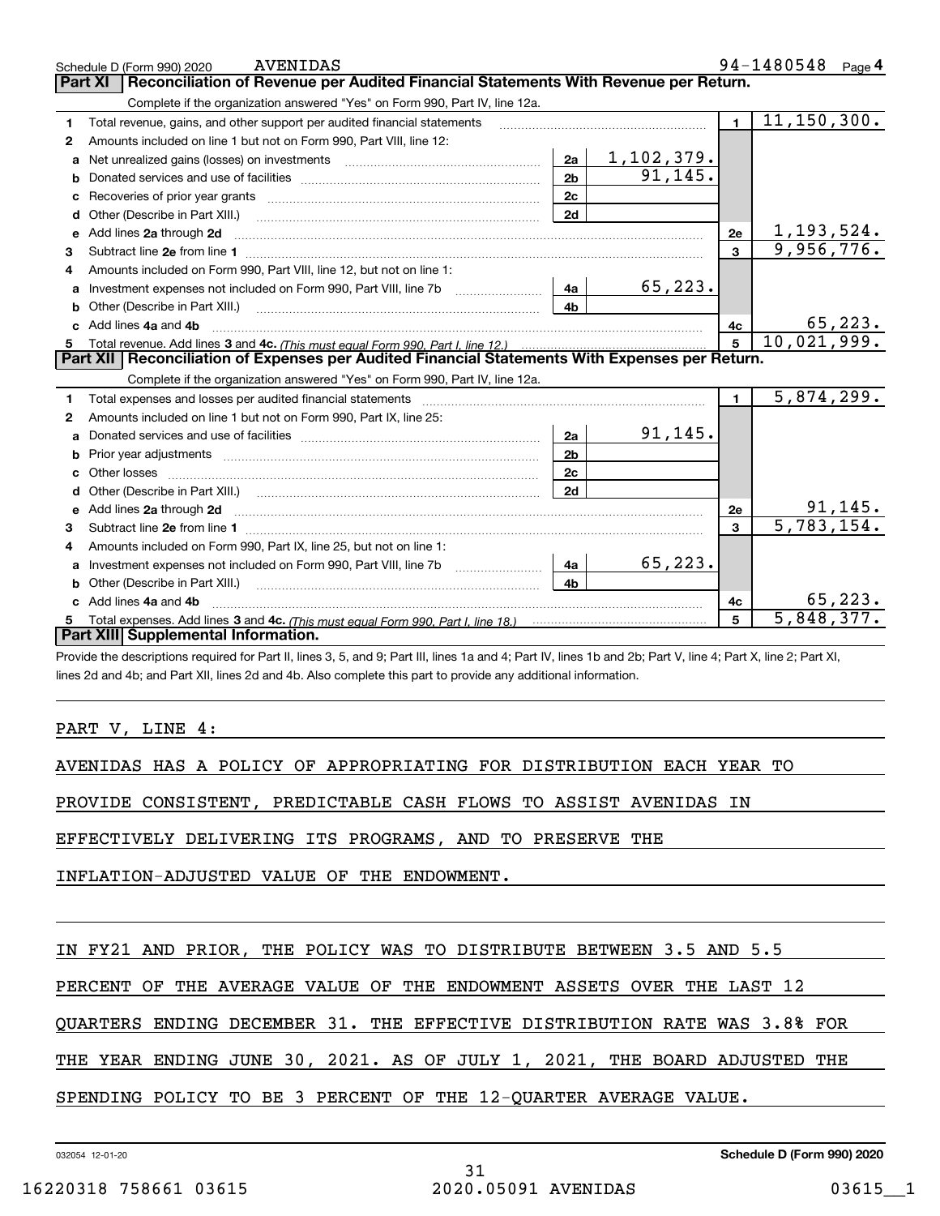Schedule D (Form 990) 2020 AVENIDAS 94-1480548 Page 4

## Part XI | Reconciliation of Revenue per Audited Financial Statements With Revenue per Return.

Complete if the organization answered "Yes" on Form 990, Part IV, line 12a.

| | | | | | |
|---|---|---|---|---|---|
| 1 | Total revenue, gains, and other support per audited financial statements | | | 1 | 11,150,300. |
| 2 | Amounts included on line 1 but not on Form 990, Part VIII, line 12: | | | | |
| a | Net unrealized gains (losses) on investments | 2a | 1,102,379. | | |
| b | Donated services and use of facilities | 2b | 91,145. | | |
| c | Recoveries of prior year grants | 2c | | | |
| d | Other (Describe in Part XIII.) | 2d | | | |
| e | Add lines 2a through 2d | | | 2e | 1,193,524. |
| 3 | Subtract line 2e from line 1 | | | 3 | 9,956,776. |
| 4 | Amounts included on Form 990, Part VIII, line 12, but not on line 1: | | | | |
| a | Investment expenses not included on Form 990, Part VIII, line 7b | 4a | 65,223. | | |
| b | Other (Describe in Part XIII.) | 4b | | | |
| c | Add lines 4a and 4b | | | 4c | 65,223. |
| 5 | Total revenue. Add lines 3 and 4c. *(This must equal Form 990, Part I, line 12.)* | | | 5 | 10,021,999. |

## Part XII | Reconciliation of Expenses per Audited Financial Statements With Expenses per Return.

Complete if the organization answered "Yes" on Form 990, Part IV, line 12a.

| | | | | | |
|---|---|---|---|---|---|
| 1 | Total expenses and losses per audited financial statements | | | 1 | 5,874,299. |
| 2 | Amounts included on line 1 but not on Form 990, Part IX, line 25: | | | | |
| a | Donated services and use of facilities | 2a | 91,145. | | |
| b | Prior year adjustments | 2b | | | |
| c | Other losses | 2c | | | |
| d | Other (Describe in Part XIII.) | 2d | | | |
| e | Add lines 2a through 2d | | | 2e | 91,145. |
| 3 | Subtract line 2e from line 1 | | | 3 | 5,783,154. |
| 4 | Amounts included on Form 990, Part IX, line 25, but not on line 1: | | | | |
| a | Investment expenses not included on Form 990, Part VIII, line 7b | 4a | 65,223. | | |
| b | Other (Describe in Part XIII.) | 4b | | | |
| c | Add lines 4a and 4b | | | 4c | 65,223. |
| 5 | Total expenses. Add lines 3 and 4c. *(This must equal Form 990, Part I, line 18.)* | | | 5 | 5,848,377. |

## Part XIII | Supplemental Information.

Provide the descriptions required for Part II, lines 3, 5, and 9; Part III, lines 1a and 4; Part IV, lines 1b and 2b; Part V, line 4; Part X, line 2; Part XI, lines 2d and 4b; and Part XII, lines 2d and 4b. Also complete this part to provide any additional information.

PART V, LINE 4:

AVENIDAS HAS A POLICY OF APPROPRIATING FOR DISTRIBUTION EACH YEAR TO PROVIDE CONSISTENT, PREDICTABLE CASH FLOWS TO ASSIST AVENIDAS IN EFFECTIVELY DELIVERING ITS PROGRAMS, AND TO PRESERVE THE INFLATION-ADJUSTED VALUE OF THE ENDOWMENT.

IN FY21 AND PRIOR, THE POLICY WAS TO DISTRIBUTE BETWEEN 3.5 AND 5.5 PERCENT OF THE AVERAGE VALUE OF THE ENDOWMENT ASSETS OVER THE LAST 12 QUARTERS ENDING DECEMBER 31. THE EFFECTIVE DISTRIBUTION RATE WAS 3.8% FOR THE YEAR ENDING JUNE 30, 2021. AS OF JULY 1, 2021, THE BOARD ADJUSTED THE SPENDING POLICY TO BE 3 PERCENT OF THE 12-QUARTER AVERAGE VALUE.

032054 12-01-20 Schedule D (Form 990) 2020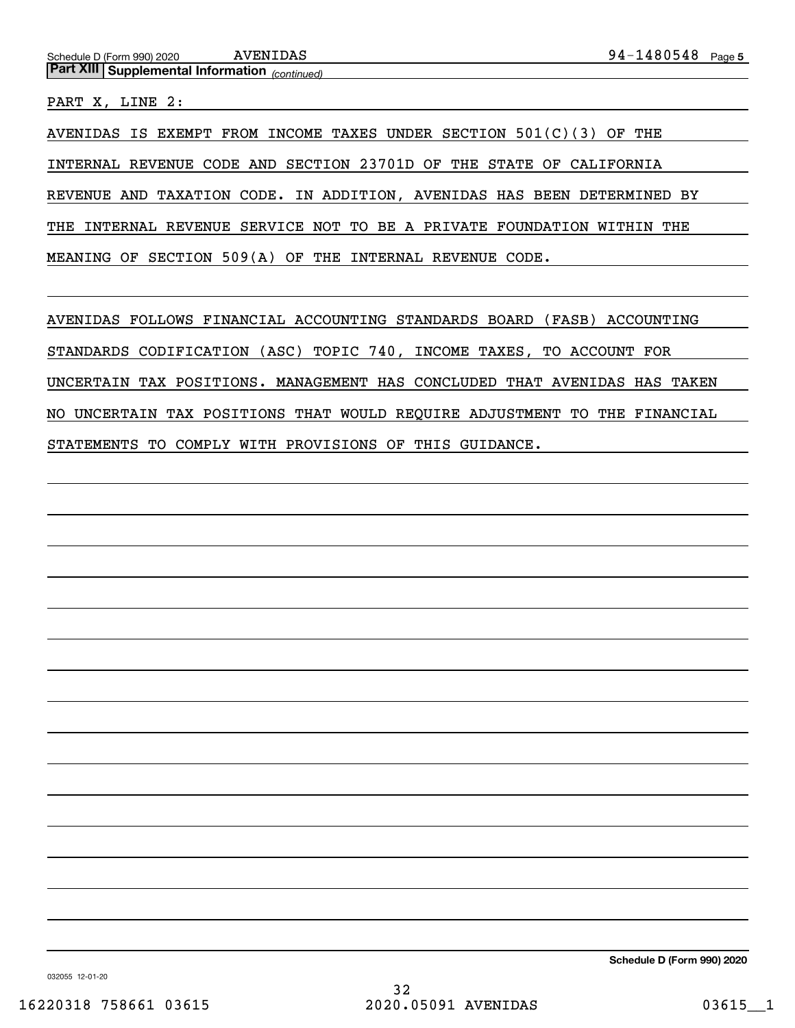**Part XIII | Supplemental Information** *(continued)*

PART X, LINE 2:

AVENIDAS IS EXEMPT FROM INCOME TAXES UNDER SECTION 501(C)(3) OF THE INTERNAL REVENUE CODE AND SECTION 23701D OF THE STATE OF CALIFORNIA REVENUE AND TAXATION CODE. IN ADDITION, AVENIDAS HAS BEEN DETERMINED BY THE INTERNAL REVENUE SERVICE NOT TO BE A PRIVATE FOUNDATION WITHIN THE MEANING OF SECTION 509(A) OF THE INTERNAL REVENUE CODE.

AVENIDAS FOLLOWS FINANCIAL ACCOUNTING STANDARDS BOARD (FASB) ACCOUNTING STANDARDS CODIFICATION (ASC) TOPIC 740, INCOME TAXES, TO ACCOUNT FOR UNCERTAIN TAX POSITIONS. MANAGEMENT HAS CONCLUDED THAT AVENIDAS HAS TAKEN NO UNCERTAIN TAX POSITIONS THAT WOULD REQUIRE ADJUSTMENT TO THE FINANCIAL STATEMENTS TO COMPLY WITH PROVISIONS OF THIS GUIDANCE.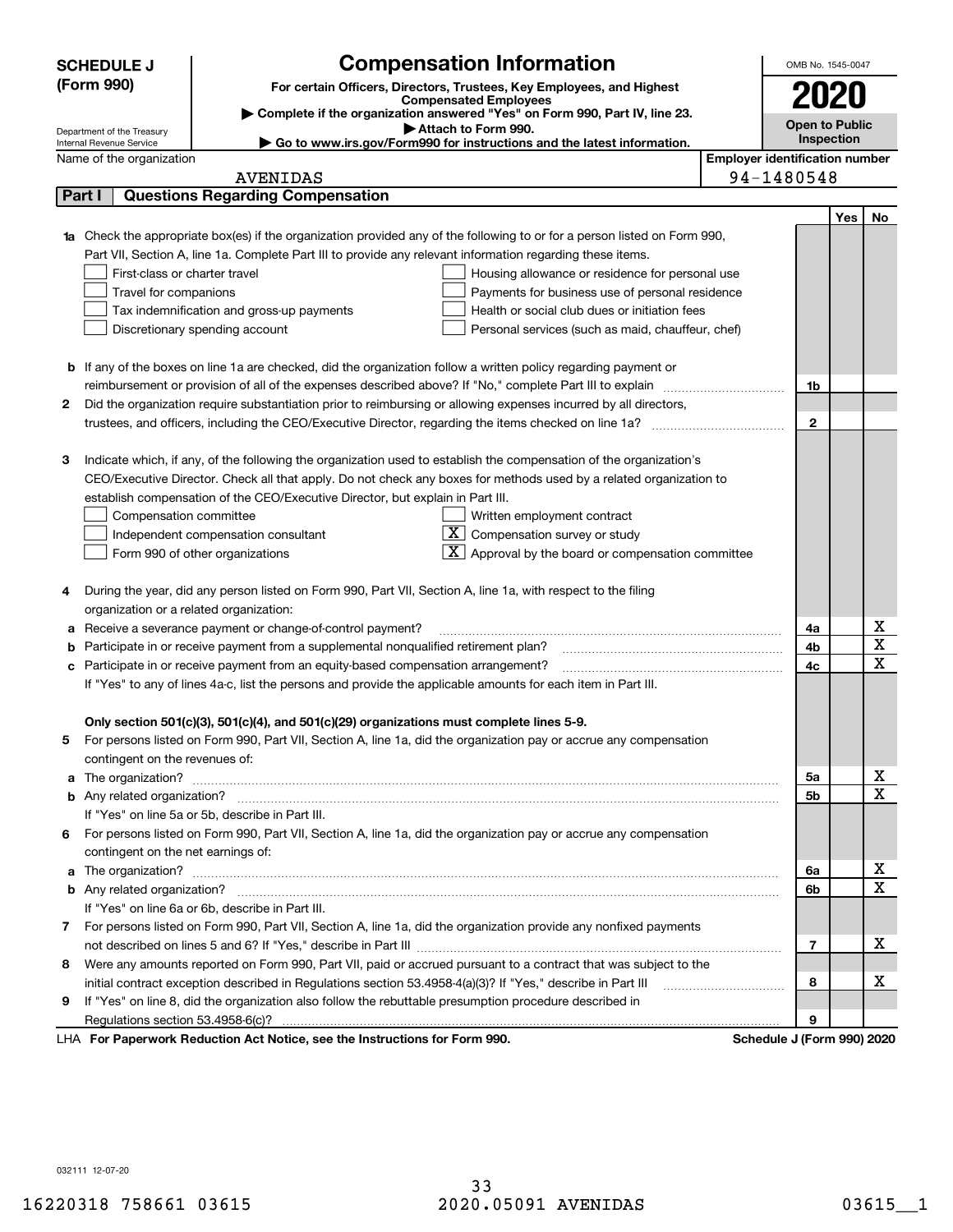**SCHEDULE J (Form 990)**

# Compensation Information

**For certain Officers, Directors, Trustees, Key Employees, and Highest Compensated Employees**

▶ Complete if the organization answered "Yes" on Form 990, Part IV, line 23.

▶ Attach to Form 990.

▶ Go to www.irs.gov/Form990 for instructions and the latest information.

Department of the Treasury
Internal Revenue Service

OMB No. 1545-0047

**2020**

**Open to Public Inspection**

Name of the organization: AVENIDAS

Employer identification number: 94-1480548

## Part I Questions Regarding Compensation

| | | | Yes | No |
|---|---|---|---|---|
| **1a** | Check the appropriate box(es) if the organization provided any of the following to or for a person listed on Form 990, Part VII, Section A, line 1a. Complete Part III to provide any relevant information regarding these items.<br>☐ First-class or charter travel ☐ Housing allowance or residence for personal use<br>☐ Travel for companions ☐ Payments for business use of personal residence<br>☐ Tax indemnification and gross-up payments ☐ Health or social club dues or initiation fees<br>☐ Discretionary spending account ☐ Personal services (such as maid, chauffeur, chef) | | | |
| **b** | If any of the boxes on line 1a are checked, did the organization follow a written policy regarding payment or reimbursement or provision of all of the expenses described above? If "No," complete Part III to explain | 1b | | |
| **2** | Did the organization require substantiation prior to reimbursing or allowing expenses incurred by all directors, trustees, and officers, including the CEO/Executive Director, regarding the items checked on line 1a? | 2 | | |
| **3** | Indicate which, if any, of the following the organization used to establish the compensation of the organization's CEO/Executive Director. Check all that apply. Do not check any boxes for methods used by a related organization to establish compensation of the CEO/Executive Director, but explain in Part III.<br>☐ Compensation committee ☐ Written employment contract<br>☐ Independent compensation consultant ☒ Compensation survey or study<br>☐ Form 990 of other organizations ☒ Approval by the board or compensation committee | | | |
| **4** | During the year, did any person listed on Form 990, Part VII, Section A, line 1a, with respect to the filing organization or a related organization: | | | |
| **a** | Receive a severance payment or change-of-control payment? | 4a | | X |
| **b** | Participate in or receive payment from a supplemental nonqualified retirement plan? | 4b | | X |
| **c** | Participate in or receive payment from an equity-based compensation arrangement?<br>If "Yes" to any of lines 4a-c, list the persons and provide the applicable amounts for each item in Part III. | 4c | | X |
| | **Only section 501(c)(3), 501(c)(4), and 501(c)(29) organizations must complete lines 5-9.** | | | |
| **5** | For persons listed on Form 990, Part VII, Section A, line 1a, did the organization pay or accrue any compensation contingent on the revenues of: | | | |
| **a** | The organization? | 5a | | X |
| **b** | Any related organization?<br>If "Yes" on line 5a or 5b, describe in Part III. | 5b | | X |
| **6** | For persons listed on Form 990, Part VII, Section A, line 1a, did the organization pay or accrue any compensation contingent on the net earnings of: | | | |
| **a** | The organization? | 6a | | X |
| **b** | Any related organization?<br>If "Yes" on line 6a or 6b, describe in Part III. | 6b | | X |
| **7** | For persons listed on Form 990, Part VII, Section A, line 1a, did the organization provide any nonfixed payments not described on lines 5 and 6? If "Yes," describe in Part III | 7 | | X |
| **8** | Were any amounts reported on Form 990, Part VII, paid or accrued pursuant to a contract that was subject to the initial contract exception described in Regulations section 53.4958-4(a)(3)? If "Yes," describe in Part III | 8 | | X |
| **9** | If "Yes" on line 8, did the organization also follow the rebuttable presumption procedure described in Regulations section 53.4958-6(c)? | 9 | | |

LHA **For Paperwork Reduction Act Notice, see the Instructions for Form 990.** **Schedule J (Form 990) 2020**

032111 12-07-20

16220318 758661 03615 2020.05091 AVENIDAS 03615__1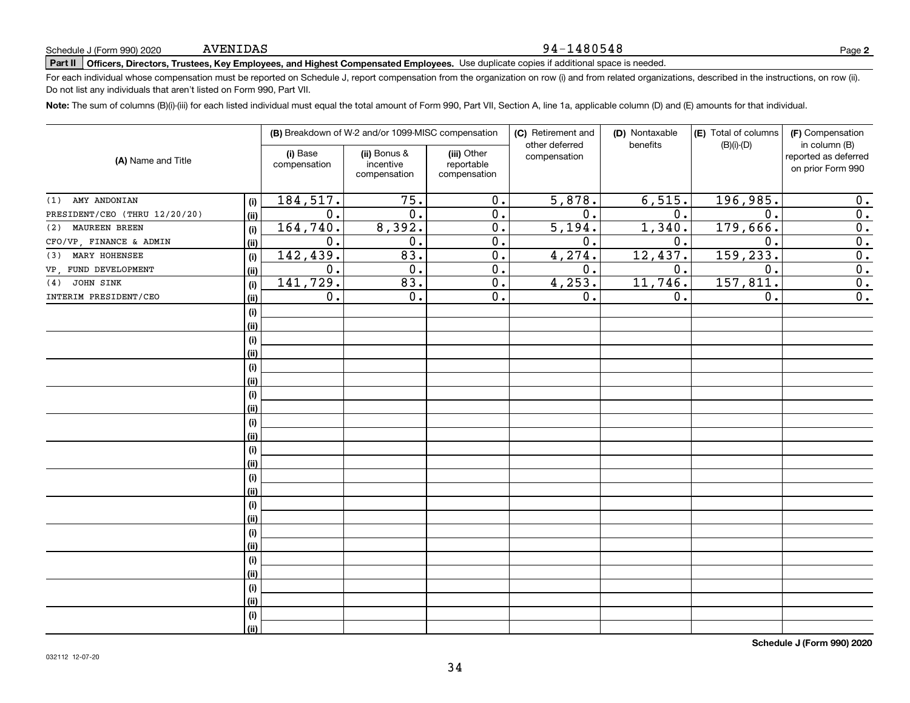Schedule J (Form 990) 2020 AVENIDAS 94-1480548

**Part II** **Officers, Directors, Trustees, Key Employees, and Highest Compensated Employees.** Use duplicate copies if additional space is needed.

For each individual whose compensation must be reported on Schedule J, report compensation from the organization on row (i) and from related organizations, described in the instructions, on row (ii). Do not list any individuals that aren't listed on Form 990, Part VII.

**Note:** The sum of columns (B)(i)-(iii) for each listed individual must equal the total amount of Form 990, Part VII, Section A, line 1a, applicable column (D) and (E) amounts for that individual.

| (A) Name and Title | | (B) Breakdown of W-2 and/or 1099-MISC compensation | | | (C) Retirement and other deferred compensation | (D) Nontaxable benefits | (E) Total of columns (B)(i)-(D) | (F) Compensation in column (B) reported as deferred on prior Form 990 |
|---|---|---|---|---|---|---|---|---|
| | | (i) Base compensation | (ii) Bonus & incentive compensation | (iii) Other reportable compensation | | | | |
| (1) AMY ANDONIAN | (i) | 184,517. | 75. | 0. | 5,878. | 6,515. | 196,985. | 0. |
| PRESIDENT/CEO (THRU 12/20/20) | (ii) | 0. | 0. | 0. | 0. | 0. | 0. | 0. |
| (2) MAUREEN BREEN | (i) | 164,740. | 8,392. | 0. | 5,194. | 1,340. | 179,666. | 0. |
| CFO/VP, FINANCE & ADMIN | (ii) | 0. | 0. | 0. | 0. | 0. | 0. | 0. |
| (3) MARY HOHENSEE | (i) | 142,439. | 83. | 0. | 4,274. | 12,437. | 159,233. | 0. |
| VP, FUND DEVELOPMENT | (ii) | 0. | 0. | 0. | 0. | 0. | 0. | 0. |
| (4) JOHN SINK | (i) | 141,729. | 83. | 0. | 4,253. | 11,746. | 157,811. | 0. |
| INTERIM PRESIDENT/CEO | (ii) | 0. | 0. | 0. | 0. | 0. | 0. | 0. |
| | (i) | | | | | | | |
| | (ii) | | | | | | | |
| | (i) | | | | | | | |
| | (ii) | | | | | | | |
| | (i) | | | | | | | |
| | (ii) | | | | | | | |
| | (i) | | | | | | | |
| | (ii) | | | | | | | |
| | (i) | | | | | | | |
| | (ii) | | | | | | | |
| | (i) | | | | | | | |
| | (ii) | | | | | | | |
| | (i) | | | | | | | |
| | (ii) | | | | | | | |
| | (i) | | | | | | | |
| | (ii) | | | | | | | |
| | (i) | | | | | | | |
| | (ii) | | | | | | | |
| | (i) | | | | | | | |
| | (ii) | | | | | | | |
| | (i) | | | | | | | |
| | (ii) | | | | | | | |
| | (i) | | | | | | | |
| | (ii) | | | | | | | |

**Schedule J (Form 990) 2020**

032112 12-07-20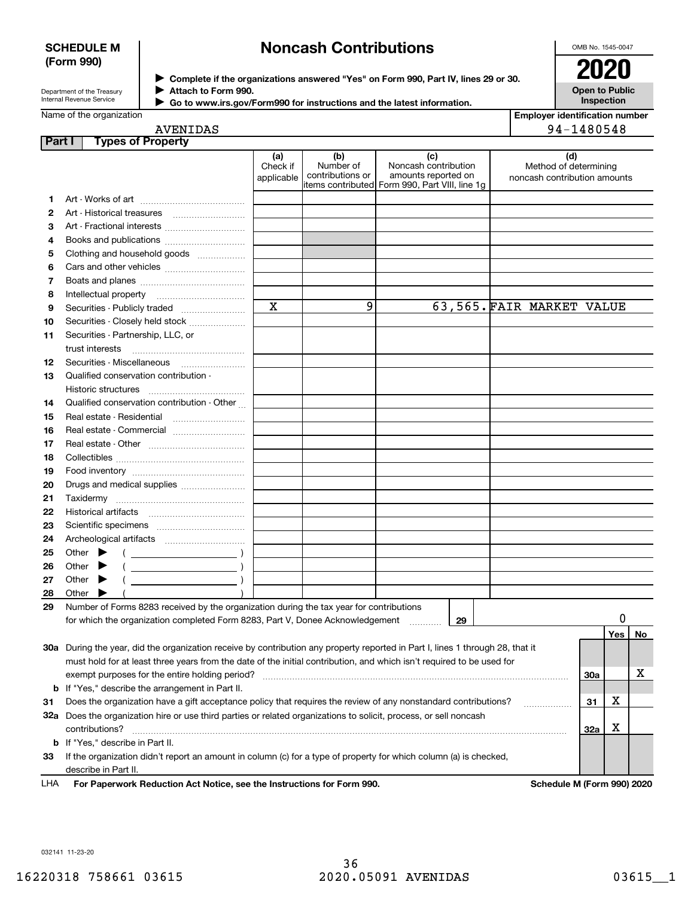**SCHEDULE M (Form 990)**

Department of the Treasury
Internal Revenue Service

# Noncash Contributions

▶ Complete if the organizations answered "Yes" on Form 990, Part IV, lines 29 or 30.
▶ Attach to Form 990.
▶ Go to www.irs.gov/Form990 for instructions and the latest information.

OMB No. 1545-0047

**2020**

**Open to Public Inspection**

Name of the organization: AVENIDAS

Employer identification number: 94-1480548

## Part I Types of Property

| | | (a) Check if applicable | (b) Number of contributions or items contributed | (c) Noncash contribution amounts reported on Form 990, Part VIII, line 1g | (d) Method of determining noncash contribution amounts |
|---|---|---|---|---|---|
| 1 | Art - Works of art | | | | |
| 2 | Art - Historical treasures | | | | |
| 3 | Art - Fractional interests | | | | |
| 4 | Books and publications | | | | |
| 5 | Clothing and household goods | | | | |
| 6 | Cars and other vehicles | | | | |
| 7 | Boats and planes | | | | |
| 8 | Intellectual property | | | | |
| 9 | Securities - Publicly traded | X | 9 | 63,565. | FAIR MARKET VALUE |
| 10 | Securities - Closely held stock | | | | |
| 11 | Securities - Partnership, LLC, or trust interests | | | | |
| 12 | Securities - Miscellaneous | | | | |
| 13 | Qualified conservation contribution - Historic structures | | | | |
| 14 | Qualified conservation contribution - Other | | | | |
| 15 | Real estate - Residential | | | | |
| 16 | Real estate - Commercial | | | | |
| 17 | Real estate - Other | | | | |
| 18 | Collectibles | | | | |
| 19 | Food inventory | | | | |
| 20 | Drugs and medical supplies | | | | |
| 21 | Taxidermy | | | | |
| 22 | Historical artifacts | | | | |
| 23 | Scientific specimens | | | | |
| 24 | Archeological artifacts | | | | |
| 25 | Other ▶ ( ) | | | | |
| 26 | Other ▶ ( ) | | | | |
| 27 | Other ▶ ( ) | | | | |
| 28 | Other ▶ ( ) | | | | |

**29** Number of Forms 8283 received by the organization during the tax year for contributions for which the organization completed Form 8283, Part V, Donee Acknowledgement ..... **29** | 0

| | | | Yes | No |
|---|---|---|---|---|
| **30a** | During the year, did the organization receive by contribution any property reported in Part I, lines 1 through 28, that it must hold for at least three years from the date of the initial contribution, and which isn't required to be used for exempt purposes for the entire holding period? | 30a | | X |
| **b** | If "Yes," describe the arrangement in Part II. | | | |
| **31** | Does the organization have a gift acceptance policy that requires the review of any nonstandard contributions? | 31 | X | |
| **32a** | Does the organization hire or use third parties or related organizations to solicit, process, or sell noncash contributions? | 32a | X | |
| **b** | If "Yes," describe in Part II. | | | |
| **33** | If the organization didn't report an amount in column (c) for a type of property for which column (a) is checked, describe in Part II. | | | |

LHA **For Paperwork Reduction Act Notice, see the Instructions for Form 990.** **Schedule M (Form 990) 2020**

032141 11-23-20

16220318 758661 03615 2020.05091 AVENIDAS 03615__1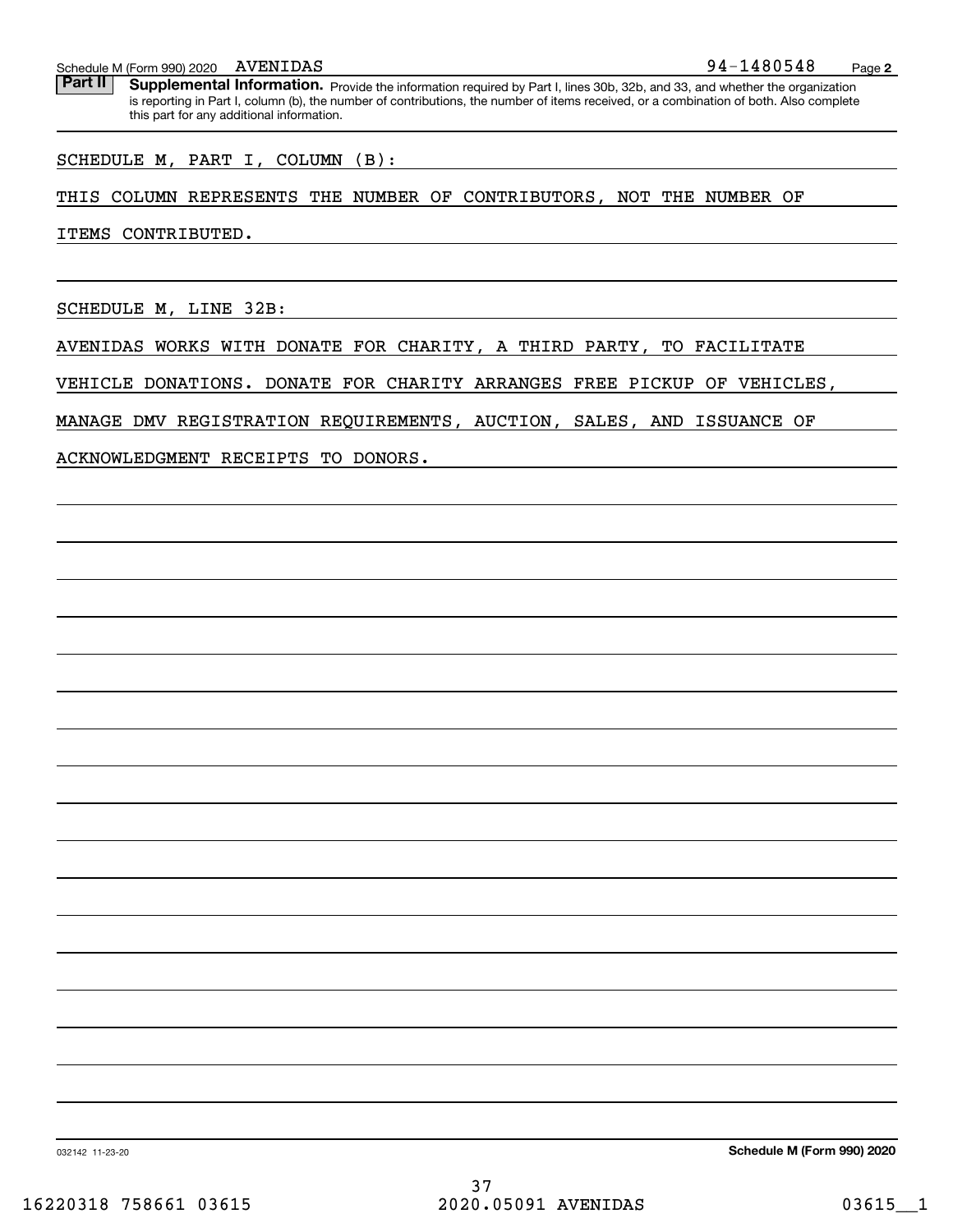Schedule M (Form 990) 2020 AVENIDAS 94-1480548 Page 2

**Part II** **Supplemental Information.** Provide the information required by Part I, lines 30b, 32b, and 33, and whether the organization is reporting in Part I, column (b), the number of contributions, the number of items received, or a combination of both. Also complete this part for any additional information.

SCHEDULE M, PART I, COLUMN (B):

THIS COLUMN REPRESENTS THE NUMBER OF CONTRIBUTORS, NOT THE NUMBER OF ITEMS CONTRIBUTED.

SCHEDULE M, LINE 32B:

AVENIDAS WORKS WITH DONATE FOR CHARITY, A THIRD PARTY, TO FACILITATE VEHICLE DONATIONS. DONATE FOR CHARITY ARRANGES FREE PICKUP OF VEHICLES, MANAGE DMV REGISTRATION REQUIREMENTS, AUCTION, SALES, AND ISSUANCE OF ACKNOWLEDGMENT RECEIPTS TO DONORS.

032142 11-23-20 **Schedule M (Form 990) 2020**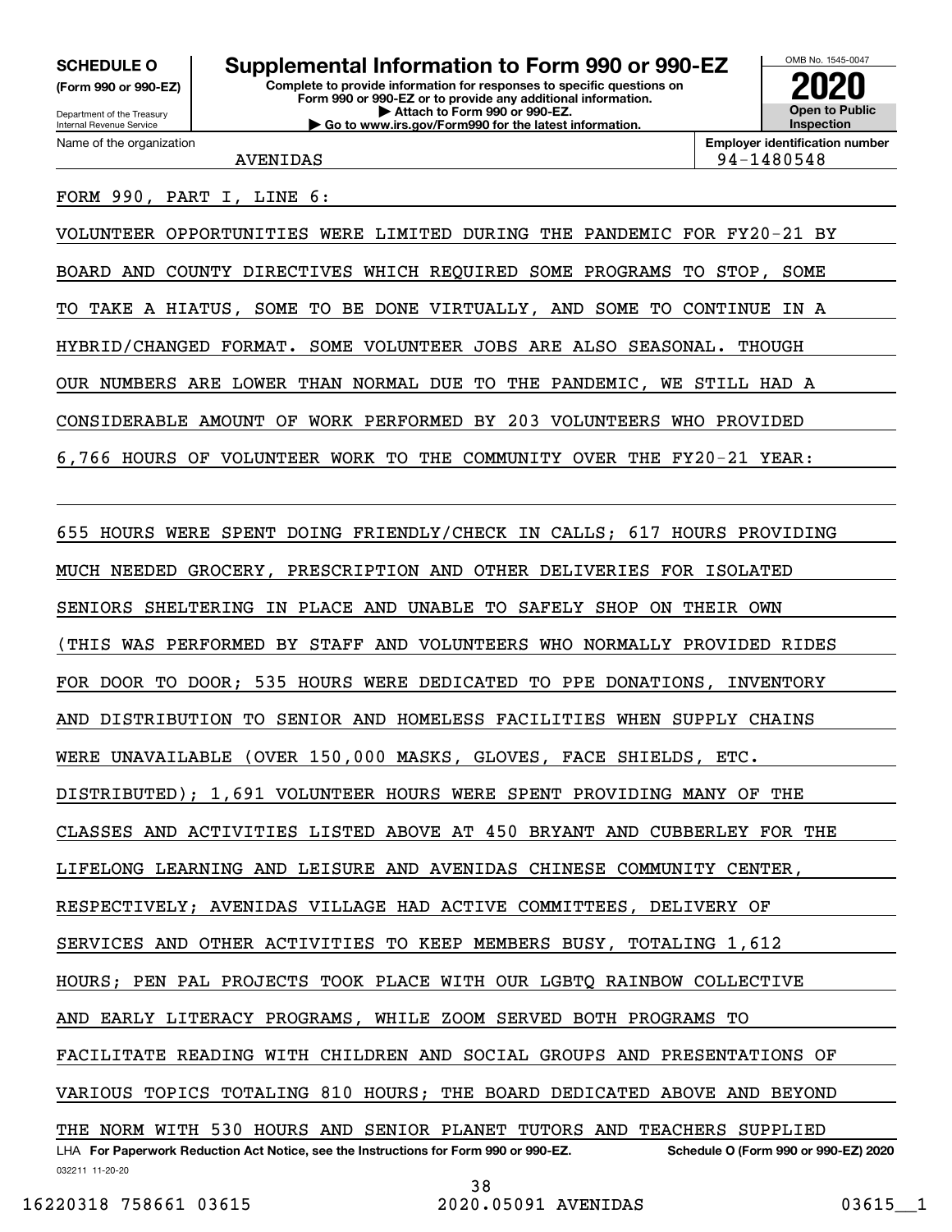**SCHEDULE O**
**(Form 990 or 990-EZ)**

Department of the Treasury
Internal Revenue Service

# Supplemental Information to Form 990 or 990-EZ

**Complete to provide information for responses to specific questions on Form 990 or 990-EZ or to provide any additional information.**
**▶ Attach to Form 990 or 990-EZ.**
**▶ Go to www.irs.gov/Form990 for the latest information.**

OMB No. 1545-0047
**2020**
**Open to Public Inspection**

| Name of the organization | Employer identification number |
|---|---|
| AVENIDAS | 94-1480548 |

FORM 990, PART I, LINE 6:

VOLUNTEER OPPORTUNITIES WERE LIMITED DURING THE PANDEMIC FOR FY20-21 BY BOARD AND COUNTY DIRECTIVES WHICH REQUIRED SOME PROGRAMS TO STOP, SOME TO TAKE A HIATUS, SOME TO BE DONE VIRTUALLY, AND SOME TO CONTINUE IN A HYBRID/CHANGED FORMAT. SOME VOLUNTEER JOBS ARE ALSO SEASONAL. THOUGH OUR NUMBERS ARE LOWER THAN NORMAL DUE TO THE PANDEMIC, WE STILL HAD A CONSIDERABLE AMOUNT OF WORK PERFORMED BY 203 VOLUNTEERS WHO PROVIDED 6,766 HOURS OF VOLUNTEER WORK TO THE COMMUNITY OVER THE FY20-21 YEAR:

655 HOURS WERE SPENT DOING FRIENDLY/CHECK IN CALLS; 617 HOURS PROVIDING MUCH NEEDED GROCERY, PRESCRIPTION AND OTHER DELIVERIES FOR ISOLATED SENIORS SHELTERING IN PLACE AND UNABLE TO SAFELY SHOP ON THEIR OWN (THIS WAS PERFORMED BY STAFF AND VOLUNTEERS WHO NORMALLY PROVIDED RIDES FOR DOOR TO DOOR; 535 HOURS WERE DEDICATED TO PPE DONATIONS, INVENTORY AND DISTRIBUTION TO SENIOR AND HOMELESS FACILITIES WHEN SUPPLY CHAINS WERE UNAVAILABLE (OVER 150,000 MASKS, GLOVES, FACE SHIELDS, ETC. DISTRIBUTED); 1,691 VOLUNTEER HOURS WERE SPENT PROVIDING MANY OF THE CLASSES AND ACTIVITIES LISTED ABOVE AT 450 BRYANT AND CUBBERLEY FOR THE LIFELONG LEARNING AND LEISURE AND AVENIDAS CHINESE COMMUNITY CENTER, RESPECTIVELY; AVENIDAS VILLAGE HAD ACTIVE COMMITTEES, DELIVERY OF SERVICES AND OTHER ACTIVITIES TO KEEP MEMBERS BUSY, TOTALING 1,612 HOURS; PEN PAL PROJECTS TOOK PLACE WITH OUR LGBTQ RAINBOW COLLECTIVE AND EARLY LITERACY PROGRAMS, WHILE ZOOM SERVED BOTH PROGRAMS TO FACILITATE READING WITH CHILDREN AND SOCIAL GROUPS AND PRESENTATIONS OF VARIOUS TOPICS TOTALING 810 HOURS; THE BOARD DEDICATED ABOVE AND BEYOND THE NORM WITH 530 HOURS AND SENIOR PLANET TUTORS AND TEACHERS SUPPLIED

LHA **For Paperwork Reduction Act Notice, see the Instructions for Form 990 or 990-EZ.** **Schedule O (Form 990 or 990-EZ) 2020**
032211 11-20-20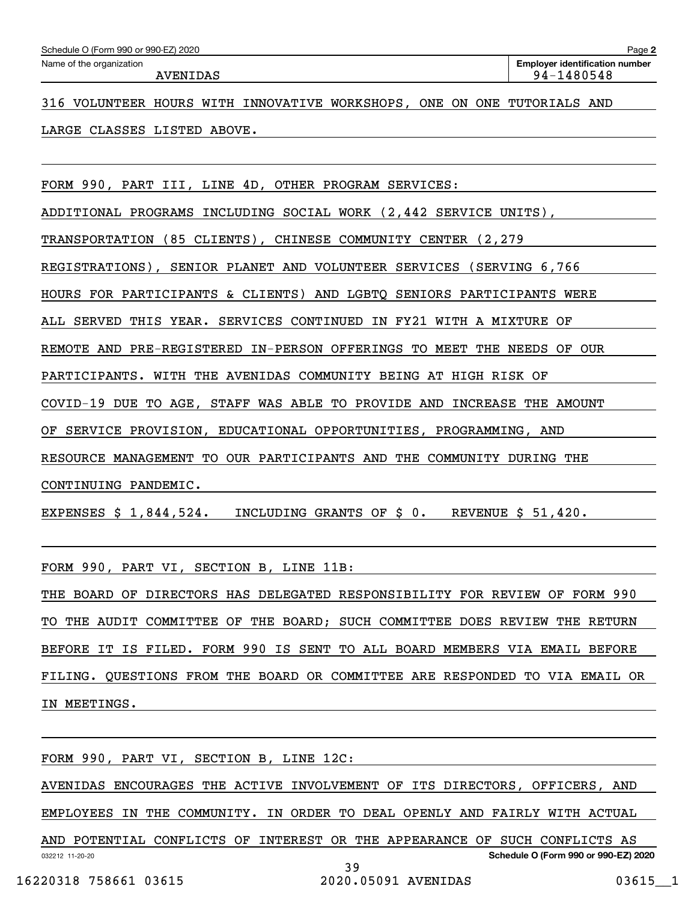Schedule O (Form 990 or 990-EZ) 2020

Name of the organization: AVENIDAS

Employer identification number: 94-1480548

316 VOLUNTEER HOURS WITH INNOVATIVE WORKSHOPS, ONE ON ONE TUTORIALS AND LARGE CLASSES LISTED ABOVE.

FORM 990, PART III, LINE 4D, OTHER PROGRAM SERVICES:

ADDITIONAL PROGRAMS INCLUDING SOCIAL WORK (2,442 SERVICE UNITS), TRANSPORTATION (85 CLIENTS), CHINESE COMMUNITY CENTER (2,279 REGISTRATIONS), SENIOR PLANET AND VOLUNTEER SERVICES (SERVING 6,766 HOURS FOR PARTICIPANTS & CLIENTS) AND LGBTQ SENIORS PARTICIPANTS WERE ALL SERVED THIS YEAR. SERVICES CONTINUED IN FY21 WITH A MIXTURE OF REMOTE AND PRE-REGISTERED IN-PERSON OFFERINGS TO MEET THE NEEDS OF OUR PARTICIPANTS. WITH THE AVENIDAS COMMUNITY BEING AT HIGH RISK OF COVID-19 DUE TO AGE, STAFF WAS ABLE TO PROVIDE AND INCREASE THE AMOUNT OF SERVICE PROVISION, EDUCATIONAL OPPORTUNITIES, PROGRAMMING, AND RESOURCE MANAGEMENT TO OUR PARTICIPANTS AND THE COMMUNITY DURING THE CONTINUING PANDEMIC.

EXPENSES $ 1,844,524. INCLUDING GRANTS OF $ 0. REVENUE $ 51,420.

FORM 990, PART VI, SECTION B, LINE 11B:

THE BOARD OF DIRECTORS HAS DELEGATED RESPONSIBILITY FOR REVIEW OF FORM 990 TO THE AUDIT COMMITTEE OF THE BOARD; SUCH COMMITTEE DOES REVIEW THE RETURN BEFORE IT IS FILED. FORM 990 IS SENT TO ALL BOARD MEMBERS VIA EMAIL BEFORE FILING. QUESTIONS FROM THE BOARD OR COMMITTEE ARE RESPONDED TO VIA EMAIL OR IN MEETINGS.

FORM 990, PART VI, SECTION B, LINE 12C:

AVENIDAS ENCOURAGES THE ACTIVE INVOLVEMENT OF ITS DIRECTORS, OFFICERS, AND EMPLOYEES IN THE COMMUNITY. IN ORDER TO DEAL OPENLY AND FAIRLY WITH ACTUAL AND POTENTIAL CONFLICTS OF INTEREST OR THE APPEARANCE OF SUCH CONFLICTS AS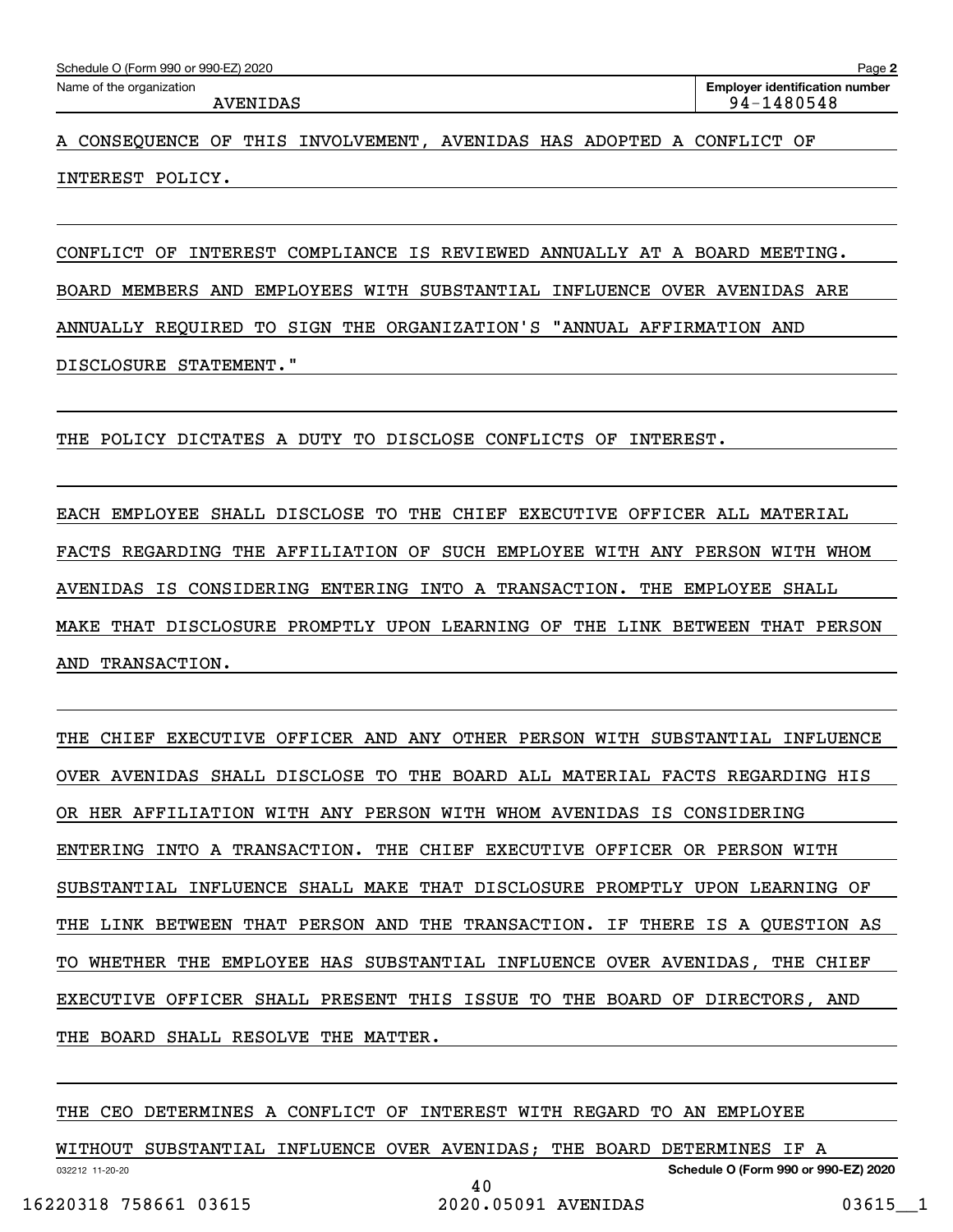Schedule O (Form 990 or 990-EZ) 2020

Name of the organization: AVENIDAS

Employer identification number: 94-1480548

A CONSEQUENCE OF THIS INVOLVEMENT, AVENIDAS HAS ADOPTED A CONFLICT OF INTEREST POLICY.

CONFLICT OF INTEREST COMPLIANCE IS REVIEWED ANNUALLY AT A BOARD MEETING. BOARD MEMBERS AND EMPLOYEES WITH SUBSTANTIAL INFLUENCE OVER AVENIDAS ARE ANNUALLY REQUIRED TO SIGN THE ORGANIZATION'S "ANNUAL AFFIRMATION AND DISCLOSURE STATEMENT."

THE POLICY DICTATES A DUTY TO DISCLOSE CONFLICTS OF INTEREST.

EACH EMPLOYEE SHALL DISCLOSE TO THE CHIEF EXECUTIVE OFFICER ALL MATERIAL FACTS REGARDING THE AFFILIATION OF SUCH EMPLOYEE WITH ANY PERSON WITH WHOM AVENIDAS IS CONSIDERING ENTERING INTO A TRANSACTION. THE EMPLOYEE SHALL MAKE THAT DISCLOSURE PROMPTLY UPON LEARNING OF THE LINK BETWEEN THAT PERSON AND TRANSACTION.

THE CHIEF EXECUTIVE OFFICER AND ANY OTHER PERSON WITH SUBSTANTIAL INFLUENCE OVER AVENIDAS SHALL DISCLOSE TO THE BOARD ALL MATERIAL FACTS REGARDING HIS OR HER AFFILIATION WITH ANY PERSON WITH WHOM AVENIDAS IS CONSIDERING ENTERING INTO A TRANSACTION. THE CHIEF EXECUTIVE OFFICER OR PERSON WITH SUBSTANTIAL INFLUENCE SHALL MAKE THAT DISCLOSURE PROMPTLY UPON LEARNING OF THE LINK BETWEEN THAT PERSON AND THE TRANSACTION. IF THERE IS A QUESTION AS TO WHETHER THE EMPLOYEE HAS SUBSTANTIAL INFLUENCE OVER AVENIDAS, THE CHIEF EXECUTIVE OFFICER SHALL PRESENT THIS ISSUE TO THE BOARD OF DIRECTORS, AND THE BOARD SHALL RESOLVE THE MATTER.

THE CEO DETERMINES A CONFLICT OF INTEREST WITH REGARD TO AN EMPLOYEE WITHOUT SUBSTANTIAL INFLUENCE OVER AVENIDAS; THE BOARD DETERMINES IF A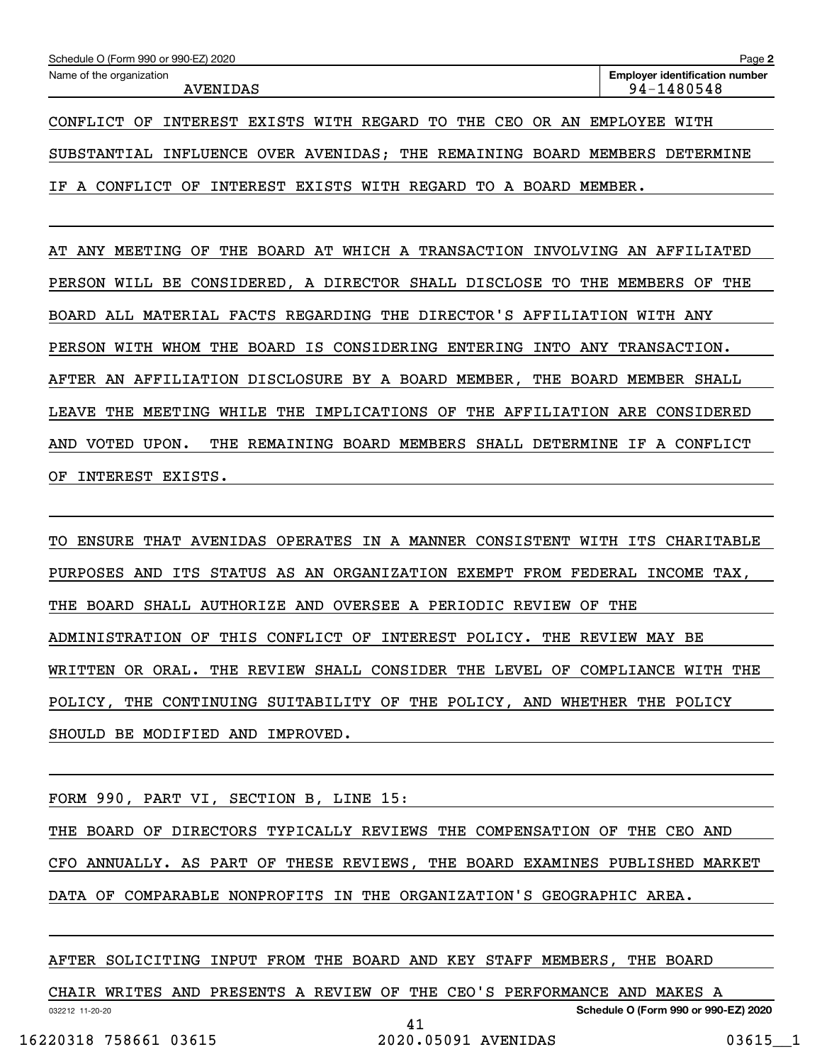Name of the organization: AVENIDAS

Employer identification number: 94-1480548

CONFLICT OF INTEREST EXISTS WITH REGARD TO THE CEO OR AN EMPLOYEE WITH SUBSTANTIAL INFLUENCE OVER AVENIDAS; THE REMAINING BOARD MEMBERS DETERMINE IF A CONFLICT OF INTEREST EXISTS WITH REGARD TO A BOARD MEMBER.

AT ANY MEETING OF THE BOARD AT WHICH A TRANSACTION INVOLVING AN AFFILIATED PERSON WILL BE CONSIDERED, A DIRECTOR SHALL DISCLOSE TO THE MEMBERS OF THE BOARD ALL MATERIAL FACTS REGARDING THE DIRECTOR'S AFFILIATION WITH ANY PERSON WITH WHOM THE BOARD IS CONSIDERING ENTERING INTO ANY TRANSACTION. AFTER AN AFFILIATION DISCLOSURE BY A BOARD MEMBER, THE BOARD MEMBER SHALL LEAVE THE MEETING WHILE THE IMPLICATIONS OF THE AFFILIATION ARE CONSIDERED AND VOTED UPON. THE REMAINING BOARD MEMBERS SHALL DETERMINE IF A CONFLICT OF INTEREST EXISTS.

TO ENSURE THAT AVENIDAS OPERATES IN A MANNER CONSISTENT WITH ITS CHARITABLE PURPOSES AND ITS STATUS AS AN ORGANIZATION EXEMPT FROM FEDERAL INCOME TAX, THE BOARD SHALL AUTHORIZE AND OVERSEE A PERIODIC REVIEW OF THE ADMINISTRATION OF THIS CONFLICT OF INTEREST POLICY. THE REVIEW MAY BE WRITTEN OR ORAL. THE REVIEW SHALL CONSIDER THE LEVEL OF COMPLIANCE WITH THE POLICY, THE CONTINUING SUITABILITY OF THE POLICY, AND WHETHER THE POLICY SHOULD BE MODIFIED AND IMPROVED.

FORM 990, PART VI, SECTION B, LINE 15:

THE BOARD OF DIRECTORS TYPICALLY REVIEWS THE COMPENSATION OF THE CEO AND CFO ANNUALLY. AS PART OF THESE REVIEWS, THE BOARD EXAMINES PUBLISHED MARKET DATA OF COMPARABLE NONPROFITS IN THE ORGANIZATION'S GEOGRAPHIC AREA.

AFTER SOLICITING INPUT FROM THE BOARD AND KEY STAFF MEMBERS, THE BOARD CHAIR WRITES AND PRESENTS A REVIEW OF THE CEO'S PERFORMANCE AND MAKES A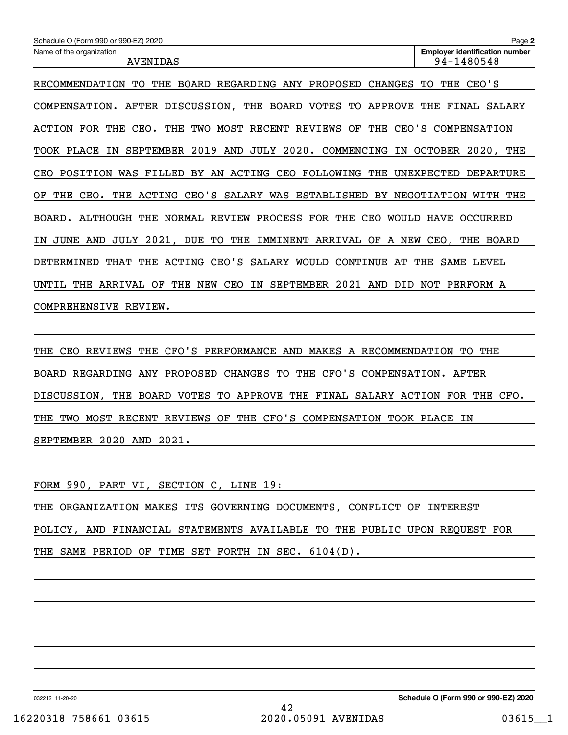Schedule O (Form 990 or 990-EZ) 2020

Name of the organization: AVENIDAS

Employer identification number: 94-1480548

RECOMMENDATION TO THE BOARD REGARDING ANY PROPOSED CHANGES TO THE CEO'S COMPENSATION. AFTER DISCUSSION, THE BOARD VOTES TO APPROVE THE FINAL SALARY ACTION FOR THE CEO. THE TWO MOST RECENT REVIEWS OF THE CEO'S COMPENSATION TOOK PLACE IN SEPTEMBER 2019 AND JULY 2020. COMMENCING IN OCTOBER 2020, THE CEO POSITION WAS FILLED BY AN ACTING CEO FOLLOWING THE UNEXPECTED DEPARTURE OF THE CEO. THE ACTING CEO'S SALARY WAS ESTABLISHED BY NEGOTIATION WITH THE BOARD. ALTHOUGH THE NORMAL REVIEW PROCESS FOR THE CEO WOULD HAVE OCCURRED IN JUNE AND JULY 2021, DUE TO THE IMMINENT ARRIVAL OF A NEW CEO, THE BOARD DETERMINED THAT THE ACTING CEO'S SALARY WOULD CONTINUE AT THE SAME LEVEL UNTIL THE ARRIVAL OF THE NEW CEO IN SEPTEMBER 2021 AND DID NOT PERFORM A COMPREHENSIVE REVIEW.

THE CEO REVIEWS THE CFO'S PERFORMANCE AND MAKES A RECOMMENDATION TO THE BOARD REGARDING ANY PROPOSED CHANGES TO THE CFO'S COMPENSATION. AFTER DISCUSSION, THE BOARD VOTES TO APPROVE THE FINAL SALARY ACTION FOR THE CFO. THE TWO MOST RECENT REVIEWS OF THE CFO'S COMPENSATION TOOK PLACE IN SEPTEMBER 2020 AND 2021.

FORM 990, PART VI, SECTION C, LINE 19:

THE ORGANIZATION MAKES ITS GOVERNING DOCUMENTS, CONFLICT OF INTEREST POLICY, AND FINANCIAL STATEMENTS AVAILABLE TO THE PUBLIC UPON REQUEST FOR THE SAME PERIOD OF TIME SET FORTH IN SEC. 6104(D).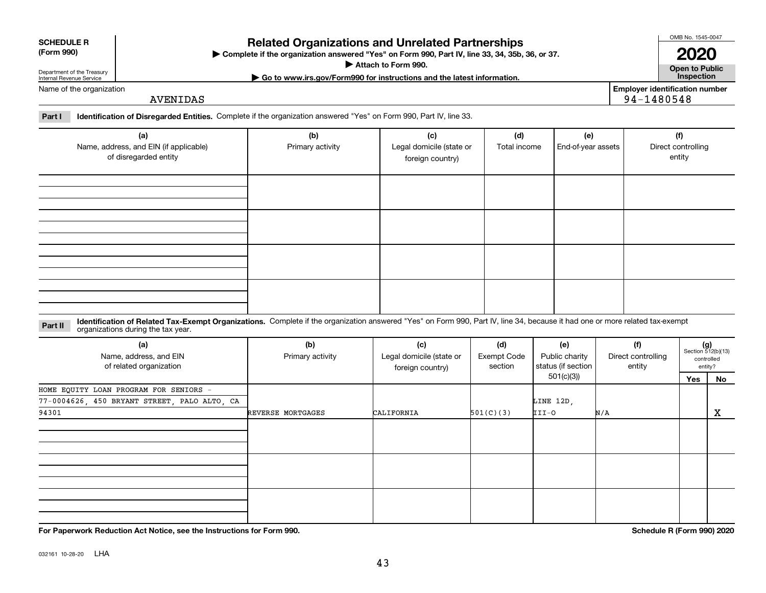**SCHEDULE R (Form 990)**

Department of the Treasury
Internal Revenue Service

# Related Organizations and Unrelated Partnerships

▶ Complete if the organization answered "Yes" on Form 990, Part IV, line 33, 34, 35b, 36, or 37.

▶ Attach to Form 990.

▶ Go to www.irs.gov/Form990 for instructions and the latest information.

OMB No. 1545-0047

**2020**

**Open to Public Inspection**

Name of the organization: AVENIDAS

Employer identification number: 94-1480548

**Part I** **Identification of Disregarded Entities.** Complete if the organization answered "Yes" on Form 990, Part IV, line 33.

| (a) Name, address, and EIN (if applicable) of disregarded entity | (b) Primary activity | (c) Legal domicile (state or foreign country) | (d) Total income | (e) End-of-year assets | (f) Direct controlling entity |
|---|---|---|---|---|---|
| | | | | | |
| | | | | | |
| | | | | | |
| | | | | | |

**Part II** **Identification of Related Tax-Exempt Organizations.** Complete if the organization answered "Yes" on Form 990, Part IV, line 34, because it had one or more related tax-exempt organizations during the tax year.

| (a) Name, address, and EIN of related organization | (b) Primary activity | (c) Legal domicile (state or foreign country) | (d) Exempt Code section | (e) Public charity status (if section 501(c)(3)) | (f) Direct controlling entity | (g) Section 512(b)(13) controlled entity? Yes | No |
|---|---|---|---|---|---|---|---|
| HOME EQUITY LOAN PROGRAM FOR SENIORS - 77-0004626, 450 BRYANT STREET, PALO ALTO, CA 94301 | REVERSE MORTGAGES | CALIFORNIA | 501(C)(3) | LINE 12D, III-O | N/A | | X |
| | | | | | | | |
| | | | | | | | |
| | | | | | | | |

**For Paperwork Reduction Act Notice, see the Instructions for Form 990.**

**Schedule R (Form 990) 2020**

032161 10-28-20 LHA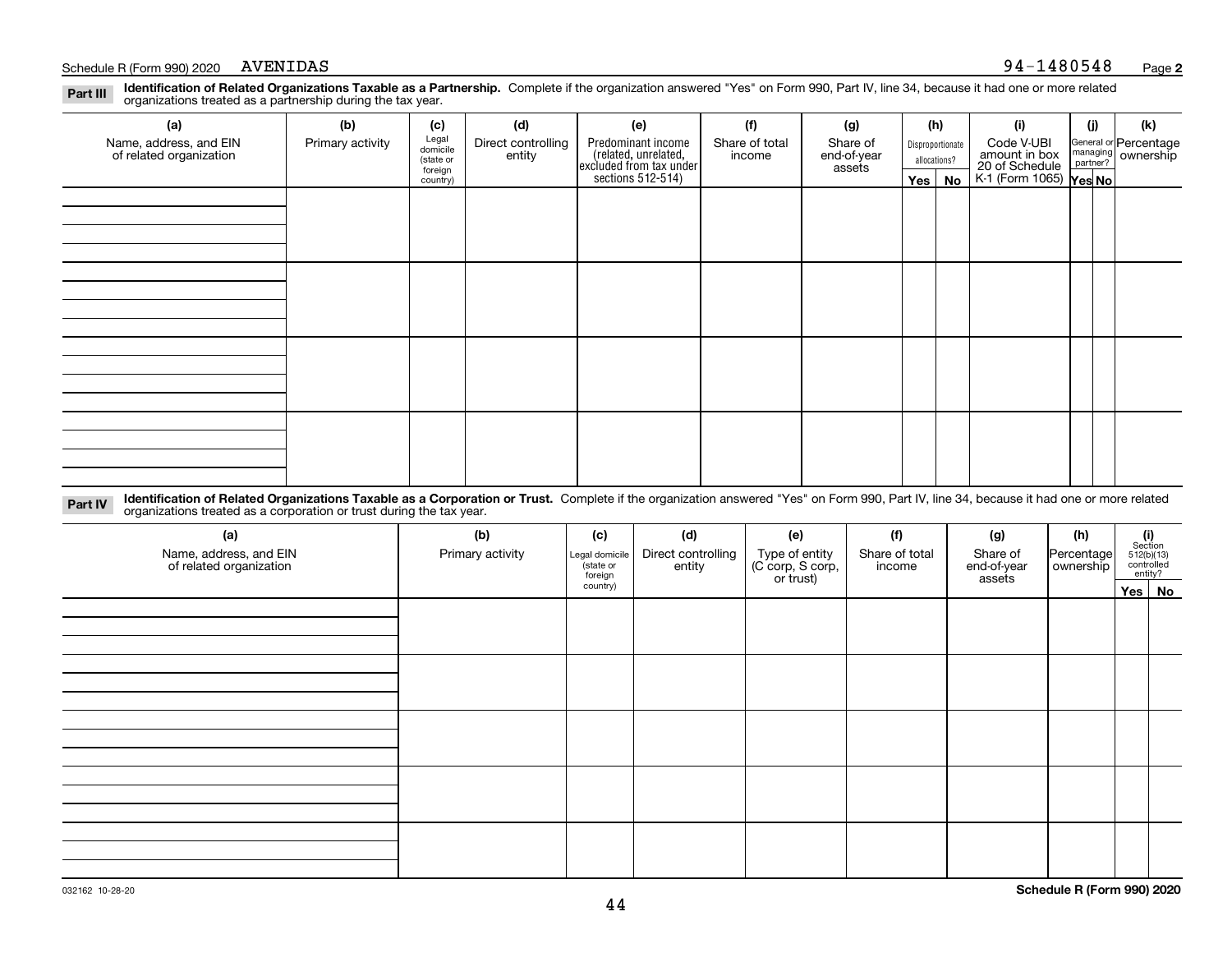Schedule R (Form 990) 2020 AVENIDAS 94-1480548

**Part III** **Identification of Related Organizations Taxable as a Partnership.** Complete if the organization answered "Yes" on Form 990, Part IV, line 34, because it had one or more related organizations treated as a partnership during the tax year.

| (a) Name, address, and EIN of related organization | (b) Primary activity | (c) Legal domicile (state or foreign country) | (d) Direct controlling entity | (e) Predominant income (related, unrelated, excluded from tax under sections 512-514) | (f) Share of total income | (g) Share of end-of-year assets | (h) Disproportionate allocations? Yes | No | (i) Code V-UBI amount in box 20 of Schedule K-1 (Form 1065) | (j) General or managing partner? Yes | No | (k) Percentage ownership |
|---|---|---|---|---|---|---|---|---|---|---|---|---|
| | | | | | | | | | | | | |
| | | | | | | | | | | | | |
| | | | | | | | | | | | | |
| | | | | | | | | | | | | |

**Part IV** **Identification of Related Organizations Taxable as a Corporation or Trust.** Complete if the organization answered "Yes" on Form 990, Part IV, line 34, because it had one or more related organizations treated as a corporation or trust during the tax year.

| (a) Name, address, and EIN of related organization | (b) Primary activity | (c) Legal domicile (state or foreign country) | (d) Direct controlling entity | (e) Type of entity (C corp, S corp, or trust) | (f) Share of total income | (g) Share of end-of-year assets | (h) Percentage ownership | (i) Section 512(b)(13) controlled entity? Yes | No |
|---|---|---|---|---|---|---|---|---|---|
| | | | | | | | | | |
| | | | | | | | | | |
| | | | | | | | | | |
| | | | | | | | | | |
| | | | | | | | | | |

032162 10-28-20 **Schedule R (Form 990) 2020**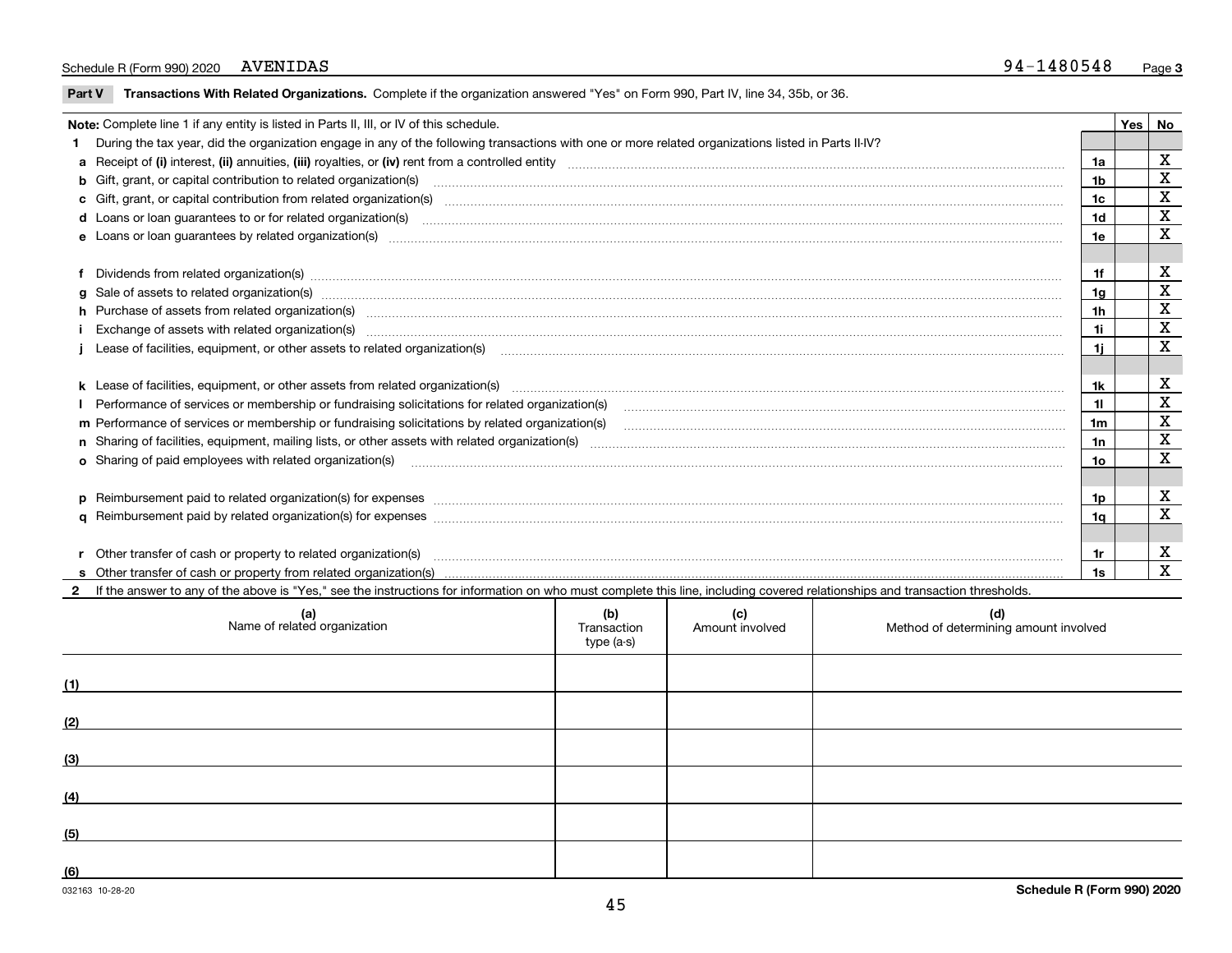Schedule R (Form 990) 2020 AVENIDAS 94-1480548 Page **3**

**Part V Transactions With Related Organizations.** Complete if the organization answered "Yes" on Form 990, Part IV, line 34, 35b, or 36.

| Note: Complete line 1 if any entity is listed in Parts II, III, or IV of this schedule. | | Yes | No |
|---|---|---|---|
| **1** During the tax year, did the organization engage in any of the following transactions with one or more related organizations listed in Parts II-IV? | | | |
| **a** Receipt of **(i)** interest, **(ii)** annuities, **(iii)** royalties, or **(iv)** rent from a controlled entity | **1a** | | X |
| **b** Gift, grant, or capital contribution to related organization(s) | **1b** | | X |
| **c** Gift, grant, or capital contribution from related organization(s) | **1c** | | X |
| **d** Loans or loan guarantees to or for related organization(s) | **1d** | | X |
| **e** Loans or loan guarantees by related organization(s) | **1e** | | X |
| **f** Dividends from related organization(s) | **1f** | | X |
| **g** Sale of assets to related organization(s) | **1g** | | X |
| **h** Purchase of assets from related organization(s) | **1h** | | X |
| **i** Exchange of assets with related organization(s) | **1i** | | X |
| **j** Lease of facilities, equipment, or other assets to related organization(s) | **1j** | | X |
| **k** Lease of facilities, equipment, or other assets from related organization(s) | **1k** | | X |
| **l** Performance of services or membership or fundraising solicitations for related organization(s) | **1l** | | X |
| **m** Performance of services or membership or fundraising solicitations by related organization(s) | **1m** | | X |
| **n** Sharing of facilities, equipment, mailing lists, or other assets with related organization(s) | **1n** | | X |
| **o** Sharing of paid employees with related organization(s) | **1o** | | X |
| **p** Reimbursement paid to related organization(s) for expenses | **1p** | | X |
| **q** Reimbursement paid by related organization(s) for expenses | **1q** | | X |
| **r** Other transfer of cash or property to related organization(s) | **1r** | | X |
| **s** Other transfer of cash or property from related organization(s) | **1s** | | X |

**2** If the answer to any of the above is "Yes," see the instructions for information on who must complete this line, including covered relationships and transaction thresholds.

| | (a) Name of related organization | (b) Transaction type (a-s) | (c) Amount involved | (d) Method of determining amount involved |
|---|---|---|---|---|
| (1) | | | | |
| (2) | | | | |
| (3) | | | | |
| (4) | | | | |
| (5) | | | | |
| (6) | | | | |

032163 10-28-20 **Schedule R (Form 990) 2020**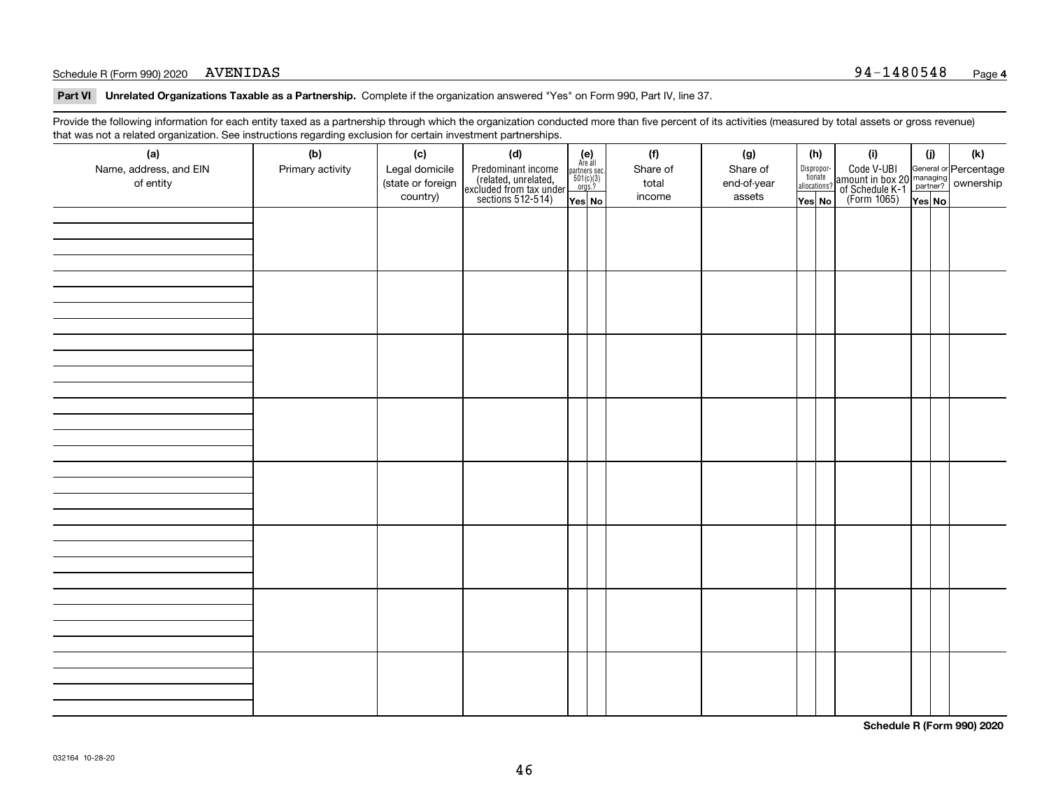Schedule R (Form 990) 2020 AVENIDAS 94-1480548

**Part VI Unrelated Organizations Taxable as a Partnership.** Complete if the organization answered "Yes" on Form 990, Part IV, line 37.

Provide the following information for each entity taxed as a partnership through which the organization conducted more than five percent of its activities (measured by total assets or gross revenue) that was not a related organization. See instructions regarding exclusion for certain investment partnerships.

| (a) Name, address, and EIN of entity | (b) Primary activity | (c) Legal domicile (state or foreign country) | (d) Predominant income (related, unrelated, excluded from tax under sections 512-514) | (e) Are all partners sec. 501(c)(3) orgs.? Yes | (e) No | (f) Share of total income | (g) Share of end-of-year assets | (h) Disproportionate allocations? Yes | (h) No | (i) Code V-UBI amount in box 20 of Schedule K-1 (Form 1065) | (j) General or managing partner? Yes | (j) No | (k) Percentage ownership |
|---|---|---|---|---|---|---|---|---|---|---|---|---|---|
| | | | | | | | | | | | | | |
| | | | | | | | | | | | | | |
| | | | | | | | | | | | | | |
| | | | | | | | | | | | | | |
| | | | | | | | | | | | | | |
| | | | | | | | | | | | | | |
| | | | | | | | | | | | | | |
| | | | | | | | | | | | | | |

**Schedule R (Form 990) 2020**

032164 10-28-20